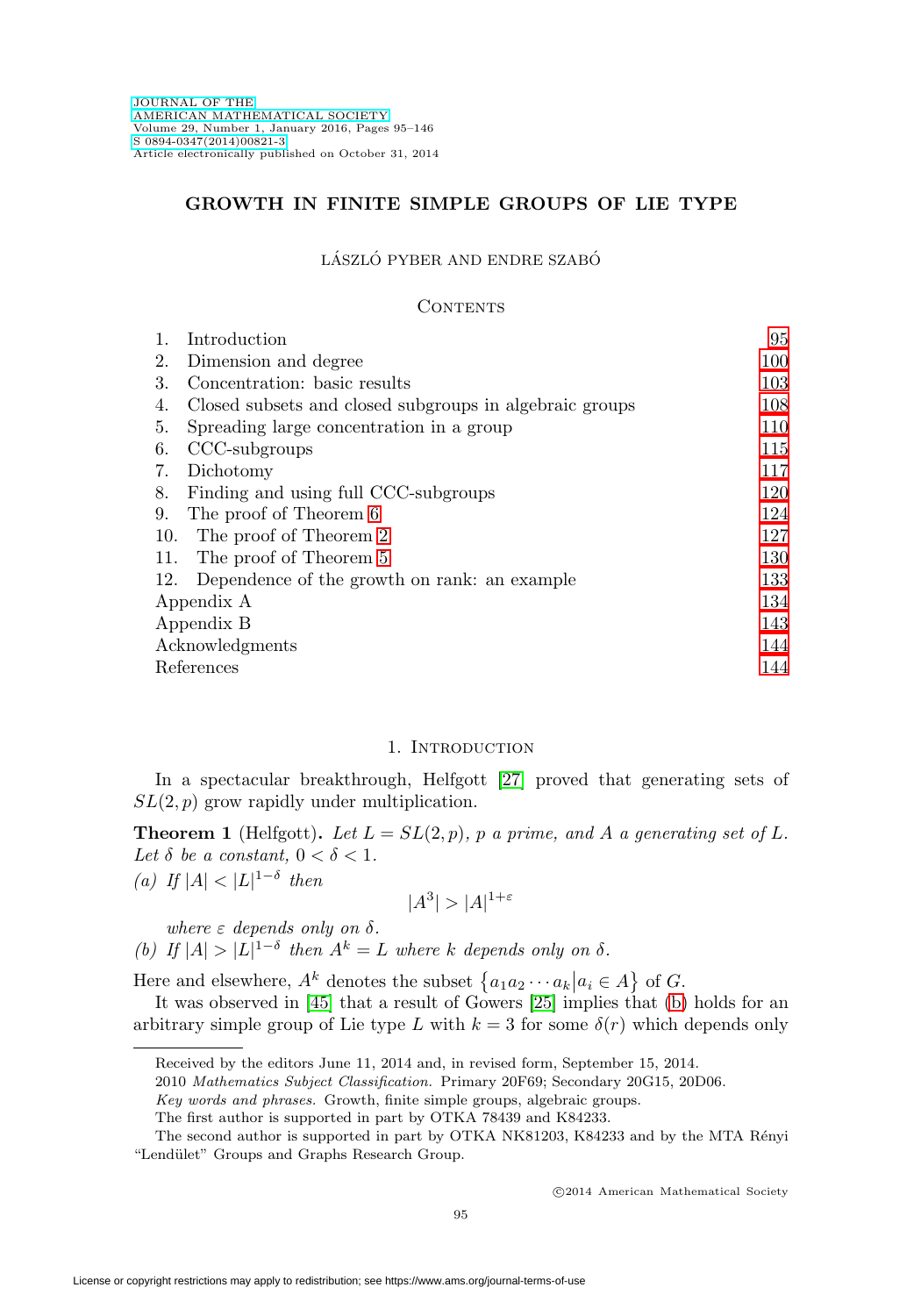# GROWTH IN FINITE SIMPLE GROUPS OF LIE TYPE

LÁSZLÓ PYBER AND ENDRE SZABÓ

## Contents

| | | |
|---|---|---|
| 1. | Introduction | 95 |
| 2. | Dimension and degree | 100 |
| 3. | Concentration: basic results | 103 |
| 4. | Closed subsets and closed subgroups in algebraic groups | 108 |
| 5. | Spreading large concentration in a group | 110 |
| 6. | CCC-subgroups | 115 |
| 7. | Dichotomy | 117 |
| 8. | Finding and using full CCC-subgroups | 120 |
| 9. | The proof of Theorem 6 | 124 |
| 10. | The proof of Theorem 2 | 127 |
| 11. | The proof of Theorem 5 | 130 |
| 12. | Dependence of the growth on rank: an example | 133 |
| | Appendix A | 134 |
| | Appendix B | 143 |
| | Acknowledgments | 144 |
| | References | 144 |

## 1. Introduction

In a spectacular breakthrough, Helfgott [27] proved that generating sets of $SL(2,p)$ grow rapidly under multiplication.

**Theorem 1** (Helfgott)**.** *Let $L = SL(2,p)$, $p$ a prime, and $A$ a generating set of $L$. Let $\delta$ be a constant, $0 < \delta < 1$.*

*(a) If $|A| < |L|^{1-\delta}$ then*

$$|A^3| > |A|^{1+\varepsilon}$$

*where $\varepsilon$ depends only on $\delta$.*

*(b) If $|A| > |L|^{1-\delta}$ then $A^k = L$ where $k$ depends only on $\delta$.*

Here and elsewhere, $A^k$ denotes the subset $\{a_1 a_2 \cdots a_k | a_i \in A\}$ of $G$.

It was observed in [45] that a result of Gowers [25] implies that (b) holds for an arbitrary simple group of Lie type $L$ with $k = 3$ for some $\delta(r)$ which depends only

Received by the editors June 11, 2014 and, in revised form, September 15, 2014.

2010 *Mathematics Subject Classification.* Primary 20F69; Secondary 20G15, 20D06.

*Key words and phrases.* Growth, finite simple groups, algebraic groups.

The first author is supported in part by OTKA 78439 and K84233.

The second author is supported in part by OTKA NK81203, K84233 and by the MTA Rényi "Lendület" Groups and Graphs Research Group.

©2014 American Mathematical Society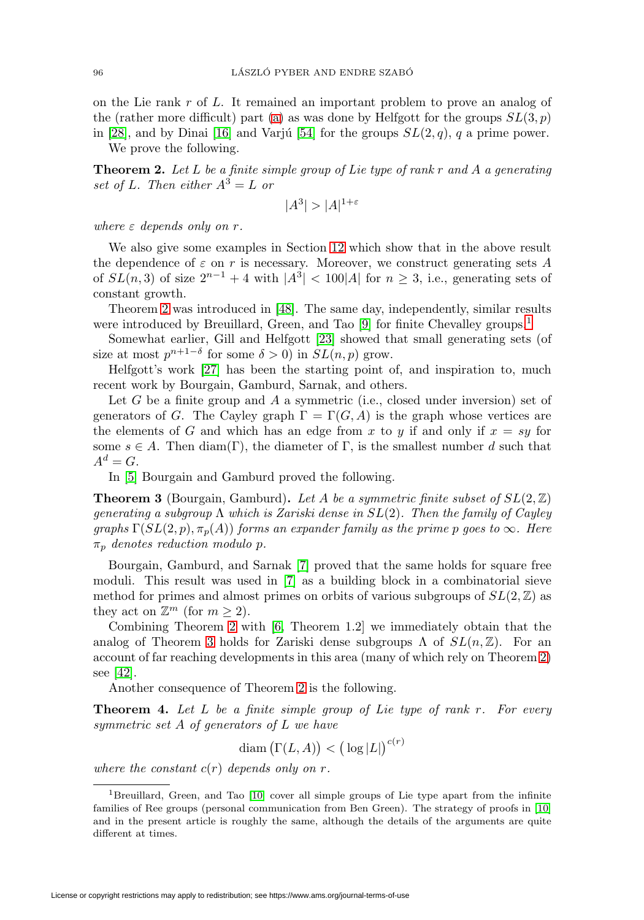on the Lie rank $r$ of $L$. It remained an important problem to prove an analog of the (rather more difficult) part (a) as was done by Helfgott for the groups $SL(3,p)$ in [28], and by Dinai [16] and Varjú [54] for the groups $SL(2,q)$, $q$ a prime power.

We prove the following.

**Theorem 2.** *Let $L$ be a finite simple group of Lie type of rank $r$ and $A$ a generating set of $L$. Then either $A^3 = L$ or*

$$|A^3| > |A|^{1+\varepsilon}$$

*where $\varepsilon$ depends only on $r$.*

We also give some examples in Section 12 which show that in the above result the dependence of $\varepsilon$ on $r$ is necessary. Moreover, we construct generating sets $A$ of $SL(n,3)$ of size $2^{n-1}+4$ with $|A^3| < 100|A|$ for $n \geq 3$, i.e., generating sets of constant growth.

Theorem 2 was introduced in [48]. The same day, independently, similar results were introduced by Breuillard, Green, and Tao [9] for finite Chevalley groups.[1]

Somewhat earlier, Gill and Helfgott [23] showed that small generating sets (of size at most $p^{n+1-\delta}$ for some $\delta > 0$) in $SL(n,p)$ grow.

Helfgott's work [27] has been the starting point of, and inspiration to, much recent work by Bourgain, Gamburd, Sarnak, and others.

Let $G$ be a finite group and $A$ a symmetric (i.e., closed under inversion) set of generators of $G$. The Cayley graph $\Gamma = \Gamma(G,A)$ is the graph whose vertices are the elements of $G$ and which has an edge from $x$ to $y$ if and only if $x = sy$ for some $s \in A$. Then $\operatorname{diam}(\Gamma)$, the diameter of $\Gamma$, is the smallest number $d$ such that $A^d = G$.

In [5] Bourgain and Gamburd proved the following.

**Theorem 3** (Bourgain, Gamburd)**.** *Let $A$ be a symmetric finite subset of $SL(2,\mathbb{Z})$ generating a subgroup $\Lambda$ which is Zariski dense in $SL(2)$. Then the family of Cayley graphs $\Gamma(SL(2,p), \pi_p(A))$ forms an expander family as the prime $p$ goes to $\infty$. Here $\pi_p$ denotes reduction modulo $p$.*

Bourgain, Gamburd, and Sarnak [7] proved that the same holds for square free moduli. This result was used in [7] as a building block in a combinatorial sieve method for primes and almost primes on orbits of various subgroups of $SL(2,\mathbb{Z})$ as they act on $\mathbb{Z}^m$ (for $m \geq 2$).

Combining Theorem 2 with [6, Theorem 1.2] we immediately obtain that the analog of Theorem 3 holds for Zariski dense subgroups $\Lambda$ of $SL(n,\mathbb{Z})$. For an account of far reaching developments in this area (many of which rely on Theorem 2) see [42].

Another consequence of Theorem 2 is the following.

**Theorem 4.** *Let $L$ be a finite simple group of Lie type of rank $r$. For every symmetric set $A$ of generators of $L$ we have*

$$\operatorname{diam}\left(\Gamma(L,A)\right) < \left(\log |L|\right)^{c(r)}$$

*where the constant $c(r)$ depends only on $r$.*

[1] Breuillard, Green, and Tao [10] cover all simple groups of Lie type apart from the infinite families of Ree groups (personal communication from Ben Green). The strategy of proofs in [10] and in the present article is roughly the same, although the details of the arguments are quite different at times.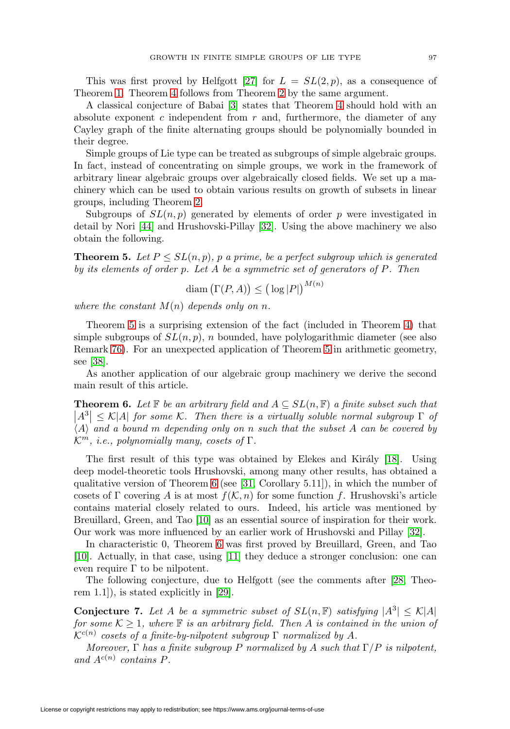This was first proved by Helfgott [27] for $L = SL(2,p)$, as a consequence of Theorem 1. Theorem 4 follows from Theorem 2 by the same argument.

A classical conjecture of Babai [3] states that Theorem 4 should hold with an absolute exponent $c$ independent from $r$ and, furthermore, the diameter of any Cayley graph of the finite alternating groups should be polynomially bounded in their degree.

Simple groups of Lie type can be treated as subgroups of simple algebraic groups. In fact, instead of concentrating on simple groups, we work in the framework of arbitrary linear algebraic groups over algebraically closed fields. We set up a machinery which can be used to obtain various results on growth of subsets in linear groups, including Theorem 2.

Subgroups of $SL(n,p)$ generated by elements of order $p$ were investigated in detail by Nori [44] and Hrushovski-Pillay [32]. Using the above machinery we also obtain the following.

**Theorem 5.** *Let $P \leq SL(n,p)$, $p$ a prime, be a perfect subgroup which is generated by its elements of order $p$. Let $A$ be a symmetric set of generators of $P$. Then*

$$\operatorname{diam}\big(\Gamma(P,A)\big) \leq \big(\log|P|\big)^{M(n)}$$

*where the constant $M(n)$ depends only on $n$.*

Theorem 5 is a surprising extension of the fact (included in Theorem 4) that simple subgroups of $SL(n,p)$, $n$ bounded, have polylogarithmic diameter (see also Remark 76). For an unexpected application of Theorem 5 in arithmetic geometry, see [38].

As another application of our algebraic group machinery we derive the second main result of this article.

**Theorem 6.** *Let $\mathbb{F}$ be an arbitrary field and $A \subseteq SL(n,\mathbb{F})$ a finite subset such that $\left|A^3\right| \leq \mathcal{K}|A|$ for some $\mathcal{K}$. Then there is a virtually soluble normal subgroup $\Gamma$ of $\langle A\rangle$ and a bound $m$ depending only on $n$ such that the subset $A$ can be covered by $\mathcal{K}^m$, i.e., polynomially many, cosets of $\Gamma$.*

The first result of this type was obtained by Elekes and Király [18]. Using deep model-theoretic tools Hrushovski, among many other results, has obtained a qualitative version of Theorem 6 (see [31, Corollary 5.11]), in which the number of cosets of $\Gamma$ covering $A$ is at most $f(\mathcal{K},n)$ for some function $f$. Hrushovski's article contains material closely related to ours. Indeed, his article was mentioned by Breuillard, Green, and Tao [10] as an essential source of inspiration for their work. Our work was more influenced by an earlier work of Hrushovski and Pillay [32].

In characteristic 0, Theorem 6 was first proved by Breuillard, Green, and Tao [10]. Actually, in that case, using [11] they deduce a stronger conclusion: one can even require $\Gamma$ to be nilpotent.

The following conjecture, due to Helfgott (see the comments after [28, Theorem 1.1]), is stated explicitly in [29].

**Conjecture 7.** *Let $A$ be a symmetric subset of $SL(n,\mathbb{F})$ satisfying $|A^3| \leq \mathcal{K}|A|$ for some $\mathcal{K} \geq 1$, where $\mathbb{F}$ is an arbitrary field. Then $A$ is contained in the union of $\mathcal{K}^{c(n)}$ cosets of a finite-by-nilpotent subgroup $\Gamma$ normalized by $A$.*

*Moreover, $\Gamma$ has a finite subgroup $P$ normalized by $A$ such that $\Gamma/P$ is nilpotent, and $A^{c(n)}$ contains $P$.*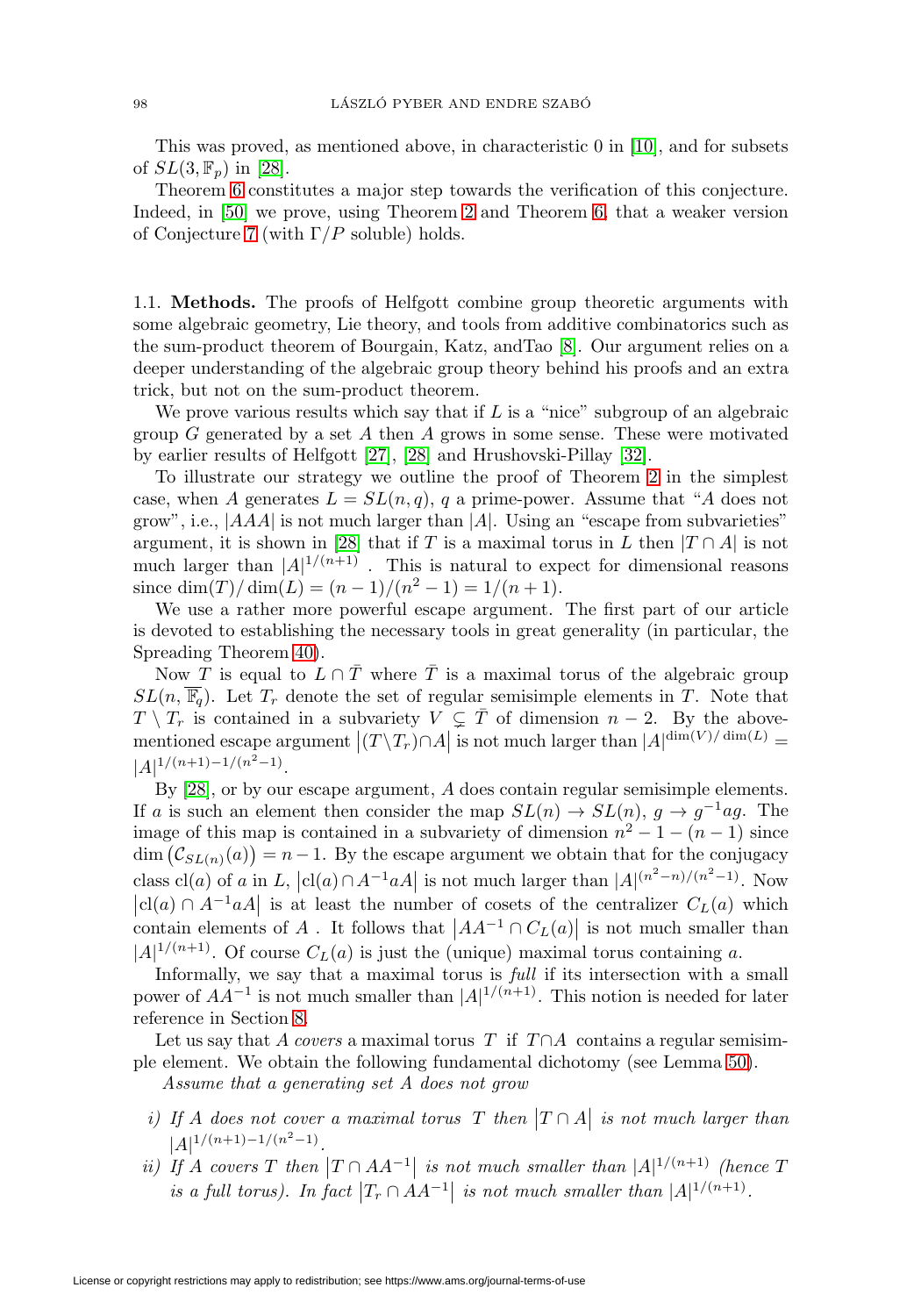This was proved, as mentioned above, in characteristic 0 in [10], and for subsets of $SL(3,\mathbb{F}_p)$ in [28].

Theorem 6 constitutes a major step towards the verification of this conjecture. Indeed, in [50] we prove, using Theorem 2 and Theorem 6, that a weaker version of Conjecture 7 (with $\Gamma/P$ soluble) holds.

### 1.1. Methods.

The proofs of Helfgott combine group theoretic arguments with some algebraic geometry, Lie theory, and tools from additive combinatorics such as the sum-product theorem of Bourgain, Katz, andTao [8]. Our argument relies on a deeper understanding of the algebraic group theory behind his proofs and an extra trick, but not on the sum-product theorem.

We prove various results which say that if $L$ is a "nice" subgroup of an algebraic group $G$ generated by a set $A$ then $A$ grows in some sense. These were motivated by earlier results of Helfgott [27], [28] and Hrushovski-Pillay [32].

To illustrate our strategy we outline the proof of Theorem 2 in the simplest case, when $A$ generates $L = SL(n,q)$, $q$ a prime-power. Assume that "$A$ does not grow", i.e., $|AAA|$ is not much larger than $|A|$. Using an "escape from subvarieties" argument, it is shown in [28] that if $T$ is a maximal torus in $L$ then $|T \cap A|$ is not much larger than $|A|^{1/(n+1)}$ . This is natural to expect for dimensional reasons since $\dim(T)/\dim(L) = (n-1)/(n^2-1) = 1/(n+1)$.

We use a rather more powerful escape argument. The first part of our article is devoted to establishing the necessary tools in great generality (in particular, the Spreading Theorem 40).

Now $T$ is equal to $L \cap \bar{T}$ where $\bar{T}$ is a maximal torus of the algebraic group $SL(n,\overline{\mathbb{F}_q})$. Let $T_r$ denote the set of regular semisimple elements in $T$. Note that $T \setminus T_r$ is contained in a subvariety $V \subsetneq \bar{T}$ of dimension $n-2$. By the above-mentioned escape argument $\left|(T\setminus T_r)\cap A\right|$ is not much larger than $|A|^{\dim(V)/\dim(L)} = |A|^{1/(n+1)-1/(n^2-1)}$.

By [28], or by our escape argument, $A$ does contain regular semisimple elements. If $a$ is such an element then consider the map $SL(n) \to SL(n)$, $g \to g^{-1}ag$. The image of this map is contained in a subvariety of dimension $n^2-1-(n-1)$ since $\dim\left(\mathcal{C}_{SL(n)}(a)\right) = n-1$. By the escape argument we obtain that for the conjugacy class $\mathrm{cl}(a)$ of $a$ in $L$, $\left|\mathrm{cl}(a)\cap A^{-1}aA\right|$ is not much larger than $|A|^{(n^2-n)/(n^2-1)}$. Now $\left|\mathrm{cl}(a)\cap A^{-1}aA\right|$ is at least the number of cosets of the centralizer $C_L(a)$ which contain elements of $A$ . It follows that $\left|AA^{-1}\cap C_L(a)\right|$ is not much smaller than $|A|^{1/(n+1)}$. Of course $C_L(a)$ is just the (unique) maximal torus containing $a$.

Informally, we say that a maximal torus is *full* if its intersection with a small power of $AA^{-1}$ is not much smaller than $|A|^{1/(n+1)}$. This notion is needed for later reference in Section 8.

Let us say that $A$ *covers* a maximal torus $T$ if $T\cap A$ contains a regular semisimple element. We obtain the following fundamental dichotomy (see Lemma 50).

*Assume that a generating set $A$ does not grow*

- *i) If $A$ does not cover a maximal torus $T$ then $\left|T\cap A\right|$ is not much larger than $|A|^{1/(n+1)-1/(n^2-1)}$.*
- *ii) If $A$ covers $T$ then $\left|T\cap AA^{-1}\right|$ is not much smaller than $|A|^{1/(n+1)}$ (hence $T$ is a full torus). In fact $\left|T_r\cap AA^{-1}\right|$ is not much smaller than $|A|^{1/(n+1)}$.*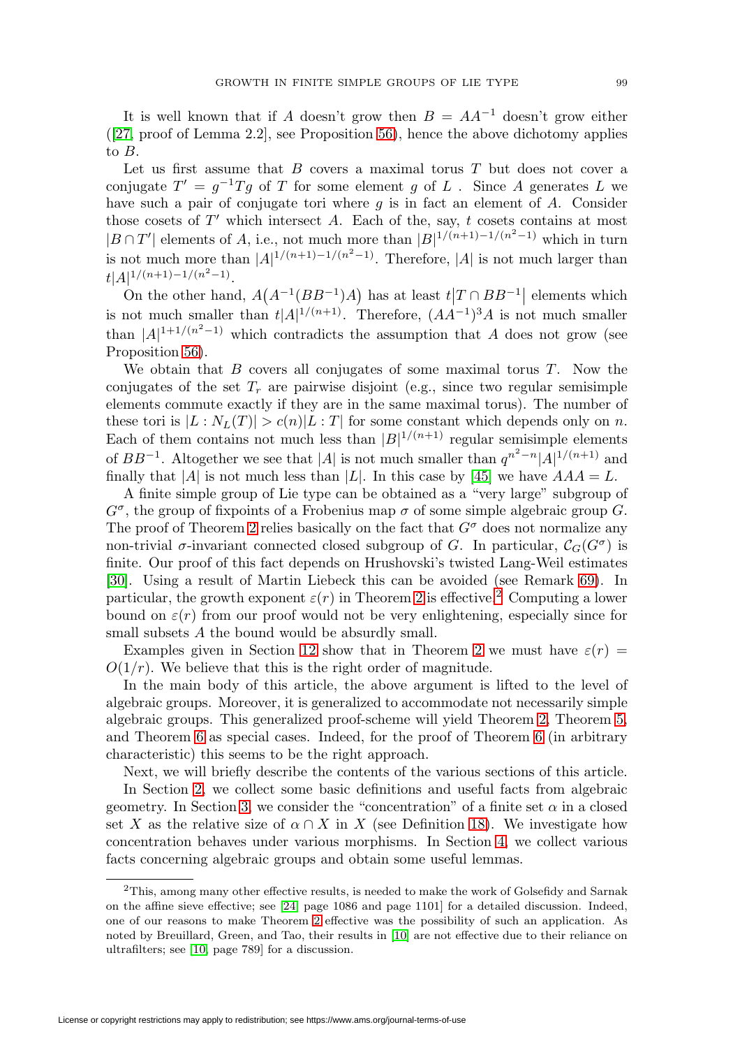It is well known that if $A$ doesn't grow then $B = AA^{-1}$ doesn't grow either ([27, proof of Lemma 2.2], see Proposition 56), hence the above dichotomy applies to $B$.

Let us first assume that $B$ covers a maximal torus $T$ but does not cover a conjugate $T' = g^{-1}Tg$ of $T$ for some element $g$ of $L$ . Since $A$ generates $L$ we have such a pair of conjugate tori where $g$ is in fact an element of $A$. Consider those cosets of $T'$ which intersect $A$. Each of the, say, $t$ cosets contains at most $|B \cap T'|$ elements of $A$, i.e., not much more than $|B|^{1/(n+1)-1/(n^2-1)}$ which in turn is not much more than $|A|^{1/(n+1)-1/(n^2-1)}$. Therefore, $|A|$ is not much larger than $t|A|^{1/(n+1)-1/(n^2-1)}$.

On the other hand, $A\big(A^{-1}(BB^{-1})A\big)$ has at least $t\big|T \cap BB^{-1}\big|$ elements which is not much smaller than $t|A|^{1/(n+1)}$. Therefore, $(AA^{-1})^3A$ is not much smaller than $|A|^{1+1/(n^2-1)}$ which contradicts the assumption that $A$ does not grow (see Proposition 56).

We obtain that $B$ covers all conjugates of some maximal torus $T$. Now the conjugates of the set $T_r$ are pairwise disjoint (e.g., since two regular semisimple elements commute exactly if they are in the same maximal torus). The number of these tori is $|L : N_L(T)| > c(n)|L : T|$ for some constant which depends only on $n$. Each of them contains not much less than $|B|^{1/(n+1)}$ regular semisimple elements of $BB^{-1}$. Altogether we see that $|A|$ is not much smaller than $q^{n^2-n}|A|^{1/(n+1)}$ and finally that $|A|$ is not much less than $|L|$. In this case by [45] we have $AAA = L$.

A finite simple group of Lie type can be obtained as a "very large" subgroup of $G^\sigma$, the group of fixpoints of a Frobenius map $\sigma$ of some simple algebraic group $G$. The proof of Theorem 2 relies basically on the fact that $G^\sigma$ does not normalize any non-trivial $\sigma$-invariant connected closed subgroup of $G$. In particular, $\mathcal{C}_G(G^\sigma)$ is finite. Our proof of this fact depends on Hrushovski's twisted Lang-Weil estimates [30]. Using a result of Martin Liebeck this can be avoided (see Remark 69). In particular, the growth exponent $\varepsilon(r)$ in Theorem 2 is effective.[2] Computing a lower bound on $\varepsilon(r)$ from our proof would not be very enlightening, especially since for small subsets $A$ the bound would be absurdly small.

Examples given in Section 12 show that in Theorem 2 we must have $\varepsilon(r) = O(1/r)$. We believe that this is the right order of magnitude.

In the main body of this article, the above argument is lifted to the level of algebraic groups. Moreover, it is generalized to accommodate not necessarily simple algebraic groups. This generalized proof-scheme will yield Theorem 2, Theorem 5, and Theorem 6 as special cases. Indeed, for the proof of Theorem 6 (in arbitrary characteristic) this seems to be the right approach.

Next, we will briefly describe the contents of the various sections of this article.

In Section 2, we collect some basic definitions and useful facts from algebraic geometry. In Section 3, we consider the "concentration" of a finite set $\alpha$ in a closed set $X$ as the relative size of $\alpha \cap X$ in $X$ (see Definition 18). We investigate how concentration behaves under various morphisms. In Section 4, we collect various facts concerning algebraic groups and obtain some useful lemmas.

---

[2] This, among many other effective results, is needed to make the work of Golsefidy and Sarnak on the affine sieve effective; see [24, page 1086 and page 1101] for a detailed discussion. Indeed, one of our reasons to make Theorem 2 effective was the possibility of such an application. As noted by Breuillard, Green, and Tao, their results in [10] are not effective due to their reliance on ultrafilters; see [10, page 789] for a discussion.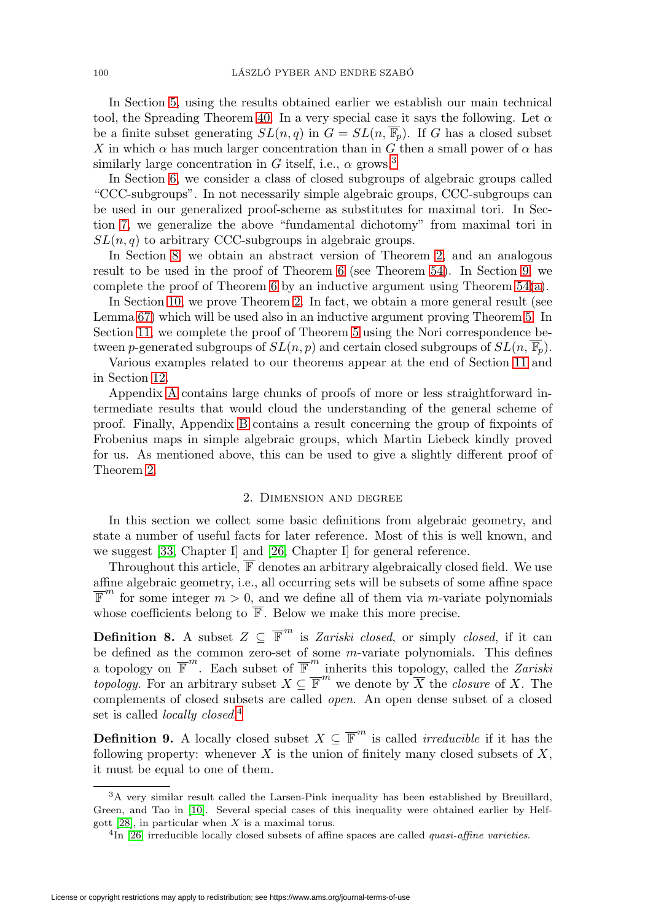In Section 5, using the results obtained earlier we establish our main technical tool, the Spreading Theorem 40. In a very special case it says the following. Let $\alpha$ be a finite subset generating $SL(n,q)$ in $G = SL(n, \overline{\mathbb{F}}_p)$. If $G$ has a closed subset $X$ in which $\alpha$ has much larger concentration than in $G$ then a small power of $\alpha$ has similarly large concentration in $G$ itself, i.e., $\alpha$ grows.[3]

In Section 6, we consider a class of closed subgroups of algebraic groups called "CCC-subgroups". In not necessarily simple algebraic groups, CCC-subgroups can be used in our generalized proof-scheme as substitutes for maximal tori. In Section 7, we generalize the above "fundamental dichotomy" from maximal tori in $SL(n,q)$ to arbitrary CCC-subgroups in algebraic groups.

In Section 8, we obtain an abstract version of Theorem 2, and an analogous result to be used in the proof of Theorem 6 (see Theorem 54). In Section 9, we complete the proof of Theorem 6 by an inductive argument using Theorem 54(a).

In Section 10, we prove Theorem 2. In fact, we obtain a more general result (see Lemma 67) which will be used also in an inductive argument proving Theorem 5. In Section 11, we complete the proof of Theorem 5 using the Nori correspondence between $p$-generated subgroups of $SL(n,p)$ and certain closed subgroups of $SL(n, \overline{\mathbb{F}}_p)$.

Various examples related to our theorems appear at the end of Section 11 and in Section 12.

Appendix A contains large chunks of proofs of more or less straightforward intermediate results that would cloud the understanding of the general scheme of proof. Finally, Appendix B contains a result concerning the group of fixpoints of Frobenius maps in simple algebraic groups, which Martin Liebeck kindly proved for us. As mentioned above, this can be used to give a slightly different proof of Theorem 2.

## 2. Dimension and degree

In this section we collect some basic definitions from algebraic geometry, and state a number of useful facts for later reference. Most of this is well known, and we suggest [33, Chapter I] and [26, Chapter I] for general reference.

Throughout this article, $\overline{\mathbb{F}}$ denotes an arbitrary algebraically closed field. We use affine algebraic geometry, i.e., all occurring sets will be subsets of some affine space $\overline{\mathbb{F}}^m$ for some integer $m > 0$, and we define all of them via $m$-variate polynomials whose coefficients belong to $\overline{\mathbb{F}}$. Below we make this more precise.

**Definition 8.** A subset $Z \subseteq \overline{\mathbb{F}}^m$ is *Zariski closed*, or simply *closed*, if it can be defined as the common zero-set of some $m$-variate polynomials. This defines a topology on $\overline{\mathbb{F}}^m$. Each subset of $\overline{\mathbb{F}}^m$ inherits this topology, called the *Zariski topology*. For an arbitrary subset $X \subseteq \overline{\mathbb{F}}^m$ we denote by $\overline{X}$ the *closure* of $X$. The complements of closed subsets are called *open*. An open dense subset of a closed set is called *locally closed*.[4]

**Definition 9.** A locally closed subset $X \subseteq \overline{\mathbb{F}}^m$ is called *irreducible* if it has the following property: whenever $X$ is the union of finitely many closed subsets of $X$, it must be equal to one of them.

---

[3] A very similar result called the Larsen-Pink inequality has been established by Breuillard, Green, and Tao in [10]. Several special cases of this inequality were obtained earlier by Helfgott [28], in particular when $X$ is a maximal torus.

[4] In [26] irreducible locally closed subsets of affine spaces are called *quasi-affine varieties*.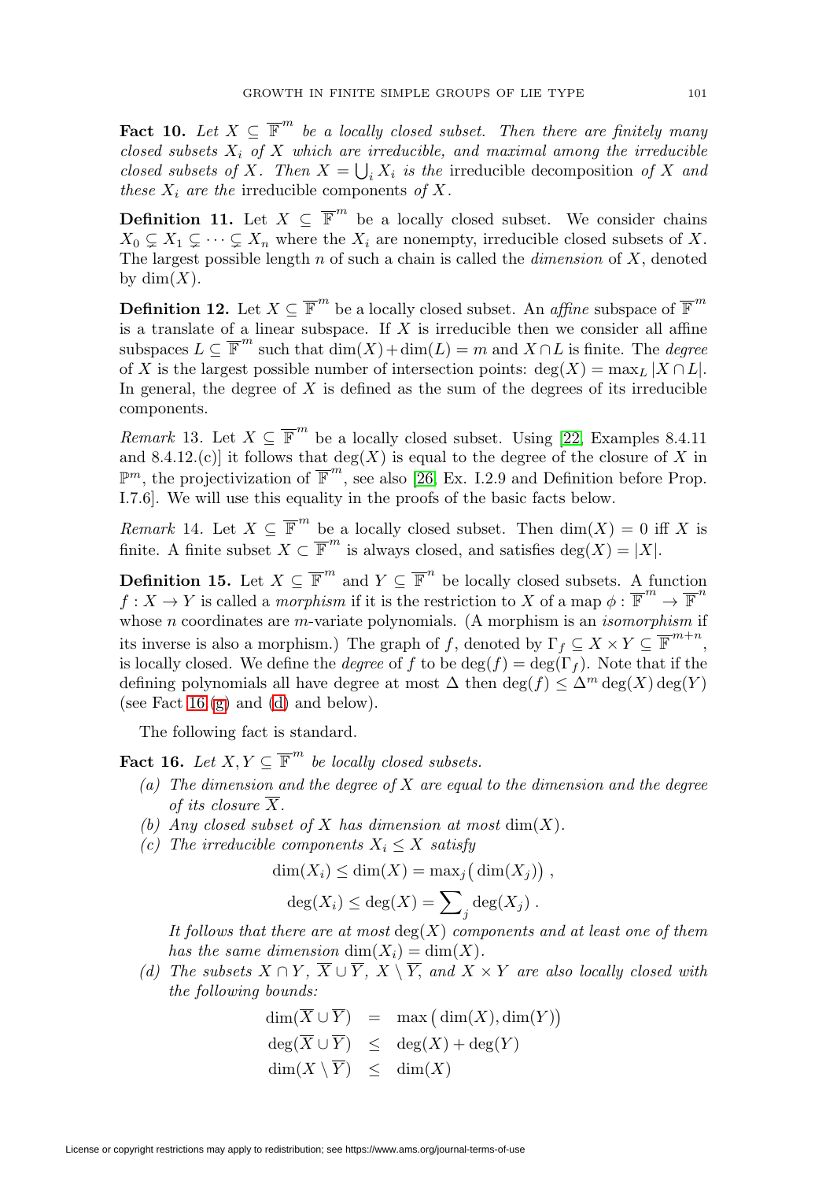**Fact 10.** *Let $X \subseteq \overline{\mathbb{F}}^m$ be a locally closed subset. Then there are finitely many closed subsets $X_i$ of $X$ which are irreducible, and maximal among the irreducible closed subsets of $X$. Then $X = \bigcup_i X_i$ is the* irreducible decomposition *of $X$ and these $X_i$ are the* irreducible components *of $X$.*

**Definition 11.** Let $X \subseteq \overline{\mathbb{F}}^m$ be a locally closed subset. We consider chains $X_0 \subsetneq X_1 \subsetneq \cdots \subsetneq X_n$ where the $X_i$ are nonempty, irreducible closed subsets of $X$. The largest possible length $n$ of such a chain is called the *dimension* of $X$, denoted by $\dim(X)$.

**Definition 12.** Let $X \subseteq \overline{\mathbb{F}}^m$ be a locally closed subset. An *affine* subspace of $\overline{\mathbb{F}}^m$ is a translate of a linear subspace. If $X$ is irreducible then we consider all affine subspaces $L \subseteq \overline{\mathbb{F}}^m$ such that $\dim(X) + \dim(L) = m$ and $X \cap L$ is finite. The *degree* of $X$ is the largest possible number of intersection points: $\deg(X) = \max_L |X \cap L|$. In general, the degree of $X$ is defined as the sum of the degrees of its irreducible components.

*Remark* 13. Let $X \subseteq \overline{\mathbb{F}}^m$ be a locally closed subset. Using [22, Examples 8.4.11 and 8.4.12.(c)] it follows that $\deg(X)$ is equal to the degree of the closure of $X$ in $\mathbb{P}^m$, the projectivization of $\overline{\mathbb{F}}^m$, see also [26, Ex. I.2.9 and Definition before Prop. I.7.6]. We will use this equality in the proofs of the basic facts below.

*Remark* 14. Let $X \subseteq \overline{\mathbb{F}}^m$ be a locally closed subset. Then $\dim(X) = 0$ iff $X$ is finite. A finite subset $X \subset \overline{\mathbb{F}}^m$ is always closed, and satisfies $\deg(X) = |X|$.

**Definition 15.** Let $X \subseteq \overline{\mathbb{F}}^m$ and $Y \subseteq \overline{\mathbb{F}}^n$ be locally closed subsets. A function $f : X \to Y$ is called a *morphism* if it is the restriction to $X$ of a map $\phi : \overline{\mathbb{F}}^m \to \overline{\mathbb{F}}^n$ whose $n$ coordinates are $m$-variate polynomials. (A morphism is an *isomorphism* if its inverse is also a morphism.) The graph of $f$, denoted by $\Gamma_f \subseteq X \times Y \subseteq \overline{\mathbb{F}}^{m+n}$, is locally closed. We define the *degree* of $f$ to be $\deg(f) = \deg(\Gamma_f)$. Note that if the defining polynomials all have degree at most $\Delta$ then $\deg(f) \leq \Delta^m \deg(X) \deg(Y)$ (see Fact 16 (g) and (d) and below).

The following fact is standard.

**Fact 16.** *Let $X, Y \subseteq \overline{\mathbb{F}}^m$ be locally closed subsets.*

*(a) The dimension and the degree of $X$ are equal to the dimension and the degree of its closure $\overline{X}$.*

*(b) Any closed subset of $X$ has dimension at most $\dim(X)$.*

*(c) The irreducible components $X_i \leq X$ satisfy*

$$\dim(X_i) \leq \dim(X) = \max_j\big(\dim(X_j)\big)\,,$$

$$\deg(X_i) \leq \deg(X) = \sum_j \deg(X_j)\,.$$

*It follows that there are at most $\deg(X)$ components and at least one of them has the same dimension $\dim(X_i) = \dim(X)$.*

*(d) The subsets $X \cap Y$, $\overline{X} \cup \overline{Y}$, $X \setminus \overline{Y}$, and $X \times Y$ are also locally closed with the following bounds:*

$$\begin{aligned}
\dim(\overline{X} \cup \overline{Y}) &= \max\big(\dim(X), \dim(Y)\big) \\
\deg(\overline{X} \cup \overline{Y}) &\leq \deg(X) + \deg(Y) \\
\dim(X \setminus \overline{Y}) &\leq \dim(X)
\end{aligned}$$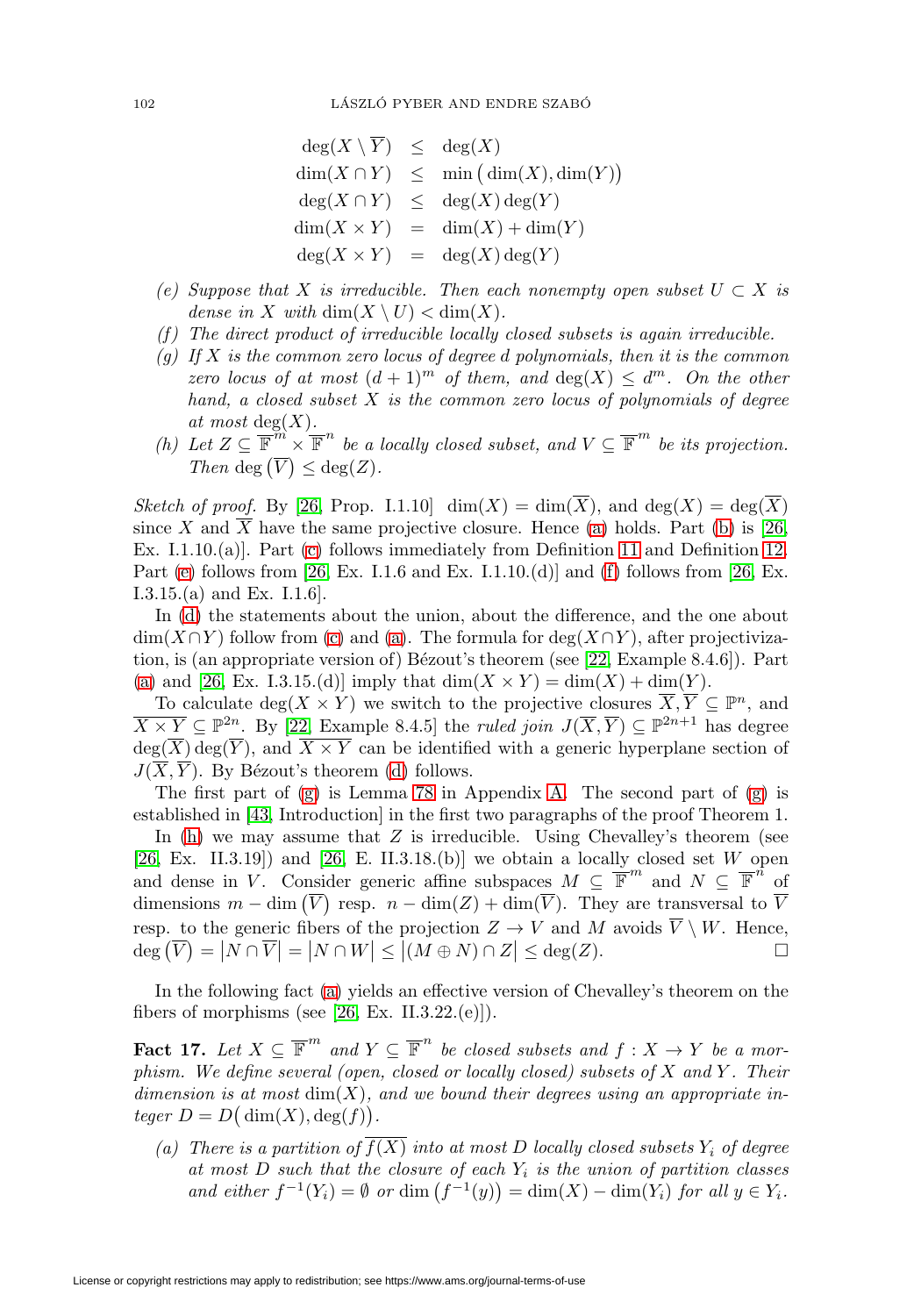$$
\begin{aligned}
\deg(X \setminus \overline{Y}) &\leq \deg(X) \\
\dim(X \cap Y) &\leq \min\big(\dim(X), \dim(Y)\big) \\
\deg(X \cap Y) &\leq \deg(X)\deg(Y) \\
\dim(X \times Y) &= \dim(X) + \dim(Y) \\
\deg(X \times Y) &= \deg(X)\deg(Y)
\end{aligned}
$$

(e) *Suppose that $X$ is irreducible. Then each nonempty open subset $U \subset X$ is dense in $X$ with $\dim(X \setminus U) < \dim(X)$.*

(f) *The direct product of irreducible locally closed subsets is again irreducible.*

(g) *If $X$ is the common zero locus of degree $d$ polynomials, then it is the common zero locus of at most $(d+1)^m$ of them, and $\deg(X) \leq d^m$. On the other hand, a closed subset $X$ is the common zero locus of polynomials of degree at most $\deg(X)$.*

(h) *Let $Z \subseteq \overline{\mathbb{F}}^m \times \overline{\mathbb{F}}^n$ be a locally closed subset, and $V \subseteq \overline{\mathbb{F}}^m$ be its projection. Then $\deg\left(\overline{V}\right) \leq \deg(Z)$.*

*Sketch of proof.* By [26, Prop. I.1.10] $\dim(X) = \dim(\overline{X})$, and $\deg(X) = \deg(\overline{X})$ since $X$ and $\overline{X}$ have the same projective closure. Hence (a) holds. Part (b) is [26, Ex. I.1.10.(a)]. Part (c) follows immediately from Definition 11 and Definition 12. Part (e) follows from [26, Ex. I.1.6 and Ex. I.1.10.(d)] and (f) follows from [26, Ex. I.3.15.(a) and Ex. I.1.6].

In (d) the statements about the union, about the difference, and the one about $\dim(X \cap Y)$ follow from (c) and (a). The formula for $\deg(X \cap Y)$, after projectivization, is (an appropriate version of) Bézout's theorem (see [22, Example 8.4.6]). Part (a) and [26, Ex. I.3.15.(d)] imply that $\dim(X \times Y) = \dim(X) + \dim(Y)$.

To calculate $\deg(X \times Y)$ we switch to the projective closures $\overline{X}, \overline{Y} \subseteq \mathbb{P}^n$, and $\overline{X \times Y} \subseteq \mathbb{P}^{2n}$. By [22, Example 8.4.5] the *ruled join* $J(\overline{X}, \overline{Y}) \subseteq \mathbb{P}^{2n+1}$ has degree $\deg(\overline{X})\deg(\overline{Y})$, and $\overline{X \times Y}$ can be identified with a generic hyperplane section of $J(\overline{X}, \overline{Y})$. By Bézout's theorem (d) follows.

The first part of (g) is Lemma 78 in Appendix A. The second part of (g) is established in [43, Introduction] in the first two paragraphs of the proof Theorem 1.

In (h) we may assume that $Z$ is irreducible. Using Chevalley's theorem (see [26, Ex. II.3.19]) and [26, E. II.3.18.(b)] we obtain a locally closed set $W$ open and dense in $V$. Consider generic affine subspaces $M \subseteq \overline{\mathbb{F}}^m$ and $N \subseteq \overline{\mathbb{F}}^n$ of dimensions $m - \dim\left(\overline{V}\right)$ resp. $n - \dim(Z) + \dim(\overline{V})$. They are transversal to $\overline{V}$ resp. to the generic fibers of the projection $Z \to V$ and $M$ avoids $\overline{V} \setminus W$. Hence, $\deg\left(\overline{V}\right) = \left|N \cap \overline{V}\right| = \left|N \cap W\right| \leq \left|(M \oplus N) \cap Z\right| \leq \deg(Z)$. $\square$

In the following fact (a) yields an effective version of Chevalley's theorem on the fibers of morphisms (see [26, Ex. II.3.22.(e)]).

**Fact 17.** *Let $X \subseteq \overline{\mathbb{F}}^m$ and $Y \subseteq \overline{\mathbb{F}}^n$ be closed subsets and $f : X \to Y$ be a morphism. We define several (open, closed or locally closed) subsets of $X$ and $Y$. Their dimension is at most $\dim(X)$, and we bound their degrees using an appropriate integer $D = D\big(\dim(X), \deg(f)\big)$.*

(a) *There is a partition of $\overline{f(X)}$ into at most $D$ locally closed subsets $Y_i$ of degree at most $D$ such that the closure of each $Y_i$ is the union of partition classes and either $f^{-1}(Y_i) = \emptyset$ or $\dim\left(f^{-1}(y)\right) = \dim(X) - \dim(Y_i)$ for all $y \in Y_i$.*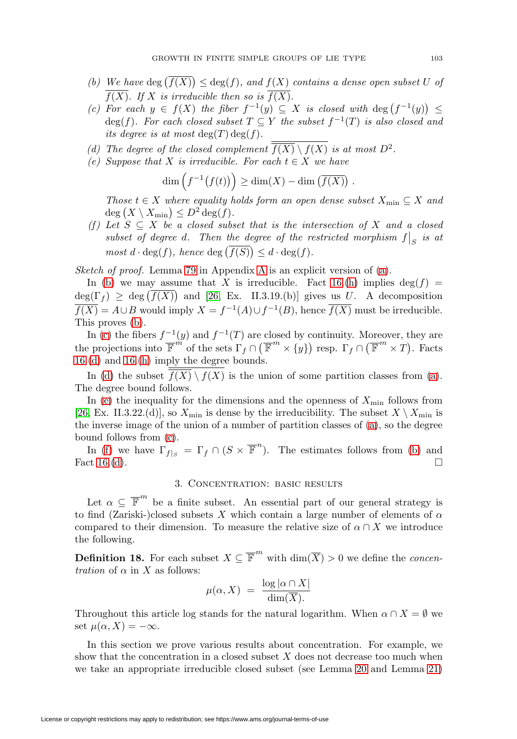(b) *We have* $\deg\left(\overline{f(X)}\right) \le \deg(f)$*, and* $f(X)$ *contains a dense open subset* $U$ *of* $\overline{f(X)}$*. If* $X$ *is irreducible then so is* $\overline{f(X)}$*.*

(c) *For each* $y \in f(X)$ *the fiber* $f^{-1}(y) \subseteq X$ *is closed with* $\deg\left(f^{-1}(y)\right) \le \deg(f)$*. For each closed subset* $T \subseteq Y$ *the subset* $f^{-1}(T)$ *is also closed and its degree is at most* $\deg(T)\deg(f)$*.*

(d) *The degree of the closed complement* $\overline{\overline{f(X)} \setminus f(X)}$ *is at most* $D^2$*.*

(e) *Suppose that* $X$ *is irreducible. For each* $t \in X$ *we have*

$$\dim\left(f^{-1}\big(f(t)\big)\right) \ge \dim(X) - \dim\left(\overline{f(X)}\right) .$$

*Those* $t \in X$ *where equality holds form an open dense subset* $X_{\min} \subseteq X$ *and* $\deg\left(X \setminus X_{\min}\right) \le D^2 \deg(f)$*.*

(f) *Let* $S \subseteq X$ *be a closed subset that is the intersection of* $X$ *and a closed subset of degree* $d$*. Then the degree of the restricted morphism* $f\big|_S$ *is at most* $d \cdot \deg(f)$*, hence* $\deg\left(\overline{f(S)}\right) \le d \cdot \deg(f)$*.*

*Sketch of proof.* Lemma 79 in Appendix A is an explicit version of (a).

In (b) we may assume that $X$ is irreducible. Fact 16.(h) implies $\deg(f) = \deg(\Gamma_f) \ge \deg\left(\overline{f(X)}\right)$ and [26, Ex. II.3.19.(b)] gives us $U$. A decomposition $\overline{f(X)} = A \cup B$ would imply $X = f^{-1}(A) \cup f^{-1}(B)$, hence $\overline{f(X)}$ must be irreducible. This proves (b).

In (c) the fibers $f^{-1}(y)$ and $f^{-1}(T)$ are closed by continuity. Moreover, they are the projections into $\overline{\mathbb{F}}^m$ of the sets $\Gamma_f \cap \left(\overline{\mathbb{F}}^m \times \{y\}\right)$ resp. $\Gamma_f \cap \left(\overline{\mathbb{F}}^m \times T\right)$. Facts 16.(d) and 16.(h) imply the degree bounds.

In (d) the subset $\overline{\overline{f(X)} \setminus f(X)}$ is the union of some partition classes from (a). The degree bound follows.

In (e) the inequality for the dimensions and the openness of $X_{\min}$ follows from [26, Ex. II.3.22.(d)], so $X_{\min}$ is dense by the irreducibility. The subset $X \setminus X_{\min}$ is the inverse image of the union of a number of partition classes of (a), so the degree bound follows from (c).

In (f) we have $\Gamma_{f|_S} = \Gamma_f \cap (S \times \overline{\mathbb{F}}^n)$. The estimates follows from (b) and Fact 16.(d). $\square$

## 3. Concentration: basic results

Let $\alpha \subseteq \overline{\mathbb{F}}^m$ be a finite subset. An essential part of our general strategy is to find (Zariski-)closed subsets $X$ which contain a large number of elements of $\alpha$ compared to their dimension. To measure the relative size of $\alpha \cap X$ we introduce the following.

**Definition 18.** For each subset $X \subseteq \overline{\mathbb{F}}^m$ with $\dim(\overline{X}) > 0$ we define the *concentration* of $\alpha$ in $X$ as follows:

$$\mu(\alpha, X) \;=\; \frac{\log|\alpha \cap X|}{\dim(\overline{X})}.$$

Throughout this article log stands for the natural logarithm. When $\alpha \cap X = \emptyset$ we set $\mu(\alpha, X) = -\infty$.

In this section we prove various results about concentration. For example, we show that the concentration in a closed subset $X$ does not decrease too much when we take an appropriate irreducible closed subset (see Lemma 20 and Lemma 21)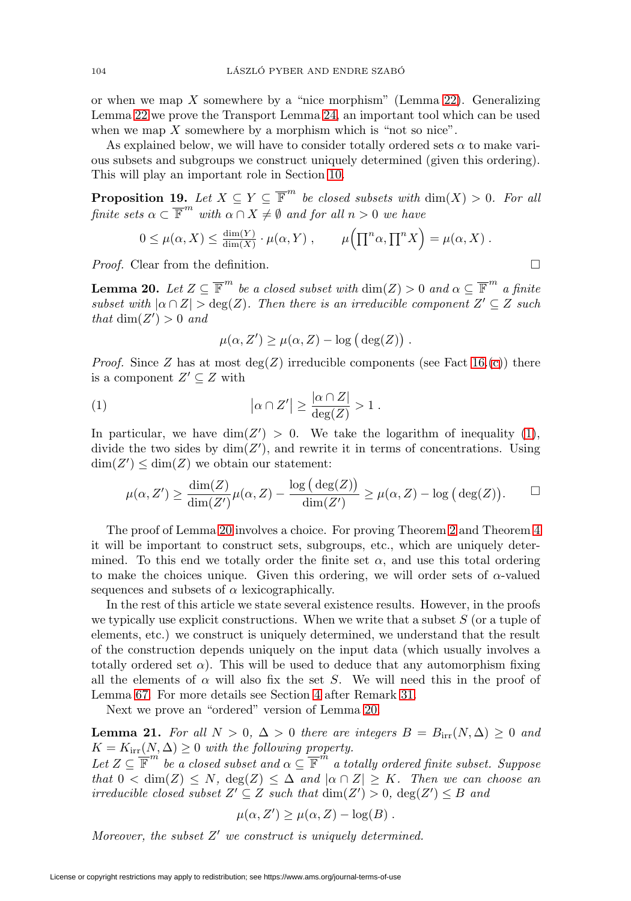or when we map $X$ somewhere by a "nice morphism" (Lemma 22). Generalizing Lemma 22 we prove the Transport Lemma 24, an important tool which can be used when we map $X$ somewhere by a morphism which is "not so nice".

As explained below, we will have to consider totally ordered sets $\alpha$ to make various subsets and subgroups we construct uniquely determined (given this ordering). This will play an important role in Section 10.

**Proposition 19.** *Let $X \subseteq Y \subseteq \overline{\mathbb{F}}^m$ be closed subsets with $\dim(X) > 0$. For all finite sets $\alpha \subset \overline{\mathbb{F}}^m$ with $\alpha \cap X \neq \emptyset$ and for all $n > 0$ we have*

$$0 \leq \mu(\alpha, X) \leq \tfrac{\dim(Y)}{\dim(X)} \cdot \mu(\alpha, Y) , \qquad \mu\Big(\prod\nolimits^n \alpha, \prod\nolimits^n X\Big) = \mu(\alpha, X) .$$

*Proof.* Clear from the definition. □

**Lemma 20.** *Let $Z \subseteq \overline{\mathbb{F}}^m$ be a closed subset with $\dim(Z) > 0$ and $\alpha \subseteq \overline{\mathbb{F}}^m$ a finite subset with $|\alpha \cap Z| > \deg(Z)$. Then there is an irreducible component $Z' \subseteq Z$ such that $\dim(Z') > 0$ and*

$$\mu(\alpha, Z') \geq \mu(\alpha, Z) - \log\big(\deg(Z)\big) .$$

*Proof.* Since $Z$ has at most $\deg(Z)$ irreducible components (see Fact 16.(c)) there is a component $Z' \subseteq Z$ with

$$\big|\alpha \cap Z'\big| \geq \frac{|\alpha \cap Z|}{\deg(Z)} > 1 . \tag{1}$$

In particular, we have $\dim(Z') > 0$. We take the logarithm of inequality (1), divide the two sides by $\dim(Z')$, and rewrite it in terms of concentrations. Using $\dim(Z') \leq \dim(Z)$ we obtain our statement:

$$\mu(\alpha, Z') \geq \frac{\dim(Z)}{\dim(Z')}\mu(\alpha, Z) - \frac{\log\big(\deg(Z)\big)}{\dim(Z')} \geq \mu(\alpha, Z) - \log\big(\deg(Z)\big). \qquad \square$$

The proof of Lemma 20 involves a choice. For proving Theorem 2 and Theorem 4 it will be important to construct sets, subgroups, etc., which are uniquely determined. To this end we totally order the finite set $\alpha$, and use this total ordering to make the choices unique. Given this ordering, we will order sets of $\alpha$-valued sequences and subsets of $\alpha$ lexicographically.

In the rest of this article we state several existence results. However, in the proofs we typically use explicit constructions. When we write that a subset $S$ (or a tuple of elements, etc.) we construct is uniquely determined, we understand that the result of the construction depends uniquely on the input data (which usually involves a totally ordered set $\alpha$). This will be used to deduce that any automorphism fixing all the elements of $\alpha$ will also fix the set $S$. We will need this in the proof of Lemma 67. For more details see Section 4 after Remark 31.

Next we prove an "ordered" version of Lemma 20.

**Lemma 21.** *For all $N > 0$, $\Delta > 0$ there are integers $B = B_{\mathrm{irr}}(N, \Delta) \geq 0$ and $K = K_{\mathrm{irr}}(N, \Delta) \geq 0$ with the following property.*
*Let $Z \subseteq \overline{\mathbb{F}}^m$ be a closed subset and $\alpha \subseteq \overline{\mathbb{F}}^m$ a totally ordered finite subset. Suppose that $0 < \dim(Z) \leq N$, $\deg(Z) \leq \Delta$ and $|\alpha \cap Z| \geq K$. Then we can choose an irreducible closed subset $Z' \subseteq Z$ such that $\dim(Z') > 0$, $\deg(Z') \leq B$ and*

$$\mu(\alpha, Z') \geq \mu(\alpha, Z) - \log(B) .$$

*Moreover, the subset $Z'$ we construct is uniquely determined.*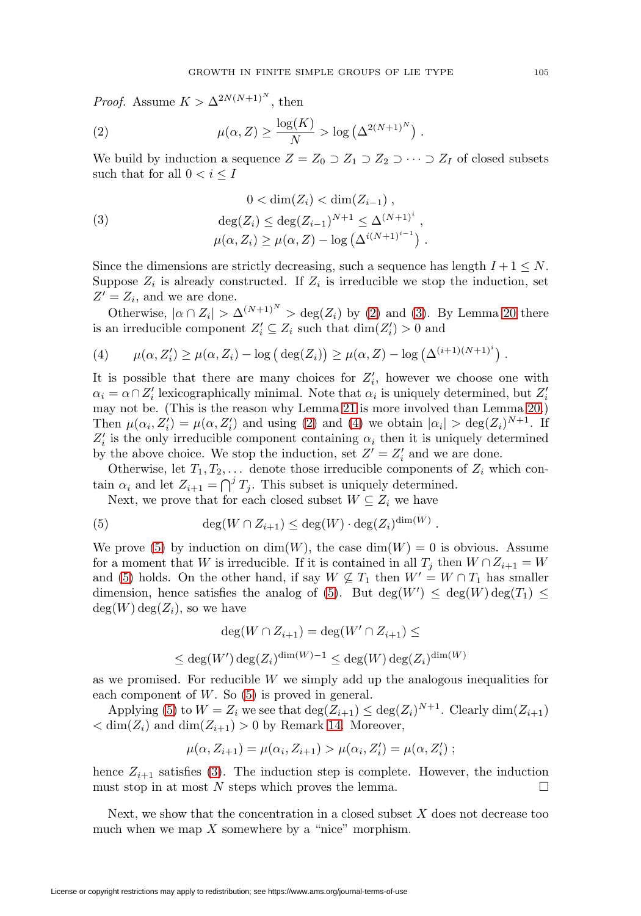*Proof.* Assume $K > \Delta^{2N(N+1)^N}$, then

$$\mu(\alpha, Z) \geq \frac{\log(K)}{N} > \log\left(\Delta^{2(N+1)^N}\right) . \tag{2}$$

We build by induction a sequence $Z = Z_0 \supset Z_1 \supset Z_2 \supset \cdots \supset Z_I$ of closed subsets such that for all $0 < i \leq I$

$$\begin{gathered} 0 < \dim(Z_i) < \dim(Z_{i-1}) , \\ \deg(Z_i) \leq \deg(Z_{i-1})^{N+1} \leq \Delta^{(N+1)^i} , \\ \mu(\alpha, Z_i) \geq \mu(\alpha, Z) - \log\left(\Delta^{i(N+1)^{i-1}}\right) . \end{gathered} \tag{3}$$

Since the dimensions are strictly decreasing, such a sequence has length $I + 1 \leq N$. Suppose $Z_i$ is already constructed. If $Z_i$ is irreducible we stop the induction, set $Z' = Z_i$, and we are done.

Otherwise, $|\alpha \cap Z_i| > \Delta^{(N+1)^N} > \deg(Z_i)$ by (2) and (3). By Lemma 20 there is an irreducible component $Z'_i \subseteq Z_i$ such that $\dim(Z'_i) > 0$ and

$$\mu(\alpha, Z'_i) \geq \mu(\alpha, Z_i) - \log\big(\deg(Z_i)\big) \geq \mu(\alpha, Z) - \log\left(\Delta^{(i+1)(N+1)^i}\right) . \tag{4}$$

It is possible that there are many choices for $Z'_i$, however we choose one with $\alpha_i = \alpha \cap Z'_i$ lexicographically minimal. Note that $\alpha_i$ is uniquely determined, but $Z'_i$ may not be. (This is the reason why Lemma 21 is more involved than Lemma 20.) Then $\mu(\alpha_i, Z'_i) = \mu(\alpha, Z'_i)$ and using (2) and (4) we obtain $|\alpha_i| > \deg(Z_i)^{N+1}$. If $Z'_i$ is the only irreducible component containing $\alpha_i$ then it is uniquely determined by the above choice. We stop the induction, set $Z' = Z'_i$ and we are done.

Otherwise, let $T_1, T_2, \ldots$ denote those irreducible components of $Z_i$ which contain $\alpha_i$ and let $Z_{i+1} = \bigcap^j T_j$. This subset is uniquely determined.

Next, we prove that for each closed subset $W \subseteq Z_i$ we have

$$\deg(W \cap Z_{i+1}) \leq \deg(W) \cdot \deg(Z_i)^{\dim(W)} . \tag{5}$$

We prove (5) by induction on $\dim(W)$, the case $\dim(W) = 0$ is obvious. Assume for a moment that $W$ is irreducible. If it is contained in all $T_j$ then $W \cap Z_{i+1} = W$ and (5) holds. On the other hand, if say $W \not\subseteq T_1$ then $W' = W \cap T_1$ has smaller dimension, hence satisfies the analog of (5). But $\deg(W') \leq \deg(W)\deg(T_1) \leq \deg(W)\deg(Z_i)$, so we have

$$\deg(W \cap Z_{i+1}) = \deg(W' \cap Z_{i+1}) \leq$$

$$\leq \deg(W')\deg(Z_i)^{\dim(W)-1} \leq \deg(W)\deg(Z_i)^{\dim(W)}$$

as we promised. For reducible $W$ we simply add up the analogous inequalities for each component of $W$. So (5) is proved in general.

Applying (5) to $W = Z_i$ we see that $\deg(Z_{i+1}) \leq \deg(Z_i)^{N+1}$. Clearly $\dim(Z_{i+1}) < \dim(Z_i)$ and $\dim(Z_{i+1}) > 0$ by Remark 14. Moreover,

$$\mu(\alpha, Z_{i+1}) = \mu(\alpha_i, Z_{i+1}) > \mu(\alpha_i, Z'_i) = \mu(\alpha, Z'_i) ;$$

hence $Z_{i+1}$ satisfies (3). The induction step is complete. However, the induction must stop in at most $N$ steps which proves the lemma. $\square$

Next, we show that the concentration in a closed subset $X$ does not decrease too much when we map $X$ somewhere by a "nice" morphism.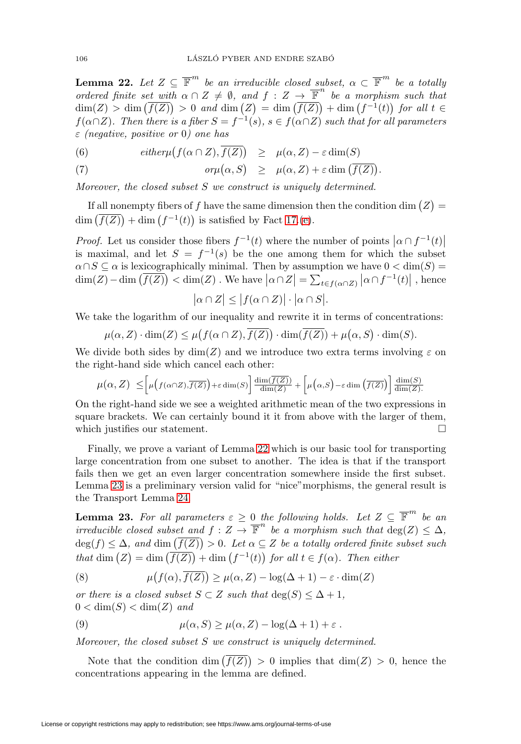**Lemma 22.** *Let $Z \subseteq \overline{\mathbb{F}}^m$ be an irreducible closed subset, $\alpha \subset \overline{\mathbb{F}}^m$ be a totally ordered finite set with $\alpha \cap Z \neq \emptyset$, and $f : Z \to \overline{\mathbb{F}}^n$ be a morphism such that $\dim(Z) > \dim\big(\overline{f(Z)}\big) > 0$ and $\dim\big(Z\big) = \dim\big(\overline{f(Z)}\big) + \dim\big(f^{-1}(t)\big)$ for all $t \in f(\alpha \cap Z)$. Then there is a fiber $S = f^{-1}(s)$, $s \in f(\alpha \cap Z)$ such that for all parameters $\varepsilon$ (negative, positive or 0) one has*

$$
\text{(6)} \qquad \text{either} \mu\big(f(\alpha \cap Z), \overline{f(Z)}\big) \;\geq\; \mu(\alpha, Z) - \varepsilon \dim(S)
$$

$$
\text{(7)} \qquad \text{or} \mu\big(\alpha, S\big) \;\geq\; \mu(\alpha, Z) + \varepsilon \dim\big(\overline{f(Z)}\big).
$$

*Moreover, the closed subset $S$ we construct is uniquely determined.*

If all nonempty fibers of $f$ have the same dimension then the condition $\dim\big(Z\big) = \dim\big(\overline{f(Z)}\big) + \dim\big(f^{-1}(t)\big)$ is satisfied by Fact 17.(c).

*Proof.* Let us consider those fibers $f^{-1}(t)$ where the number of points $\big|\alpha \cap f^{-1}(t)\big|$ is maximal, and let $S = f^{-1}(s)$ be the one among them for which the subset $\alpha \cap S \subseteq \alpha$ is lexicographically minimal. Then by assumption we have $0 < \dim(S) = \dim(Z) - \dim\big(\overline{f(Z)}\big) < \dim(Z)$. We have $\big|\alpha \cap Z\big| = \sum_{t \in f(\alpha \cap Z)} \big|\alpha \cap f^{-1}(t)\big|$, hence

$$
\big|\alpha \cap Z\big| \leq \big|f(\alpha \cap Z)\big| \cdot \big|\alpha \cap S\big|.
$$

We take the logarithm of our inequality and rewrite it in terms of concentrations:

$$
\mu(\alpha, Z) \cdot \dim(Z) \leq \mu\big(f(\alpha \cap Z), \overline{f(Z)}\big) \cdot \dim(\overline{f(Z)}) + \mu\big(\alpha, S\big) \cdot \dim(S).
$$

We divide both sides by $\dim(Z)$ and we introduce two extra terms involving $\varepsilon$ on the right-hand side which cancel each other:

$$
\mu\big(\alpha, Z\big) \;\leq \Big[\mu\Big(f(\alpha \cap Z), \overline{f(Z)}\Big) + \varepsilon \dim(S)\Big] \frac{\dim(\overline{f(Z)})}{\dim(Z)} + \Big[\mu\Big(\alpha, S\Big) - \varepsilon \dim\big(\overline{f(Z)}\big)\Big] \frac{\dim(S)}{\dim(Z).}
$$

On the right-hand side we see a weighted arithmetic mean of the two expressions in square brackets. We can certainly bound it it from above with the larger of them, which justifies our statement. $\square$

Finally, we prove a variant of Lemma 22 which is our basic tool for transporting large concentration from one subset to another. The idea is that if the transport fails then we get an even larger concentration somewhere inside the first subset. Lemma 23 is a preliminary version valid for "nice"morphisms, the general result is the Transport Lemma 24.

**Lemma 23.** *For all parameters $\varepsilon \geq 0$ the following holds. Let $Z \subseteq \overline{\mathbb{F}}^m$ be an irreducible closed subset and $f : Z \to \overline{\mathbb{F}}^n$ be a morphism such that $\deg(Z) \leq \Delta$, $\deg(f) \leq \Delta$, and $\dim\big(\overline{f(Z)}\big) > 0$. Let $\alpha \subseteq Z$ be a totally ordered finite subset such that $\dim\big(Z\big) = \dim\big(\overline{f(Z)}\big) + \dim\big(f^{-1}(t)\big)$ for all $t \in f(\alpha)$. Then either*

$$
\text{(8)} \qquad \mu\big(f(\alpha), \overline{f(Z)}\big) \geq \mu(\alpha, Z) - \log(\Delta + 1) - \varepsilon \cdot \dim(Z)
$$

*or there is a closed subset $S \subset Z$ such that $\deg(S) \leq \Delta + 1$, $0 < \dim(S) < \dim(Z)$ and*

$$
\text{(9)} \qquad \mu(\alpha, S) \geq \mu(\alpha, Z) - \log(\Delta + 1) + \varepsilon\ .
$$

*Moreover, the closed subset $S$ we construct is uniquely determined.*

Note that the condition $\dim\big(\overline{f(Z)}\big) > 0$ implies that $\dim(Z) > 0$, hence the concentrations appearing in the lemma are defined.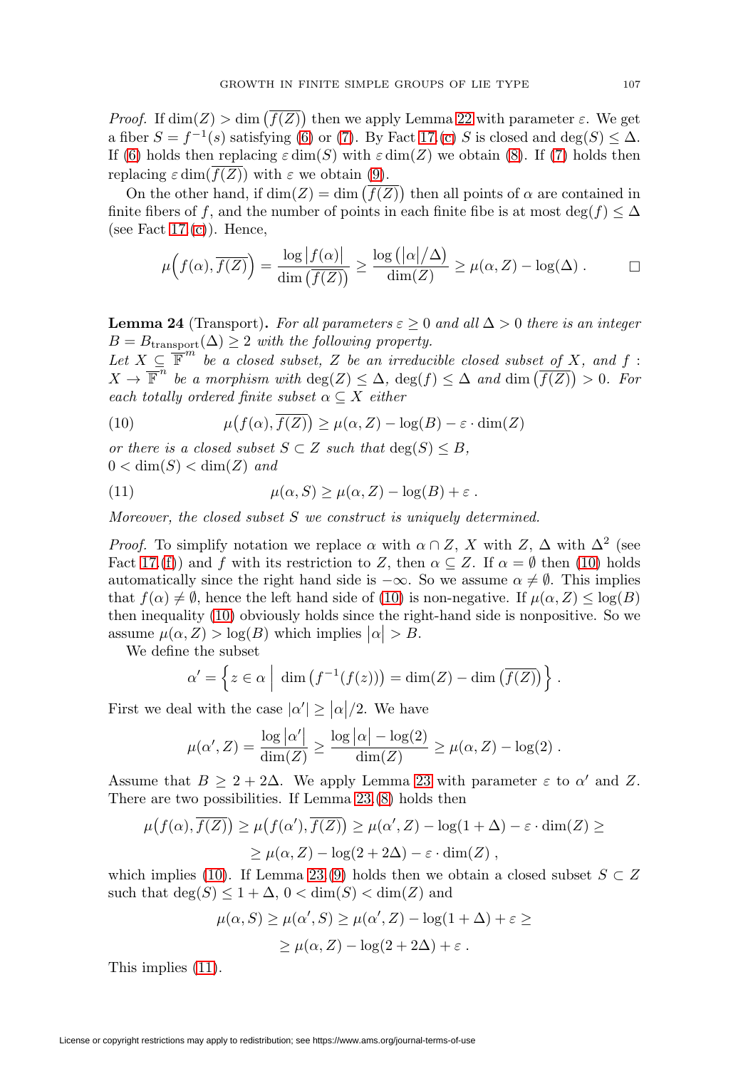*Proof.* If $\dim(Z) > \dim\left(\overline{f(Z)}\right)$ then we apply Lemma 22 with parameter $\varepsilon$. We get a fiber $S = f^{-1}(s)$ satisfying (6) or (7). By Fact 17.(c) $S$ is closed and $\deg(S) \le \Delta$. If (6) holds then replacing $\varepsilon \dim(S)$ with $\varepsilon \dim(Z)$ we obtain (8). If (7) holds then replacing $\varepsilon \dim(\overline{f(Z)})$ with $\varepsilon$ we obtain (9).

On the other hand, if $\dim(Z) = \dim\left(\overline{f(Z)}\right)$ then all points of $\alpha$ are contained in finite fibers of $f$, and the number of points in each finite fibe is at most $\deg(f) \le \Delta$ (see Fact 17.(c)). Hence,

$$\mu\Big(f(\alpha), \overline{f(Z)}\Big) = \frac{\log\big|f(\alpha)\big|}{\dim\left(\overline{f(Z)}\right)} \ge \frac{\log\left(|\alpha|/\Delta\right)}{\dim(Z)} \ge \mu(\alpha, Z) - \log(\Delta) . \qquad \square$$

**Lemma 24** (Transport)**.** *For all parameters $\varepsilon \ge 0$ and all $\Delta > 0$ there is an integer $B = B_{\text{transport}}(\Delta) \ge 2$ with the following property.*
*Let $X \subseteq \overline{\mathbb{F}}^m$ be a closed subset, $Z$ be an irreducible closed subset of $X$, and $f : X \to \overline{\mathbb{F}}^n$ be a morphism with $\deg(Z) \le \Delta$, $\deg(f) \le \Delta$ and $\dim\left(\overline{f(Z)}\right) > 0$. For each totally ordered finite subset $\alpha \subseteq X$ either*

$$\mu\big(f(\alpha), \overline{f(Z)}\big) \ge \mu(\alpha, Z) - \log(B) - \varepsilon \cdot \dim(Z) \tag{10}$$

*or there is a closed subset $S \subset Z$ such that $\deg(S) \le B$,*
*$0 < \dim(S) < \dim(Z)$ and*

$$\mu(\alpha, S) \ge \mu(\alpha, Z) - \log(B) + \varepsilon . \tag{11}$$

*Moreover, the closed subset $S$ we construct is uniquely determined.*

*Proof.* To simplify notation we replace $\alpha$ with $\alpha \cap Z$, $X$ with $Z$, $\Delta$ with $\Delta^2$ (see Fact 17.(f)) and $f$ with its restriction to $Z$, then $\alpha \subseteq Z$. If $\alpha = \emptyset$ then (10) holds automatically since the right hand side is $-\infty$. So we assume $\alpha \ne \emptyset$. This implies that $f(\alpha) \ne \emptyset$, hence the left hand side of (10) is non-negative. If $\mu(\alpha, Z) \le \log(B)$ then inequality (10) obviously holds since the right-hand side is nonpositive. So we assume $\mu(\alpha, Z) > \log(B)$ which implies $|\alpha| > B$.

We define the subset

$$\alpha' = \left\{ z \in \alpha \;\middle|\; \dim\left(f^{-1}(f(z))\right) = \dim(Z) - \dim\left(\overline{f(Z)}\right) \right\} .$$

First we deal with the case $|\alpha'| \ge |\alpha|/2$. We have

$$\mu(\alpha', Z) = \frac{\log|\alpha'|}{\dim(Z)} \ge \frac{\log|\alpha| - \log(2)}{\dim(Z)} \ge \mu(\alpha, Z) - \log(2) .$$

Assume that $B \ge 2 + 2\Delta$. We apply Lemma 23 with parameter $\varepsilon$ to $\alpha'$ and $Z$. There are two possibilities. If Lemma 23.(8) holds then

$$\mu\big(f(\alpha), \overline{f(Z)}\big) \ge \mu\big(f(\alpha'), \overline{f(Z)}\big) \ge \mu(\alpha', Z) - \log(1+\Delta) - \varepsilon \cdot \dim(Z) \ge$$
$$\ge \mu(\alpha, Z) - \log(2 + 2\Delta) - \varepsilon \cdot \dim(Z) ,$$

which implies (10). If Lemma 23.(9) holds then we obtain a closed subset $S \subset Z$ such that $\deg(S) \le 1 + \Delta$, $0 < \dim(S) < \dim(Z)$ and

$$\mu(\alpha, S) \ge \mu(\alpha', S) \ge \mu(\alpha', Z) - \log(1+\Delta) + \varepsilon \ge$$
$$\ge \mu(\alpha, Z) - \log(2 + 2\Delta) + \varepsilon .$$

This implies (11).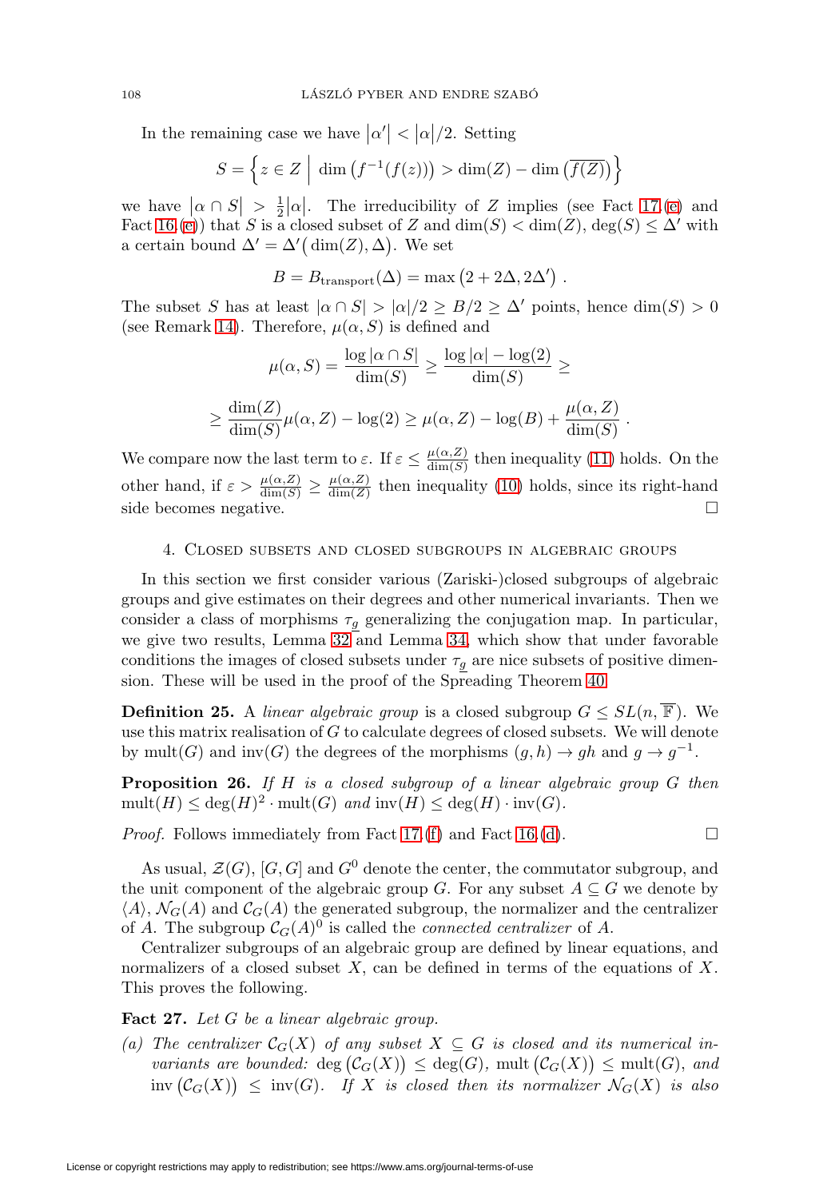In the remaining case we have $|\alpha'| < |\alpha|/2$. Setting

$$S = \left\{ z \in Z \;\middle|\; \dim\left(f^{-1}(f(z))\right) > \dim(Z) - \dim\left(\overline{f(Z)}\right) \right\}$$

we have $|\alpha \cap S| > \frac{1}{2}|\alpha|$. The irreducibility of $Z$ implies (see Fact 17.(e) and Fact 16.(e)) that $S$ is a closed subset of $Z$ and $\dim(S) < \dim(Z)$, $\deg(S) \leq \Delta'$ with a certain bound $\Delta' = \Delta'\big(\dim(Z), \Delta\big)$. We set

$$B = B_{\text{transport}}(\Delta) = \max\left(2 + 2\Delta, 2\Delta'\right).$$

The subset $S$ has at least $|\alpha \cap S| > |\alpha|/2 \geq B/2 \geq \Delta'$ points, hence $\dim(S) > 0$ (see Remark 14). Therefore, $\mu(\alpha, S)$ is defined and

$$\mu(\alpha, S) = \frac{\log|\alpha \cap S|}{\dim(S)} \geq \frac{\log|\alpha| - \log(2)}{\dim(S)} \geq$$

$$\geq \frac{\dim(Z)}{\dim(S)}\mu(\alpha, Z) - \log(2) \geq \mu(\alpha, Z) - \log(B) + \frac{\mu(\alpha, Z)}{\dim(S)}.$$

We compare now the last term to $\varepsilon$. If $\varepsilon \leq \frac{\mu(\alpha,Z)}{\dim(S)}$ then inequality (11) holds. On the other hand, if $\varepsilon > \frac{\mu(\alpha,Z)}{\dim(S)} \geq \frac{\mu(\alpha,Z)}{\dim(Z)}$ then inequality (10) holds, since its right-hand side becomes negative. $\square$

## 4. Closed subsets and closed subgroups in algebraic groups

In this section we first consider various (Zariski-)closed subgroups of algebraic groups and give estimates on their degrees and other numerical invariants. Then we consider a class of morphisms $\tau_g$ generalizing the conjugation map. In particular, we give two results, Lemma 32 and Lemma 34, which show that under favorable conditions the images of closed subsets under $\tau_g$ are nice subsets of positive dimension. These will be used in the proof of the Spreading Theorem 40.

**Definition 25.** A *linear algebraic group* is a closed subgroup $G \leq SL(n, \overline{\mathbb{F}})$. We use this matrix realisation of $G$ to calculate degrees of closed subsets. We will denote by $\operatorname{mult}(G)$ and $\operatorname{inv}(G)$ the degrees of the morphisms $(g, h) \to gh$ and $g \to g^{-1}$.

**Proposition 26.** *If $H$ is a closed subgroup of a linear algebraic group $G$ then $\operatorname{mult}(H) \leq \deg(H)^2 \cdot \operatorname{mult}(G)$ and $\operatorname{inv}(H) \leq \deg(H) \cdot \operatorname{inv}(G)$.*

*Proof.* Follows immediately from Fact 17.(f) and Fact 16.(d). $\square$

As usual, $\mathcal{Z}(G)$, $[G, G]$ and $G^0$ denote the center, the commutator subgroup, and the unit component of the algebraic group $G$. For any subset $A \subseteq G$ we denote by $\langle A \rangle$, $\mathcal{N}_G(A)$ and $\mathcal{C}_G(A)$ the generated subgroup, the normalizer and the centralizer of $A$. The subgroup $\mathcal{C}_G(A)^0$ is called the *connected centralizer* of $A$.

Centralizer subgroups of an algebraic group are defined by linear equations, and normalizers of a closed subset $X$, can be defined in terms of the equations of $X$. This proves the following.

**Fact 27.** *Let $G$ be a linear algebraic group.*

*(a) The centralizer $\mathcal{C}_G(X)$ of any subset $X \subseteq G$ is closed and its numerical invariants are bounded: $\deg\big(\mathcal{C}_G(X)\big) \leq \deg(G)$, $\operatorname{mult}\big(\mathcal{C}_G(X)\big) \leq \operatorname{mult}(G)$, and $\operatorname{inv}\big(\mathcal{C}_G(X)\big) \leq \operatorname{inv}(G)$. If $X$ is closed then its normalizer $\mathcal{N}_G(X)$ is also*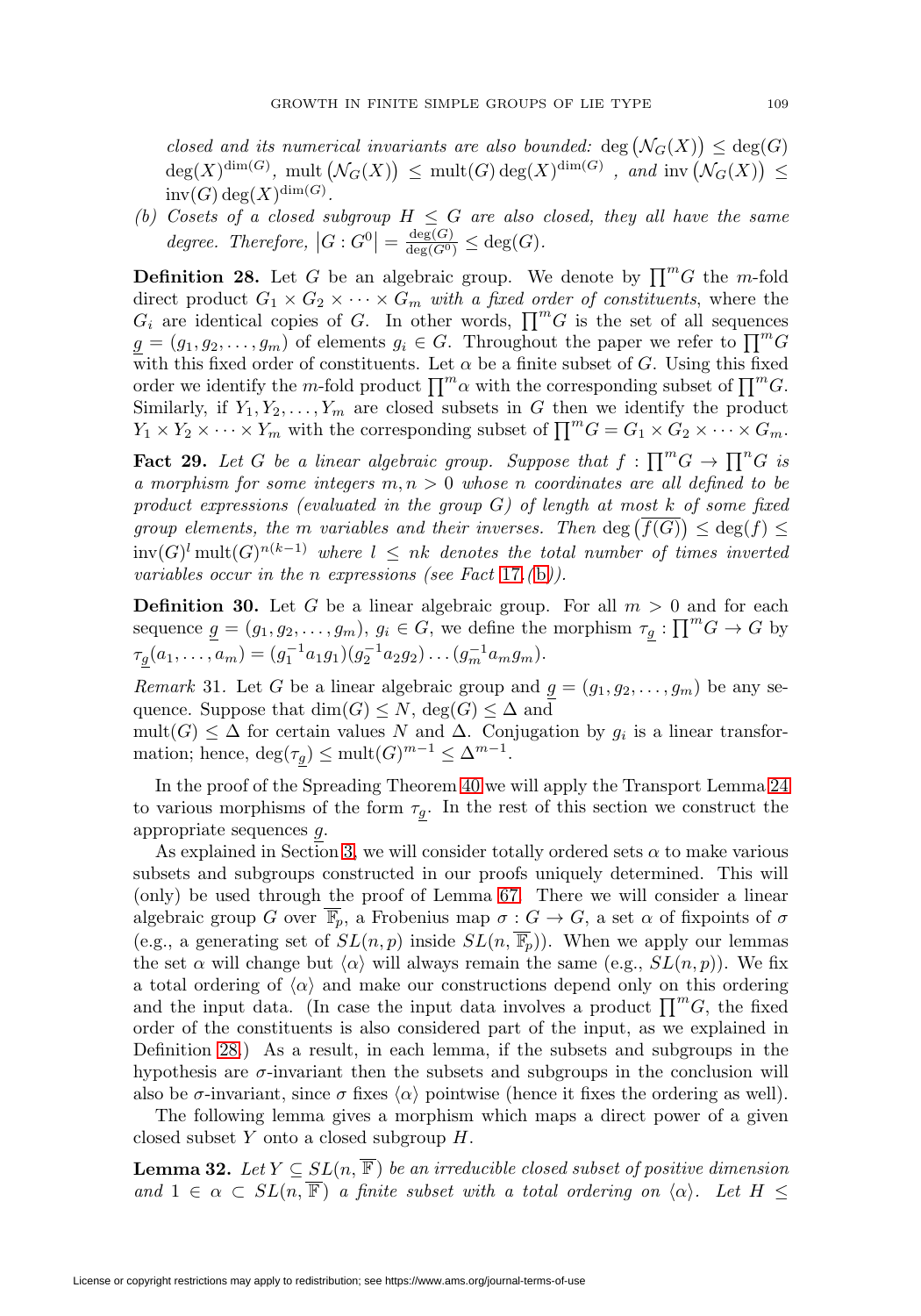*closed and its numerical invariants are also bounded:* $\deg(\mathcal{N}_G(X)) \leq \deg(G) \deg(X)^{\dim(G)}$*,* $\operatorname{mult}(\mathcal{N}_G(X)) \leq \operatorname{mult}(G)\deg(X)^{\dim(G)}$ *, and* $\operatorname{inv}(\mathcal{N}_G(X)) \leq \operatorname{inv}(G)\deg(X)^{\dim(G)}$*.*

*(b) Cosets of a closed subgroup* $H \leq G$ *are also closed, they all have the same degree. Therefore,* $|G : G^0| = \frac{\deg(G)}{\deg(G^0)} \leq \deg(G)$*.*

**Definition 28.** Let $G$ be an algebraic group. We denote by $\prod^m G$ the $m$-fold direct product $G_1 \times G_2 \times \cdots \times G_m$ *with a fixed order of constituents*, where the $G_i$ are identical copies of $G$. In other words, $\prod^m G$ is the set of all sequences $\underline{g} = (g_1, g_2, \ldots, g_m)$ of elements $g_i \in G$. Throughout the paper we refer to $\prod^m G$ with this fixed order of constituents. Let $\alpha$ be a finite subset of $G$. Using this fixed order we identify the $m$-fold product $\prod^m \alpha$ with the corresponding subset of $\prod^m G$. Similarly, if $Y_1, Y_2, \ldots, Y_m$ are closed subsets in $G$ then we identify the product $Y_1 \times Y_2 \times \cdots \times Y_m$ with the corresponding subset of $\prod^m G = G_1 \times G_2 \times \cdots \times G_m$.

**Fact 29.** *Let $G$ be a linear algebraic group. Suppose that $f : \prod^m G \to \prod^n G$ is a morphism for some integers $m, n > 0$ whose $n$ coordinates are all defined to be product expressions (evaluated in the group $G$) of length at most $k$ of some fixed group elements, the $m$ variables and their inverses. Then* $\deg\left(\overline{f(G)}\right) \leq \deg(f) \leq \operatorname{inv}(G)^l \operatorname{mult}(G)^{n(k-1)}$ *where $l \leq nk$ denotes the total number of times inverted variables occur in the $n$ expressions (see Fact 17.(b)).*

**Definition 30.** Let $G$ be a linear algebraic group. For all $m > 0$ and for each sequence $\underline{g} = (g_1, g_2, \ldots, g_m)$, $g_i \in G$, we define the morphism $\tau_{\underline{g}} : \prod^m G \to G$ by $\tau_{\underline{g}}(a_1, \ldots, a_m) = (g_1^{-1}a_1g_1)(g_2^{-1}a_2g_2)\ldots(g_m^{-1}a_mg_m)$.

*Remark* 31. Let $G$ be a linear algebraic group and $\underline{g} = (g_1, g_2, \ldots, g_m)$ be any sequence. Suppose that $\dim(G) \leq N$, $\deg(G) \leq \Delta$ and $\operatorname{mult}(G) \leq \Delta$ for certain values $N$ and $\Delta$. Conjugation by $g_i$ is a linear transformation; hence, $\deg(\tau_{\underline{g}}) \leq \operatorname{mult}(G)^{m-1} \leq \Delta^{m-1}$.

In the proof of the Spreading Theorem 40 we will apply the Transport Lemma 24 to various morphisms of the form $\tau_{\underline{g}}$. In the rest of this section we construct the appropriate sequences $\underline{g}$.

As explained in Section 3, we will consider totally ordered sets $\alpha$ to make various subsets and subgroups constructed in our proofs uniquely determined. This will (only) be used through the proof of Lemma 67. There we will consider a linear algebraic group $G$ over $\overline{\mathbb{F}}_p$, a Frobenius map $\sigma : G \to G$, a set $\alpha$ of fixpoints of $\sigma$ (e.g., a generating set of $SL(n,p)$ inside $SL(n,\overline{\mathbb{F}}_p)$). When we apply our lemmas the set $\alpha$ will change but $\langle\alpha\rangle$ will always remain the same (e.g., $SL(n,p)$). We fix a total ordering of $\langle\alpha\rangle$ and make our constructions depend only on this ordering and the input data. (In case the input data involves a product $\prod^m G$, the fixed order of the constituents is also considered part of the input, as we explained in Definition 28.) As a result, in each lemma, if the subsets and subgroups in the hypothesis are $\sigma$-invariant then the subsets and subgroups in the conclusion will also be $\sigma$-invariant, since $\sigma$ fixes $\langle\alpha\rangle$ pointwise (hence it fixes the ordering as well).

The following lemma gives a morphism which maps a direct power of a given closed subset $Y$ onto a closed subgroup $H$.

**Lemma 32.** *Let $Y \subseteq SL(n, \overline{\mathbb{F}})$ be an irreducible closed subset of positive dimension and $1 \in \alpha \subset SL(n, \overline{\mathbb{F}})$ a finite subset with a total ordering on $\langle\alpha\rangle$. Let $H \leq$*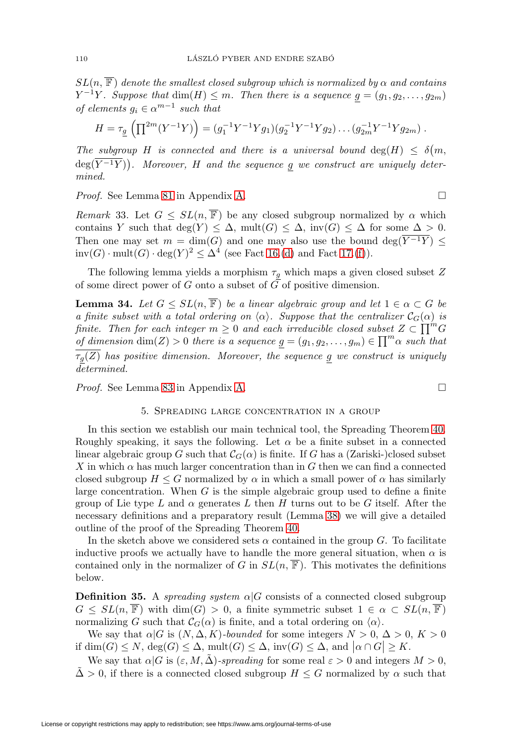*$SL(n, \overline{\mathbb{F}})$ denote the smallest closed subgroup which is normalized by $\alpha$ and contains $Y^{-1}Y$. Suppose that $\dim(H) \leq m$. Then there is a sequence $\underline{g} = (g_1, g_2, \ldots, g_{2m})$ of elements $g_i \in \alpha^{m-1}$ such that*

$$H = \tau_{\underline{g}}\left(\prod^{2m}(Y^{-1}Y)\right) = (g_1^{-1}Y^{-1}Yg_1)(g_2^{-1}Y^{-1}Yg_2)\ldots(g_{2m}^{-1}Y^{-1}Yg_{2m}) .$$

*The subgroup $H$ is connected and there is a universal bound $\deg(H) \leq \delta\big(m, \deg(\overline{Y^{-1}Y})\big)$. Moreover, $H$ and the sequence $\underline{g}$ we construct are uniquely determined.*

*Proof.* See Lemma 81 in Appendix A. $\square$

*Remark* 33. Let $G \leq SL(n, \overline{\mathbb{F}})$ be any closed subgroup normalized by $\alpha$ which contains $Y$ such that $\deg(Y) \leq \Delta$, $\operatorname{mult}(G) \leq \Delta$, $\operatorname{inv}(G) \leq \Delta$ for some $\Delta > 0$. Then one may set $m = \dim(G)$ and one may also use the bound $\deg(\overline{Y^{-1}Y}) \leq \operatorname{inv}(G) \cdot \operatorname{mult}(G) \cdot \deg(Y)^2 \leq \Delta^4$ (see Fact 16.(d) and Fact 17.(f)).

The following lemma yields a morphism $\tau_{\underline{g}}$ which maps a given closed subset $Z$ of some direct power of $G$ onto a subset of $G$ of positive dimension.

**Lemma 34.** *Let $G \leq SL(n, \overline{\mathbb{F}})$ be a linear algebraic group and let $1 \in \alpha \subset G$ be a finite subset with a total ordering on $\langle\alpha\rangle$. Suppose that the centralizer $\mathcal{C}_G(\alpha)$ is finite. Then for each integer $m \geq 0$ and each irreducible closed subset $Z \subset \prod^m G$ of dimension $\dim(Z) > 0$ there is a sequence $\underline{g} = (g_1, g_2, \ldots, g_m) \in \prod^m \alpha$ such that $\overline{\tau_{\underline{g}}(Z)}$ has positive dimension. Moreover, the sequence $\underline{g}$ we construct is uniquely determined.*

*Proof.* See Lemma 83 in Appendix A. $\square$

## 5. Spreading large concentration in a group

In this section we establish our main technical tool, the Spreading Theorem 40. Roughly speaking, it says the following. Let $\alpha$ be a finite subset in a connected linear algebraic group $G$ such that $\mathcal{C}_G(\alpha)$ is finite. If $G$ has a (Zariski-)closed subset $X$ in which $\alpha$ has much larger concentration than in $G$ then we can find a connected closed subgroup $H \leq G$ normalized by $\alpha$ in which a small power of $\alpha$ has similarly large concentration. When $G$ is the simple algebraic group used to define a finite group of Lie type $L$ and $\alpha$ generates $L$ then $H$ turns out to be $G$ itself. After the necessary definitions and a preparatory result (Lemma 38) we will give a detailed outline of the proof of the Spreading Theorem 40.

In the sketch above we considered sets $\alpha$ contained in the group $G$. To facilitate inductive proofs we actually have to handle the more general situation, when $\alpha$ is contained only in the normalizer of $G$ in $SL(n, \overline{\mathbb{F}})$. This motivates the definitions below.

**Definition 35.** A *spreading system* $\alpha|G$ consists of a connected closed subgroup $G \leq SL(n, \overline{\mathbb{F}})$ with $\dim(G) > 0$, a finite symmetric subset $1 \in \alpha \subset SL(n, \overline{\mathbb{F}})$ normalizing $G$ such that $\mathcal{C}_G(\alpha)$ is finite, and a total ordering on $\langle\alpha\rangle$.

We say that $\alpha|G$ is $(N, \Delta, K)$-*bounded* for some integers $N > 0$, $\Delta > 0$, $K > 0$ if $\dim(G) \leq N$, $\deg(G) \leq \Delta$, $\operatorname{mult}(G) \leq \Delta$, $\operatorname{inv}(G) \leq \Delta$, and $|\alpha \cap G| \geq K$.

We say that $\alpha|G$ is $(\varepsilon, M, \tilde{\Delta})$-*spreading* for some real $\varepsilon > 0$ and integers $M > 0$, $\tilde{\Delta} > 0$, if there is a connected closed subgroup $H \leq G$ normalized by $\alpha$ such that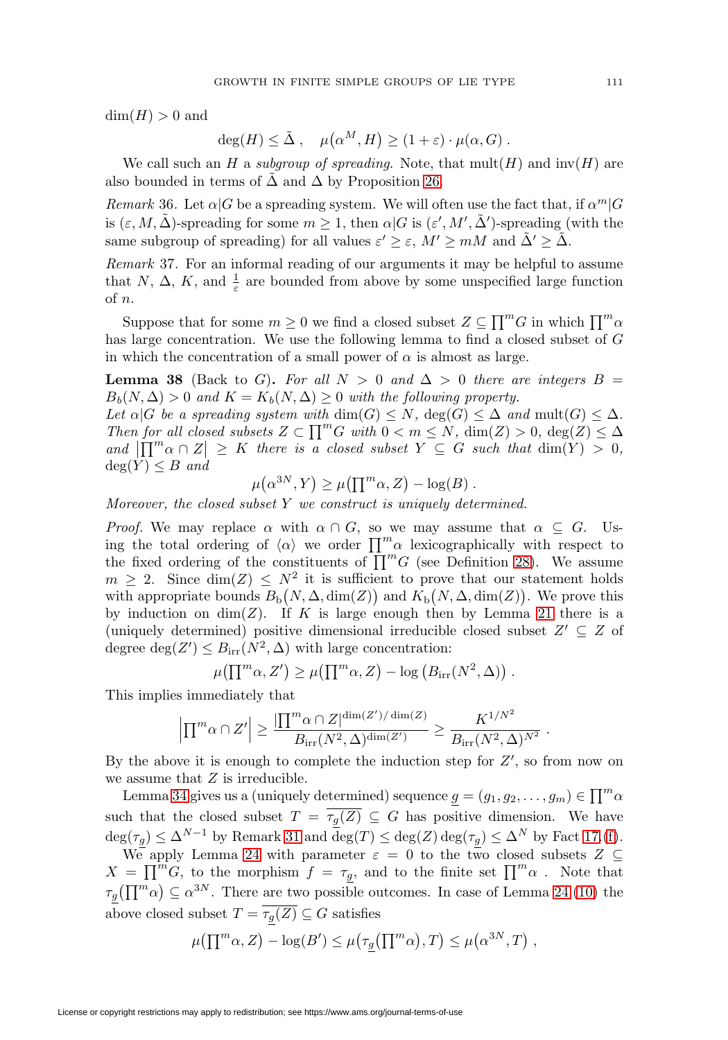$\dim(H) > 0$ and

$$\deg(H) \leq \tilde{\Delta}\ , \quad \mu\big(\alpha^M, H\big) \geq (1+\varepsilon)\cdot \mu(\alpha, G)\ .$$

We call such an $H$ a *subgroup of spreading*. Note, that $\mathrm{mult}(H)$ and $\mathrm{inv}(H)$ are also bounded in terms of $\tilde{\Delta}$ and $\Delta$ by Proposition 26.

*Remark* 36. Let $\alpha|G$ be a spreading system. We will often use the fact that, if $\alpha^m|G$ is $(\varepsilon, M, \tilde{\Delta})$-spreading for some $m \geq 1$, then $\alpha|G$ is $(\varepsilon', M', \tilde{\Delta}')$-spreading (with the same subgroup of spreading) for all values $\varepsilon' \geq \varepsilon$, $M' \geq mM$ and $\tilde{\Delta}' \geq \tilde{\Delta}$.

*Remark* 37. For an informal reading of our arguments it may be helpful to assume that $N$, $\Delta$, $K$, and $\frac{1}{\varepsilon}$ are bounded from above by some unspecified large function of $n$.

Suppose that for some $m \geq 0$ we find a closed subset $Z \subseteq \prod^m G$ in which $\prod^m \alpha$ has large concentration. We use the following lemma to find a closed subset of $G$ in which the concentration of a small power of $\alpha$ is almost as large.

**Lemma 38** (Back to $G$)**.** *For all $N > 0$ and $\Delta > 0$ there are integers $B = B_b(N, \Delta) > 0$ and $K = K_b(N, \Delta) \geq 0$ with the following property.*
*Let $\alpha|G$ be a spreading system with $\dim(G) \leq N$, $\deg(G) \leq \Delta$ and $\mathrm{mult}(G) \leq \Delta$. Then for all closed subsets $Z \subset \prod^m G$ with $0 < m \leq N$, $\dim(Z) > 0$, $\deg(Z) \leq \Delta$ and $\left|\prod^m \alpha \cap Z\right| \geq K$ there is a closed subset $Y \subseteq G$ such that $\dim(Y) > 0$, $\deg(Y) \leq B$ and*

$$\mu\big(\alpha^{3N}, Y\big) \geq \mu\big(\textstyle\prod^m \alpha, Z\big) - \log(B)\ .$$

*Moreover, the closed subset $Y$ we construct is uniquely determined.*

*Proof.* We may replace $\alpha$ with $\alpha \cap G$, so we may assume that $\alpha \subseteq G$. Using the total ordering of $\langle \alpha \rangle$ we order $\prod^m \alpha$ lexicographically with respect to the fixed ordering of the constituents of $\prod^m G$ (see Definition 28). We assume $m \geq 2$. Since $\dim(Z) \leq N^2$ it is sufficient to prove that our statement holds with appropriate bounds $B_{\mathrm{b}}\big(N, \Delta, \dim(Z)\big)$ and $K_{\mathrm{b}}\big(N, \Delta, \dim(Z)\big)$. We prove this by induction on $\dim(Z)$. If $K$ is large enough then by Lemma 21 there is a (uniquely determined) positive dimensional irreducible closed subset $Z' \subseteq Z$ of degree $\deg(Z') \leq B_{\mathrm{irr}}(N^2, \Delta)$ with large concentration:

$$\mu\big(\textstyle\prod^m \alpha, Z'\big) \geq \mu\big(\textstyle\prod^m \alpha, Z\big) - \log\left(B_{\mathrm{irr}}(N^2, \Delta)\right)\ .$$

This implies immediately that

$$\left|\textstyle\prod^m \alpha \cap Z'\right| \geq \frac{\left|\prod^m \alpha \cap Z\right|^{\dim(Z')/\dim(Z)}}{B_{\mathrm{irr}}(N^2, \Delta)^{\dim(Z')}} \geq \frac{K^{1/N^2}}{B_{\mathrm{irr}}(N^2, \Delta)^{N^2}}\ .$$

By the above it is enough to complete the induction step for $Z'$, so from now on we assume that $Z$ is irreducible.

Lemma 34 gives us a (uniquely determined) sequence $\underline{g} = (g_1, g_2, \ldots, g_m) \in \prod^m \alpha$ such that the closed subset $T = \overline{\tau_{\underline{g}}(Z)} \subseteq G$ has positive dimension. We have $\deg(\tau_{\underline{g}}) \leq \Delta^{N-1}$ by Remark 31 and $\deg(T) \leq \deg(Z)\deg(\tau_{\underline{g}}) \leq \Delta^N$ by Fact 17.(f).

We apply Lemma 24 with parameter $\varepsilon = 0$ to the two closed subsets $Z \subseteq X = \prod^m G$, to the morphism $f = \tau_{\underline{g}}$, and to the finite set $\prod^m \alpha$ . Note that $\tau_{\underline{g}}\big(\prod^m \alpha\big) \subseteq \alpha^{3N}$. There are two possible outcomes. In case of Lemma 24 (10) the above closed subset $T = \overline{\tau_{\underline{g}}(Z)} \subseteq G$ satisfies

$$\mu\big(\textstyle\prod^m \alpha, Z\big) - \log(B') \leq \mu\big(\tau_{\underline{g}}\big(\textstyle\prod^m \alpha\big), T\big) \leq \mu\big(\alpha^{3N}, T\big)\ ,$$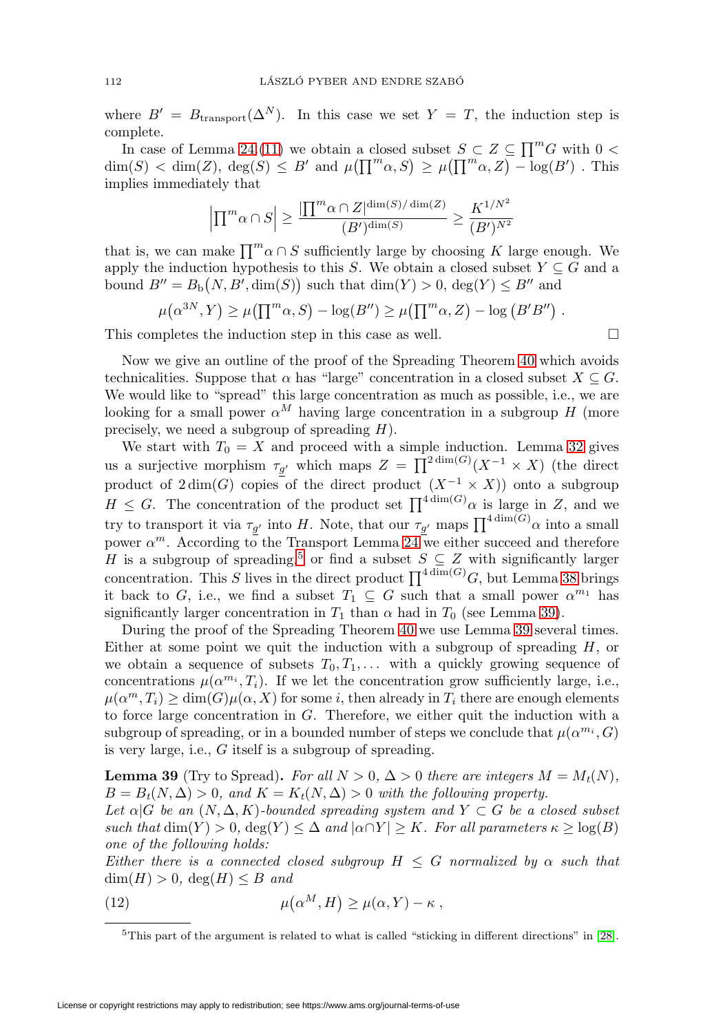where $B' = B_{\text{transport}}(\Delta^N)$. In this case we set $Y = T$, the induction step is complete.

In case of Lemma 24 (11) we obtain a closed subset $S \subset Z \subseteq \prod^m G$ with $0 < \dim(S) < \dim(Z)$, $\deg(S) \leq B'$ and $\mu\big(\prod^m \alpha, S\big) \geq \mu\big(\prod^m \alpha, Z\big) - \log(B')$ . This implies immediately that

$$\Big|\prod^m \alpha \cap S\Big| \geq \frac{|\prod^m \alpha \cap Z|^{\dim(S)/\dim(Z)}}{(B')^{\dim(S)}} \geq \frac{K^{1/N^2}}{(B')^{N^2}}$$

that is, we can make $\prod^m \alpha \cap S$ sufficiently large by choosing $K$ large enough. We apply the induction hypothesis to this $S$. We obtain a closed subset $Y \subseteq G$ and a bound $B'' = B_{\text{b}}\big(N, B', \dim(S)\big)$ such that $\dim(Y) > 0$, $\deg(Y) \leq B''$ and

$$\mu\big(\alpha^{3N}, Y\big) \geq \mu\big(\prod^m \alpha, S\big) - \log(B'') \geq \mu\big(\prod^m \alpha, Z\big) - \log\big(B'B''\big) .$$

This completes the induction step in this case as well. $\square$

Now we give an outline of the proof of the Spreading Theorem 40 which avoids technicalities. Suppose that $\alpha$ has "large" concentration in a closed subset $X \subseteq G$. We would like to "spread" this large concentration as much as possible, i.e., we are looking for a small power $\alpha^M$ having large concentration in a subgroup $H$ (more precisely, we need a subgroup of spreading $H$).

We start with $T_0 = X$ and proceed with a simple induction. Lemma 32 gives us a surjective morphism $\tau_{\underline{g}'}$ which maps $Z = \prod^{2\dim(G)}(X^{-1} \times X)$ (the direct product of $2\dim(G)$ copies of the direct product $(X^{-1} \times X)$) onto a subgroup $H \leq G$. The concentration of the product set $\prod^{4\dim(G)}\alpha$ is large in $Z$, and we try to transport it via $\tau_{\underline{g}'}$ into $H$. Note, that our $\tau_{\underline{g}'}$ maps $\prod^{4\dim(G)}\alpha$ into a small power $\alpha^m$. According to the Transport Lemma 24 we either succeed and therefore $H$ is a subgroup of spreading,[5] or find a subset $S \subseteq Z$ with significantly larger concentration. This $S$ lives in the direct product $\prod^{4\dim(G)}G$, but Lemma 38 brings it back to $G$, i.e., we find a subset $T_1 \subseteq G$ such that a small power $\alpha^{m_1}$ has significantly larger concentration in $T_1$ than $\alpha$ had in $T_0$ (see Lemma 39).

During the proof of the Spreading Theorem 40 we use Lemma 39 several times. Either at some point we quit the induction with a subgroup of spreading $H$, or we obtain a sequence of subsets $T_0, T_1, \ldots$ with a quickly growing sequence of concentrations $\mu(\alpha^{m_i}, T_i)$. If we let the concentration grow sufficiently large, i.e., $\mu(\alpha^m, T_i) \geq \dim(G)\mu(\alpha, X)$ for some $i$, then already in $T_i$ there are enough elements to force large concentration in $G$. Therefore, we either quit the induction with a subgroup of spreading, or in a bounded number of steps we conclude that $\mu(\alpha^{m_i}, G)$ is very large, i.e., $G$ itself is a subgroup of spreading.

**Lemma 39** (Try to Spread). *For all $N > 0$, $\Delta > 0$ there are integers $M = M_t(N)$, $B = B_t(N, \Delta) > 0$, and $K = K_t(N, \Delta) > 0$ with the following property.*

*Let $\alpha|G$ be an $(N, \Delta, K)$-bounded spreading system and $Y \subset G$ be a closed subset such that $\dim(Y) > 0$, $\deg(Y) \leq \Delta$ and $|\alpha \cap Y| \geq K$. For all parameters $\kappa \geq \log(B)$ one of the following holds:*

*Either there is a connected closed subgroup $H \leq G$ normalized by $\alpha$ such that $\dim(H) > 0$, $\deg(H) \leq B$ and*

$$\mu\big(\alpha^M, H\big) \geq \mu(\alpha, Y) - \kappa\,, \tag{12}$$

[5] This part of the argument is related to what is called "sticking in different directions" in [28].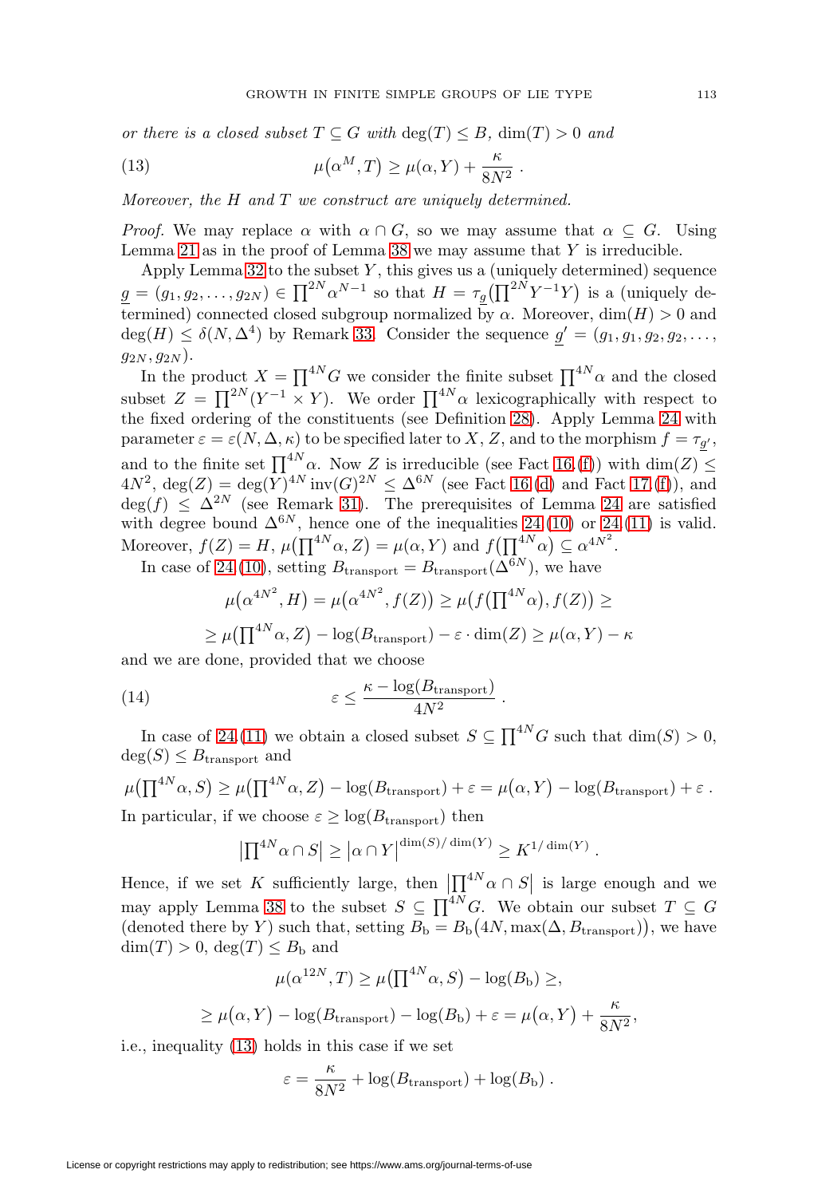*or there is a closed subset $T \subseteq G$ with $\deg(T) \leq B$, $\dim(T) > 0$ and*

$$\mu(\alpha^M, T) \geq \mu(\alpha, Y) + \frac{\kappa}{8N^2} \,. \tag{13}$$

*Moreover, the $H$ and $T$ we construct are uniquely determined.*

*Proof.* We may replace $\alpha$ with $\alpha \cap G$, so we may assume that $\alpha \subseteq G$. Using Lemma 21 as in the proof of Lemma 38 we may assume that $Y$ is irreducible.

Apply Lemma 32 to the subset $Y$, this gives us a (uniquely determined) sequence $\underline{g} = (g_1, g_2, \ldots, g_{2N}) \in \prod^{2N} \alpha^{N-1}$ so that $H = \tau_{\underline{g}}\big(\prod^{2N} Y^{-1} Y\big)$ is a (uniquely determined) connected closed subgroup normalized by $\alpha$. Moreover, $\dim(H) > 0$ and $\deg(H) \leq \delta(N, \Delta^4)$ by Remark 33. Consider the sequence $\underline{g}' = (g_1, g_1, g_2, g_2, \ldots, g_{2N}, g_{2N})$.

In the product $X = \prod^{4N} G$ we consider the finite subset $\prod^{4N} \alpha$ and the closed subset $Z = \prod^{2N}(Y^{-1} \times Y)$. We order $\prod^{4N} \alpha$ lexicographically with respect to the fixed ordering of the constituents (see Definition 28). Apply Lemma 24 with parameter $\varepsilon = \varepsilon(N, \Delta, \kappa)$ to be specified later to $X$, $Z$, and to the morphism $f = \tau_{\underline{g}'}$, and to the finite set $\prod^{4N} \alpha$. Now $Z$ is irreducible (see Fact 16.(f)) with $\dim(Z) \leq 4N^2$, $\deg(Z) = \deg(Y)^{4N} \operatorname{inv}(G)^{2N} \leq \Delta^{6N}$ (see Fact 16.(d) and Fact 17.(f)), and $\deg(f) \leq \Delta^{2N}$ (see Remark 31). The prerequisites of Lemma 24 are satisfied with degree bound $\Delta^{6N}$, hence one of the inequalities 24.(10) or 24.(11) is valid. Moreover, $f(Z) = H$, $\mu\big(\prod^{4N} \alpha, Z\big) = \mu(\alpha, Y)$ and $f\big(\prod^{4N} \alpha\big) \subseteq \alpha^{4N^2}$.

In case of 24.(10), setting $B_{\text{transport}} = B_{\text{transport}}(\Delta^{6N})$, we have

$$\mu\big(\alpha^{4N^2}, H\big) = \mu\big(\alpha^{4N^2}, f(Z)\big) \geq \mu\big(f\big(\textstyle\prod^{4N} \alpha\big), f(Z)\big) \geq$$

$$\geq \mu\big(\textstyle\prod^{4N} \alpha, Z\big) - \log(B_{\text{transport}}) - \varepsilon \cdot \dim(Z) \geq \mu(\alpha, Y) - \kappa$$

and we are done, provided that we choose

$$\varepsilon \leq \frac{\kappa - \log(B_{\text{transport}})}{4N^2} \,. \tag{14}$$

In case of 24.(11) we obtain a closed subset $S \subseteq \prod^{4N} G$ such that $\dim(S) > 0$, $\deg(S) \leq B_{\text{transport}}$ and

$$\mu\big(\textstyle\prod^{4N} \alpha, S\big) \geq \mu\big(\textstyle\prod^{4N} \alpha, Z\big) - \log(B_{\text{transport}}) + \varepsilon = \mu\big(\alpha, Y\big) - \log(B_{\text{transport}}) + \varepsilon \,.$$

In particular, if we choose $\varepsilon \geq \log(B_{\text{transport}})$ then

$$\big|\textstyle\prod^{4N} \alpha \cap S\big| \geq \big|\alpha \cap Y\big|^{\dim(S)/\dim(Y)} \geq K^{1/\dim(Y)} \,.$$

Hence, if we set $K$ sufficiently large, then $\big|\prod^{4N} \alpha \cap S\big|$ is large enough and we may apply Lemma 38 to the subset $S \subseteq \prod^{4N} G$. We obtain our subset $T \subseteq G$ (denoted there by $Y$) such that, setting $B_{\text{b}} = B_{\text{b}}\big(4N, \max(\Delta, B_{\text{transport}})\big)$, we have $\dim(T) > 0$, $\deg(T) \leq B_{\text{b}}$ and

$$\mu\big(\alpha^{12N}, T\big) \geq \mu\big(\textstyle\prod^{4N} \alpha, S\big) - \log(B_{\text{b}}) \geq,$$

$$\geq \mu\big(\alpha, Y\big) - \log(B_{\text{transport}}) - \log(B_{\text{b}}) + \varepsilon = \mu\big(\alpha, Y\big) + \frac{\kappa}{8N^2},$$

i.e., inequality (13) holds in this case if we set

$$\varepsilon = \frac{\kappa}{8N^2} + \log(B_{\text{transport}}) + \log(B_{\text{b}}) \,.$$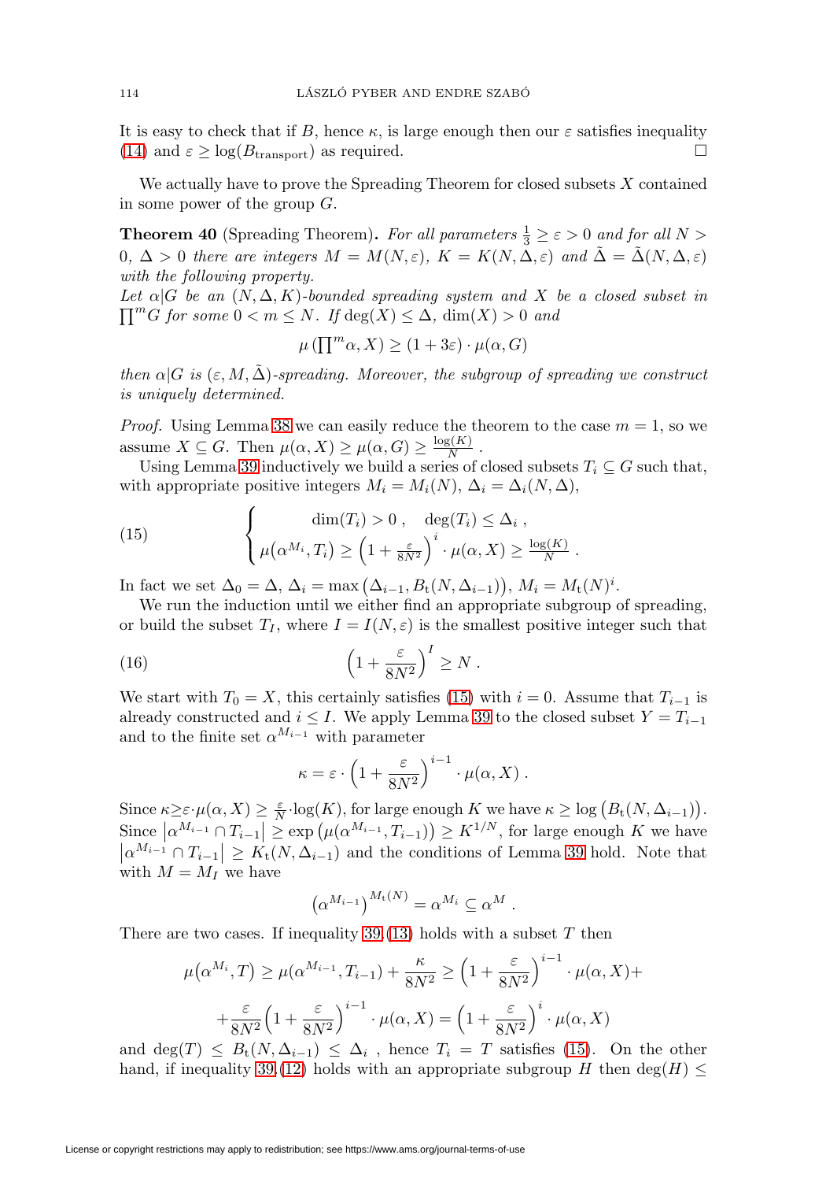It is easy to check that if $B$, hence $\kappa$, is large enough then our $\varepsilon$ satisfies inequality (14) and $\varepsilon \geq \log(B_{\text{transport}})$ as required. $\square$

We actually have to prove the Spreading Theorem for closed subsets $X$ contained in some power of the group $G$.

**Theorem 40** (Spreading Theorem)**.** *For all parameters $\frac{1}{3} \geq \varepsilon > 0$ and for all $N > 0$, $\Delta > 0$ there are integers $M = M(N, \varepsilon)$, $K = K(N, \Delta, \varepsilon)$ and $\tilde{\Delta} = \tilde{\Delta}(N, \Delta, \varepsilon)$ with the following property.*

*Let $\alpha|G$ be an $(N, \Delta, K)$-bounded spreading system and $X$ be a closed subset in $\prod^m G$ for some $0 < m \leq N$. If $\deg(X) \leq \Delta$, $\dim(X) > 0$ and*

$$\mu\left(\textstyle\prod^m \alpha, X\right) \geq (1 + 3\varepsilon) \cdot \mu(\alpha, G)$$

*then $\alpha|G$ is $(\varepsilon, M, \tilde{\Delta})$-spreading. Moreover, the subgroup of spreading we construct is uniquely determined.*

*Proof.* Using Lemma 38 we can easily reduce the theorem to the case $m = 1$, so we assume $X \subseteq G$. Then $\mu(\alpha, X) \geq \mu(\alpha, G) \geq \frac{\log(K)}{N}$.

Using Lemma 39 inductively we build a series of closed subsets $T_i \subseteq G$ such that, with appropriate positive integers $M_i = M_i(N)$, $\Delta_i = \Delta_i(N, \Delta)$,

$$\tag{15} \begin{cases} \dim(T_i) > 0 , \quad \deg(T_i) \leq \Delta_i , \\ \mu\big(\alpha^{M_i}, T_i\big) \geq \left(1 + \frac{\varepsilon}{8N^2}\right)^i \cdot \mu(\alpha, X) \geq \frac{\log(K)}{N} . \end{cases}$$

In fact we set $\Delta_0 = \Delta$, $\Delta_i = \max\big(\Delta_{i-1}, B_{\mathrm{t}}(N, \Delta_{i-1})\big)$, $M_i = M_{\mathrm{t}}(N)^i$.

We run the induction until we either find an appropriate subgroup of spreading, or build the subset $T_I$, where $I = I(N, \varepsilon)$ is the smallest positive integer such that

$$\tag{16} \left(1 + \frac{\varepsilon}{8N^2}\right)^I \geq N .$$

We start with $T_0 = X$, this certainly satisfies (15) with $i = 0$. Assume that $T_{i-1}$ is already constructed and $i \leq I$. We apply Lemma 39 to the closed subset $Y = T_{i-1}$ and to the finite set $\alpha^{M_{i-1}}$ with parameter

$$\kappa = \varepsilon \cdot \left(1 + \frac{\varepsilon}{8N^2}\right)^{i-1} \cdot \mu(\alpha, X) .$$

Since $\kappa \geq \varepsilon \cdot \mu(\alpha, X) \geq \frac{\varepsilon}{N} \cdot \log(K)$, for large enough $K$ we have $\kappa \geq \log\big(B_{\mathrm{t}}(N, \Delta_{i-1})\big)$. Since $\left|\alpha^{M_{i-1}} \cap T_{i-1}\right| \geq \exp\big(\mu(\alpha^{M_{i-1}}, T_{i-1})\big) \geq K^{1/N}$, for large enough $K$ we have $\left|\alpha^{M_{i-1}} \cap T_{i-1}\right| \geq K_{\mathrm{t}}(N, \Delta_{i-1})$ and the conditions of Lemma 39 hold. Note that with $M = M_I$ we have

$$\left(\alpha^{M_{i-1}}\right)^{M_{\mathrm{t}}(N)} = \alpha^{M_i} \subseteq \alpha^M .$$

There are two cases. If inequality 39.(13) holds with a subset $T$ then

$$\mu\big(\alpha^{M_i}, T\big) \geq \mu(\alpha^{M_{i-1}}, T_{i-1}) + \frac{\kappa}{8N^2} \geq \left(1 + \frac{\varepsilon}{8N^2}\right)^{i-1} \cdot \mu(\alpha, X) +$$

$$+ \frac{\varepsilon}{8N^2}\Big(1 + \frac{\varepsilon}{8N^2}\Big)^{i-1} \cdot \mu(\alpha, X) = \Big(1 + \frac{\varepsilon}{8N^2}\Big)^i \cdot \mu(\alpha, X)$$

and $\deg(T) \leq B_{\mathrm{t}}(N, \Delta_{i-1}) \leq \Delta_i$ , hence $T_i = T$ satisfies (15). On the other hand, if inequality 39.(12) holds with an appropriate subgroup $H$ then $\deg(H) \leq$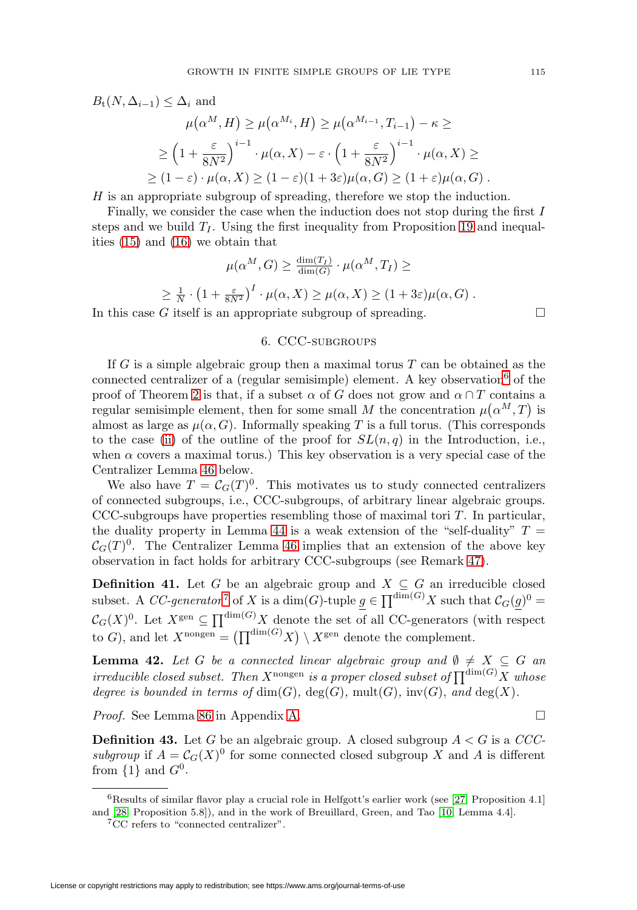$B_t(N, \Delta_{i-1}) \leq \Delta_i$ and

$$\mu(\alpha^M, H) \geq \mu(\alpha^{M_i}, H) \geq \mu(\alpha^{M_{i-1}}, T_{i-1}) - \kappa \geq$$
$$\geq \left(1 + \frac{\varepsilon}{8N^2}\right)^{i-1} \cdot \mu(\alpha, X) - \varepsilon \cdot \left(1 + \frac{\varepsilon}{8N^2}\right)^{i-1} \cdot \mu(\alpha, X) \geq$$
$$\geq (1-\varepsilon) \cdot \mu(\alpha, X) \geq (1-\varepsilon)(1+3\varepsilon)\mu(\alpha, G) \geq (1+\varepsilon)\mu(\alpha, G)\ .$$

$H$ is an appropriate subgroup of spreading, therefore we stop the induction.

Finally, we consider the case when the induction does not stop during the first $I$ steps and we build $T_I$. Using the first inequality from Proposition 19 and inequalities (15) and (16) we obtain that

$$\mu(\alpha^M, G) \geq \tfrac{\dim(T_I)}{\dim(G)} \cdot \mu(\alpha^M, T_I) \geq$$
$$\geq \tfrac{1}{N} \cdot \left(1 + \tfrac{\varepsilon}{8N^2}\right)^I \cdot \mu(\alpha, X) \geq \mu(\alpha, X) \geq (1+3\varepsilon)\mu(\alpha, G)\ .$$

In this case $G$ itself is an appropriate subgroup of spreading. □

## 6. CCC-subgroups

If $G$ is a simple algebraic group then a maximal torus $T$ can be obtained as the connected centralizer of a (regular semisimple) element. A key observation[6] of the proof of Theorem 2 is that, if a subset $\alpha$ of $G$ does not grow and $\alpha \cap T$ contains a regular semisimple element, then for some small $M$ the concentration $\mu(\alpha^M, T)$ is almost as large as $\mu(\alpha, G)$. Informally speaking $T$ is a full torus. (This corresponds to the case (ii) of the outline of the proof for $SL(n,q)$ in the Introduction, i.e., when $\alpha$ covers a maximal torus.) This key observation is a very special case of the Centralizer Lemma 46 below.

We also have $T = \mathcal{C}_G(T)^0$. This motivates us to study connected centralizers of connected subgroups, i.e., CCC-subgroups, of arbitrary linear algebraic groups. CCC-subgroups have properties resembling those of maximal tori $T$. In particular, the duality property in Lemma 44 is a weak extension of the "self-duality" $T = \mathcal{C}_G(T)^0$. The Centralizer Lemma 46 implies that an extension of the above key observation in fact holds for arbitrary CCC-subgroups (see Remark 47).

**Definition 41.** Let $G$ be an algebraic group and $X \subseteq G$ an irreducible closed subset. A *CC-generator*[7] of $X$ is a $\dim(G)$-tuple $\underline{g} \in \prod^{\dim(G)} X$ such that $\mathcal{C}_G(\underline{g})^0 = \mathcal{C}_G(X)^0$. Let $X^{\text{gen}} \subseteq \prod^{\dim(G)} X$ denote the set of all CC-generators (with respect to $G$), and let $X^{\text{nongen}} = \left(\prod^{\dim(G)} X\right) \setminus X^{\text{gen}}$ denote the complement.

**Lemma 42.** *Let $G$ be a connected linear algebraic group and $\emptyset \neq X \subseteq G$ an irreducible closed subset. Then $X^{\text{nongen}}$ is a proper closed subset of $\prod^{\dim(G)} X$ whose degree is bounded in terms of $\dim(G)$, $\deg(G)$, $\text{mult}(G)$, $\text{inv}(G)$, and $\deg(X)$.*

*Proof.* See Lemma 86 in Appendix A. □

**Definition 43.** Let $G$ be an algebraic group. A closed subgroup $A < G$ is a *CCC-subgroup* if $A = \mathcal{C}_G(X)^0$ for some connected closed subgroup $X$ and $A$ is different from $\{1\}$ and $G^0$.

---

[6] Results of similar flavor play a crucial role in Helfgott's earlier work (see [27, Proposition 4.1] and [28, Proposition 5.8]), and in the work of Breuillard, Green, and Tao [10, Lemma 4.4].

[7] CC refers to "connected centralizer".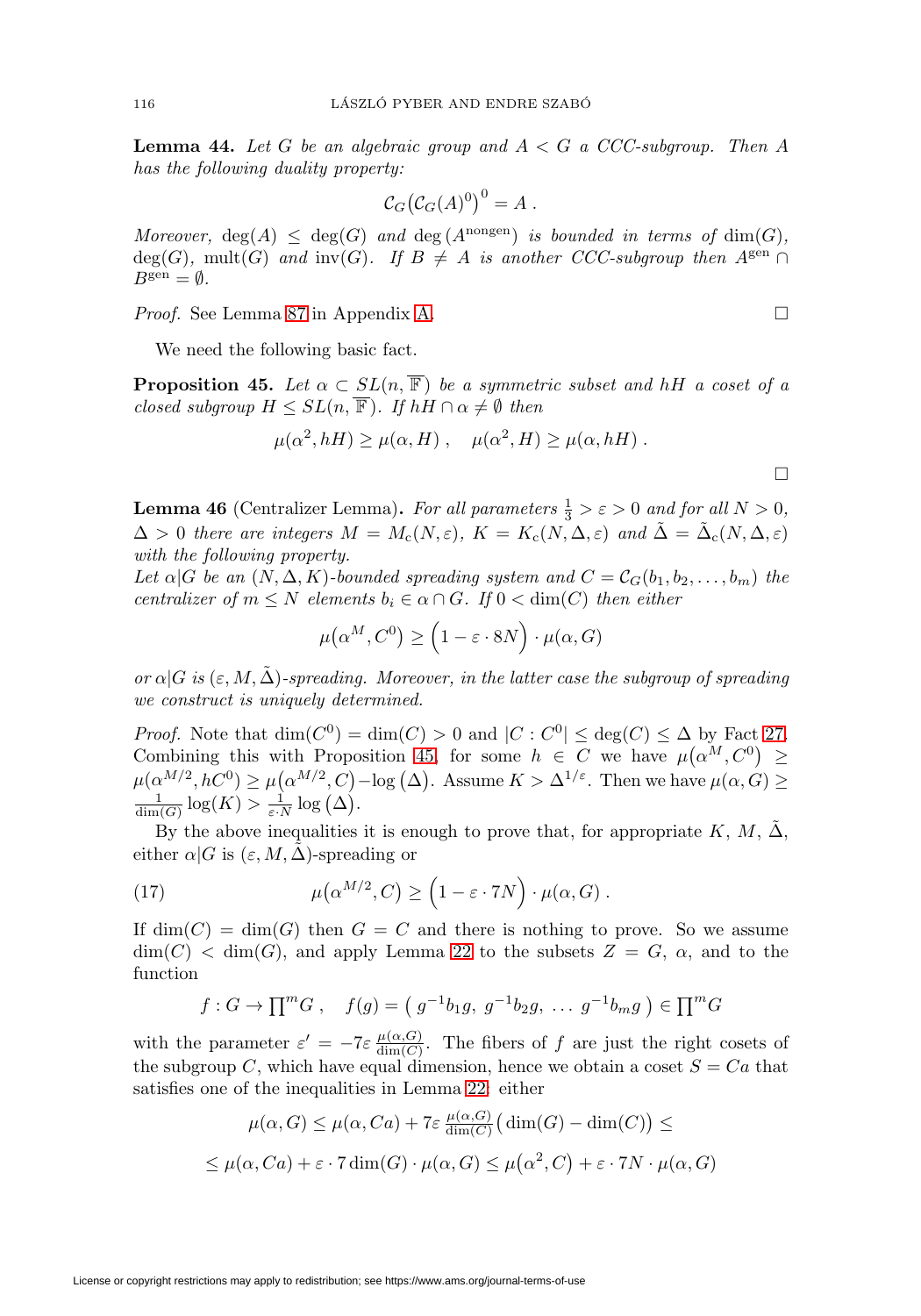**Lemma 44.** *Let $G$ be an algebraic group and $A < G$ a CCC-subgroup. Then $A$ has the following duality property:*

$$\mathcal{C}_G\big(\mathcal{C}_G(A)^0\big)^0 = A\,.$$

*Moreover, $\deg(A) \le \deg(G)$ and $\deg\left(A^{\text{nongen}}\right)$ is bounded in terms of $\dim(G)$, $\deg(G)$, $\text{mult}(G)$ and $\text{inv}(G)$. If $B \ne A$ is another CCC-subgroup then $A^{\text{gen}} \cap B^{\text{gen}} = \emptyset$.*

*Proof.* See Lemma 87 in Appendix A. $\square$

We need the following basic fact.

**Proposition 45.** *Let $\alpha \subset SL(n, \overline{\mathbb{F}})$ be a symmetric subset and $hH$ a coset of a closed subgroup $H \le SL(n, \overline{\mathbb{F}})$. If $hH \cap \alpha \ne \emptyset$ then*

$$\mu(\alpha^2, hH) \ge \mu(\alpha, H)\,, \quad \mu(\alpha^2, H) \ge \mu(\alpha, hH)\,.$$

$\square$

**Lemma 46** (Centralizer Lemma)**.** *For all parameters $\frac{1}{3} > \varepsilon > 0$ and for all $N > 0$, $\Delta > 0$ there are integers $M = M_c(N, \varepsilon)$, $K = K_c(N, \Delta, \varepsilon)$ and $\tilde{\Delta} = \tilde{\Delta}_c(N, \Delta, \varepsilon)$ with the following property.*
*Let $\alpha|G$ be an $(N, \Delta, K)$-bounded spreading system and $C = \mathcal{C}_G(b_1, b_2, \ldots, b_m)$ the centralizer of $m \le N$ elements $b_i \in \alpha \cap G$. If $0 < \dim(C)$ then either*

$$\mu\big(\alpha^M, C^0\big) \ge \Big(1 - \varepsilon \cdot 8N\Big) \cdot \mu(\alpha, G)$$

*or $\alpha|G$ is $(\varepsilon, M, \tilde{\Delta})$-spreading. Moreover, in the latter case the subgroup of spreading we construct is uniquely determined.*

*Proof.* Note that $\dim(C^0) = \dim(C) > 0$ and $|C : C^0| \le \deg(C) \le \Delta$ by Fact 27. Combining this with Proposition 45, for some $h \in C$ we have $\mu\big(\alpha^M, C^0\big) \ge \mu(\alpha^{M/2}, hC^0) \ge \mu\big(\alpha^{M/2}, C\big) - \log\big(\Delta\big)$. Assume $K > \Delta^{1/\varepsilon}$. Then we have $\mu(\alpha, G) \ge \frac{1}{\dim(G)} \log(K) > \frac{1}{\varepsilon \cdot N} \log\big(\Delta\big)$.

By the above inequalities it is enough to prove that, for appropriate $K$, $M$, $\tilde{\Delta}$, either $\alpha|G$ is $(\varepsilon, M, \tilde{\Delta})$-spreading or

$$\mu\big(\alpha^{M/2}, C\big) \ge \Big(1 - \varepsilon \cdot 7N\Big) \cdot \mu(\alpha, G)\,. \tag{17}$$

If $\dim(C) = \dim(G)$ then $G = C$ and there is nothing to prove. So we assume $\dim(C) < \dim(G)$, and apply Lemma 22 to the subsets $Z = G$, $\alpha$, and to the function

$$f : G \to \prod\nolimits^m G\,, \quad f(g) = \big(\, g^{-1}b_1 g,\ g^{-1}b_2 g,\ \ldots\ g^{-1}b_m g \,\big) \in \prod\nolimits^m G$$

with the parameter $\varepsilon' = -7\varepsilon\, \frac{\mu(\alpha, G)}{\dim(C)}$. The fibers of $f$ are just the right cosets of the subgroup $C$, which have equal dimension, hence we obtain a coset $S = Ca$ that satisfies one of the inequalities in Lemma 22: either

$$\mu(\alpha, G) \le \mu(\alpha, Ca) + 7\varepsilon\, \tfrac{\mu(\alpha,G)}{\dim(C)}\big(\dim(G) - \dim(C)\big) \le$$

$$\le \mu(\alpha, Ca) + \varepsilon \cdot 7 \dim(G) \cdot \mu(\alpha, G) \le \mu\big(\alpha^2, C\big) + \varepsilon \cdot 7N \cdot \mu(\alpha, G)$$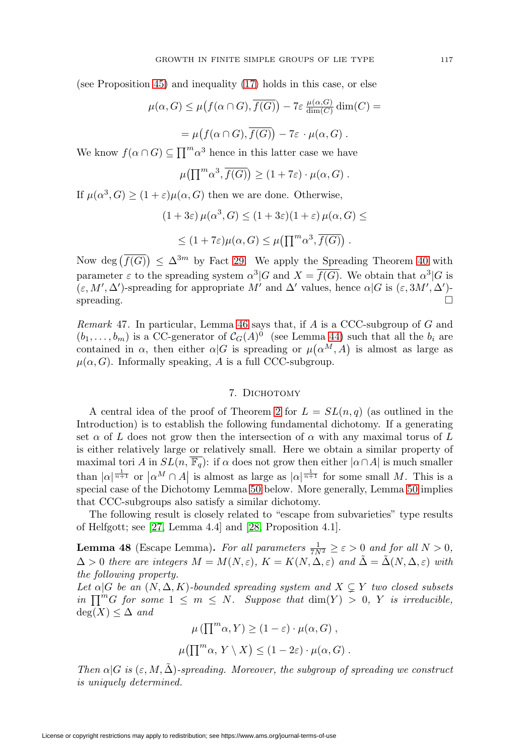(see Proposition 45) and inequality (17) holds in this case, or else

$$\mu(\alpha, G) \leq \mu\big(f(\alpha \cap G), \overline{f(G)}\big) - 7\varepsilon \,\tfrac{\mu(\alpha,G)}{\dim(C)} \dim(C) =$$

$$= \mu\big(f(\alpha \cap G), \overline{f(G)}\big) - 7\varepsilon \,\cdot \mu(\alpha, G)\ .$$

We know $f(\alpha \cap G) \subseteq \prod^m \alpha^3$ hence in this latter case we have

$$\mu\big(\textstyle\prod^m \alpha^3, \overline{f(G)}\big) \geq (1 + 7\varepsilon) \cdot \mu(\alpha, G)\ .$$

If $\mu(\alpha^3, G) \geq (1+\varepsilon)\mu(\alpha, G)$ then we are done. Otherwise,

$$(1 + 3\varepsilon)\,\mu(\alpha^3, G) \leq (1 + 3\varepsilon)(1 + \varepsilon)\,\mu(\alpha, G) \leq$$

$$\leq (1 + 7\varepsilon)\mu(\alpha, G) \leq \mu\big(\textstyle\prod^m \alpha^3, \overline{f(G)}\big)\ .$$

Now $\deg\big(\overline{f(G)}\big) \leq \Delta^{3m}$ by Fact 29. We apply the Spreading Theorem 40 with parameter $\varepsilon$ to the spreading system $\alpha^3|G$ and $X = \overline{f(G)}$. We obtain that $\alpha^3|G$ is $(\varepsilon, M', \Delta')$-spreading for appropriate $M'$ and $\Delta'$ values, hence $\alpha|G$ is $(\varepsilon, 3M', \Delta')$-spreading. □

*Remark* 47. In particular, Lemma 46 says that, if $A$ is a CCC-subgroup of $G$ and $(b_1, \ldots, b_m)$ is a CC-generator of $\mathcal{C}_G(A)^0$ (see Lemma 44) such that all the $b_i$ are contained in $\alpha$, then either $\alpha|G$ is spreading or $\mu\big(\alpha^M, A\big)$ is almost as large as $\mu(\alpha, G)$. Informally speaking, $A$ is a full CCC-subgroup.

## 7. Dichotomy

A central idea of the proof of Theorem 2 for $L = SL(n, q)$ (as outlined in the Introduction) is to establish the following fundamental dichotomy. If a generating set $\alpha$ of $L$ does not grow then the intersection of $\alpha$ with any maximal torus of $L$ is either relatively large or relatively small. Here we obtain a similar property of maximal tori $A$ in $SL(n, \overline{\mathbb{F}_q})$: if $\alpha$ does not grow then either $|\alpha \cap A|$ is much smaller than $|\alpha|^{\frac{1}{n+1}}$ or $\big|\alpha^M \cap A\big|$ is almost as large as $|\alpha|^{\frac{1}{n+1}}$ for some small $M$. This is a special case of the Dichotomy Lemma 50 below. More generally, Lemma 50 implies that CCC-subgroups also satisfy a similar dichotomy.

The following result is closely related to "escape from subvarieties" type results of Helfgott; see [27, Lemma 4.4] and [28, Proposition 4.1].

**Lemma 48** (Escape Lemma). *For all parameters $\frac{1}{7N^2} \geq \varepsilon > 0$ and for all $N > 0$, $\Delta > 0$ there are integers $M = M(N, \varepsilon)$, $K = K(N, \Delta, \varepsilon)$ and $\tilde{\Delta} = \tilde{\Delta}(N, \Delta, \varepsilon)$ with the following property.*

*Let $\alpha|G$ be an $(N, \Delta, K)$-bounded spreading system and $X \subsetneq Y$ two closed subsets in $\prod^m G$ for some $1 \leq m \leq N$. Suppose that $\dim(Y) > 0$, $Y$ is irreducible, $\deg(X) \leq \Delta$ and*

$$\mu\left(\textstyle\prod^m \alpha, Y\right) \geq (1 - \varepsilon) \cdot \mu(\alpha, G)\ ,$$

$$\mu\big(\textstyle\prod^m \alpha,\, Y \setminus X\big) \leq (1 - 2\varepsilon) \cdot \mu(\alpha, G)\ .$$

*Then $\alpha|G$ is $(\varepsilon, M, \tilde{\Delta})$-spreading. Moreover, the subgroup of spreading we construct is uniquely determined.*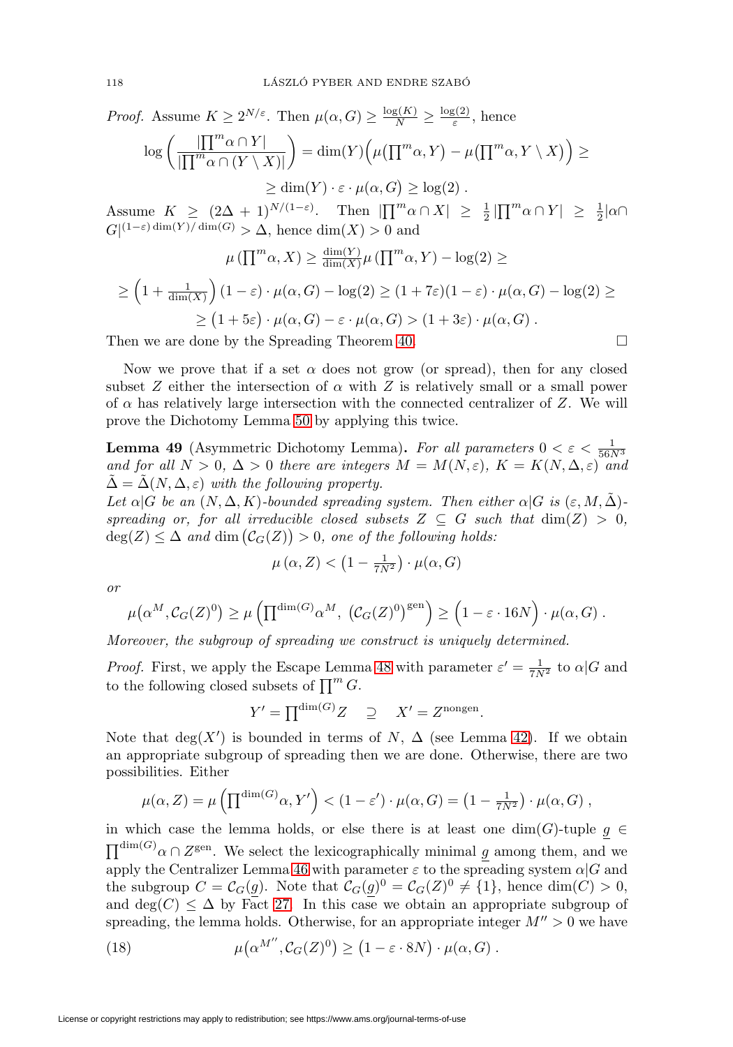*Proof.* Assume $K \geq 2^{N/\varepsilon}$. Then $\mu(\alpha, G) \geq \frac{\log(K)}{N} \geq \frac{\log(2)}{\varepsilon}$, hence

$$\log\left(\frac{|\prod^m \alpha \cap Y|}{|\prod^m \alpha \cap (Y \setminus X)|}\right) = \dim(Y)\Big(\mu\big(\prod^m \alpha, Y\big) - \mu\big(\prod^m \alpha, Y \setminus X\big)\Big) \geq$$

$$\geq \dim(Y) \cdot \varepsilon \cdot \mu(\alpha, G) \geq \log(2)\ .$$

Assume $K \geq (2\Delta + 1)^{N/(1-\varepsilon)}$. Then $|\prod^m \alpha \cap X| \geq \frac{1}{2}|\prod^m \alpha \cap Y| \geq \frac{1}{2}|\alpha \cap G|^{(1-\varepsilon)\dim(Y)/\dim(G)} > \Delta$, hence $\dim(X) > 0$ and

$$\mu\left(\prod^m \alpha, X\right) \geq \tfrac{\dim(Y)}{\dim(X)} \mu\left(\prod^m \alpha, Y\right) - \log(2) \geq$$

$$\geq \left(1 + \tfrac{1}{\dim(X)}\right)(1-\varepsilon) \cdot \mu(\alpha, G) - \log(2) \geq (1 + 7\varepsilon)(1-\varepsilon) \cdot \mu(\alpha, G) - \log(2) \geq$$

$$\geq \big(1 + 5\varepsilon\big) \cdot \mu(\alpha, G) - \varepsilon \cdot \mu(\alpha, G) > (1 + 3\varepsilon) \cdot \mu(\alpha, G)\ .$$

Then we are done by the Spreading Theorem 40. $\square$

Now we prove that if a set $\alpha$ does not grow (or spread), then for any closed subset $Z$ either the intersection of $\alpha$ with $Z$ is relatively small or a small power of $\alpha$ has relatively large intersection with the connected centralizer of $Z$. We will prove the Dichotomy Lemma 50 by applying this twice.

**Lemma 49** (Asymmetric Dichotomy Lemma)**.** *For all parameters $0 < \varepsilon < \frac{1}{56N^3}$ and for all $N > 0$, $\Delta > 0$ there are integers $M = M(N, \varepsilon)$, $K = K(N, \Delta, \varepsilon)$ and $\tilde{\Delta} = \tilde{\Delta}(N, \Delta, \varepsilon)$ with the following property.*

*Let $\alpha|G$ be an $(N, \Delta, K)$-bounded spreading system. Then either $\alpha|G$ is $(\varepsilon, M, \tilde{\Delta})$-spreading or, for all irreducible closed subsets $Z \subseteq G$ such that $\dim(Z) > 0$, $\deg(Z) \leq \Delta$ and $\dim\big(\mathcal{C}_G(Z)\big) > 0$, one of the following holds:*

$$\mu\left(\alpha, Z\right) < \left(1 - \tfrac{1}{7N^2}\right) \cdot \mu(\alpha, G)$$

*or*

$$\mu\big(\alpha^M, \mathcal{C}_G(Z)^0\big) \geq \mu\left(\prod^{\dim(G)} \alpha^M,\ \big(\mathcal{C}_G(Z)^0\big)^{\text{gen}}\right) \geq \Big(1 - \varepsilon \cdot 16N\Big) \cdot \mu(\alpha, G)\ .$$

*Moreover, the subgroup of spreading we construct is uniquely determined.*

*Proof.* First, we apply the Escape Lemma 48 with parameter $\varepsilon' = \frac{1}{7N^2}$ to $\alpha|G$ and to the following closed subsets of $\prod^m G$.

$$Y' = \prod^{\dim(G)} Z \quad \supseteq \quad X' = Z^{\text{nongen}}.$$

Note that $\deg(X')$ is bounded in terms of $N$, $\Delta$ (see Lemma 42). If we obtain an appropriate subgroup of spreading then we are done. Otherwise, there are two possibilities. Either

$$\mu(\alpha, Z) = \mu\left(\prod^{\dim(G)} \alpha, Y'\right) < (1 - \varepsilon') \cdot \mu(\alpha, G) = \left(1 - \tfrac{1}{7N^2}\right) \cdot \mu(\alpha, G)\ ,$$

in which case the lemma holds, or else there is at least one $\dim(G)$-tuple $\underline{g} \in \prod^{\dim(G)} \alpha \cap Z^{\text{gen}}$. We select the lexicographically minimal $\underline{g}$ among them, and we apply the Centralizer Lemma 46 with parameter $\varepsilon$ to the spreading system $\alpha|G$ and the subgroup $C = \mathcal{C}_G(\underline{g})$. Note that $\mathcal{C}_G(\underline{g})^0 = \mathcal{C}_G(Z)^0 \neq \{1\}$, hence $\dim(C) > 0$, and $\deg(C) \leq \Delta$ by Fact 27. In this case we obtain an appropriate subgroup of spreading, the lemma holds. Otherwise, for an appropriate integer $M'' > 0$ we have

$$\mu\big(\alpha^{M''}, \mathcal{C}_G(Z)^0\big) \geq \big(1 - \varepsilon \cdot 8N\big) \cdot \mu(\alpha, G)\ . \tag{18}$$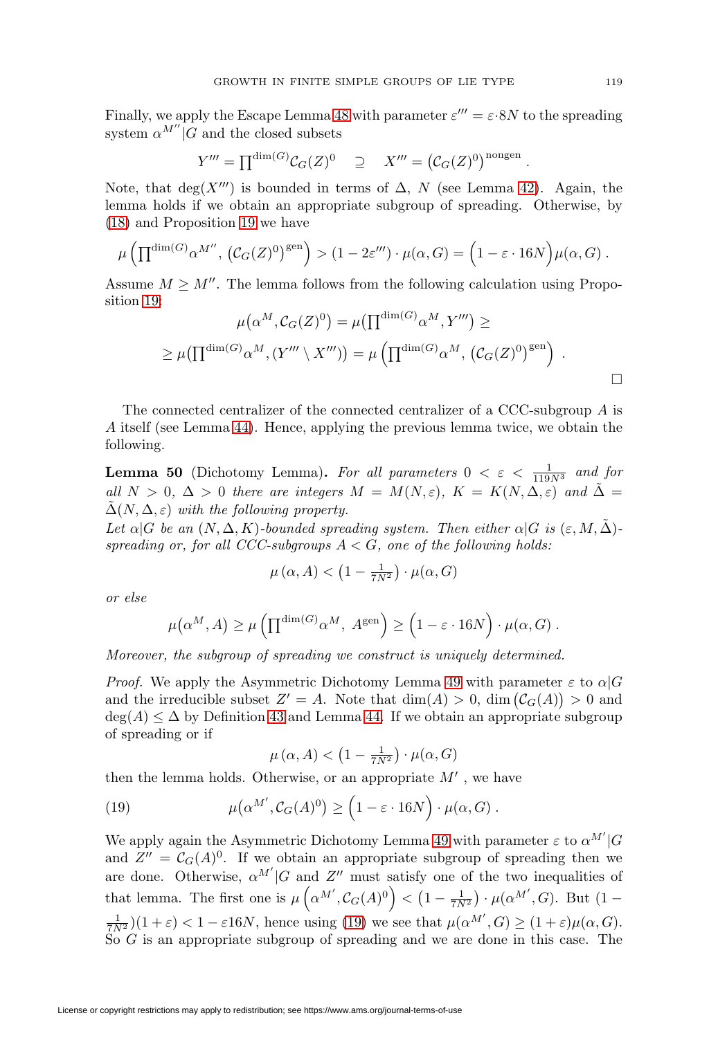Finally, we apply the Escape Lemma 48 with parameter $\varepsilon''' = \varepsilon \cdot 8N$ to the spreading system $\alpha^{M''}|G$ and the closed subsets

$$Y''' = \prod^{\dim(G)} \mathcal{C}_G(Z)^0 \quad \supseteq \quad X''' = \left(\mathcal{C}_G(Z)^0\right)^{\text{nongen}} .$$

Note, that $\deg(X''')$ is bounded in terms of $\Delta$, $N$ (see Lemma 42). Again, the lemma holds if we obtain an appropriate subgroup of spreading. Otherwise, by (18) and Proposition 19 we have

$$\mu\left(\prod^{\dim(G)} \alpha^{M''},\, \left(\mathcal{C}_G(Z)^0\right)^{\text{gen}}\right) > (1 - 2\varepsilon''') \cdot \mu(\alpha, G) = \Big(1 - \varepsilon \cdot 16N\Big)\mu(\alpha, G) .$$

Assume $M \geq M''$. The lemma follows from the following calculation using Proposition 19:

$$\mu\big(\alpha^M, \mathcal{C}_G(Z)^0\big) = \mu\big(\prod^{\dim(G)} \alpha^M, Y'''\big) \geq$$

$$\geq \mu\big(\prod^{\dim(G)} \alpha^M, (Y''' \setminus X''')\big) = \mu\left(\prod^{\dim(G)} \alpha^M,\, \left(\mathcal{C}_G(Z)^0\right)^{\text{gen}}\right) .$$

□

The connected centralizer of the connected centralizer of a CCC-subgroup $A$ is $A$ itself (see Lemma 44). Hence, applying the previous lemma twice, we obtain the following.

**Lemma 50** (Dichotomy Lemma)**.** *For all parameters $0 < \varepsilon < \frac{1}{119N^3}$ and for all $N > 0$, $\Delta > 0$ there are integers $M = M(N, \varepsilon)$, $K = K(N, \Delta, \varepsilon)$ and $\tilde{\Delta} = \tilde{\Delta}(N, \Delta, \varepsilon)$ with the following property.*

*Let $\alpha|G$ be an $(N, \Delta, K)$-bounded spreading system. Then either $\alpha|G$ is $(\varepsilon, M, \tilde{\Delta})$-spreading or, for all CCC-subgroups $A < G$, one of the following holds:*

$$\mu\left(\alpha, A\right) < \left(1 - \tfrac{1}{7N^2}\right) \cdot \mu(\alpha, G)$$

*or else*

$$\mu\big(\alpha^M, A\big) \geq \mu\left(\prod^{\dim(G)} \alpha^M,\ A^{\text{gen}}\right) \geq \Big(1 - \varepsilon \cdot 16N\Big) \cdot \mu(\alpha, G) .$$

*Moreover, the subgroup of spreading we construct is uniquely determined.*

*Proof.* We apply the Asymmetric Dichotomy Lemma 49 with parameter $\varepsilon$ to $\alpha|G$ and the irreducible subset $Z' = A$. Note that $\dim(A) > 0$, $\dim\big(\mathcal{C}_G(A)\big) > 0$ and $\deg(A) \leq \Delta$ by Definition 43 and Lemma 44. If we obtain an appropriate subgroup of spreading or if

$$\mu\left(\alpha, A\right) < \left(1 - \tfrac{1}{7N^2}\right) \cdot \mu(\alpha, G)$$

then the lemma holds. Otherwise, or an appropriate $M'$ , we have

$$\mu\big(\alpha^{M'}, \mathcal{C}_G(A)^0\big) \geq \Big(1 - \varepsilon \cdot 16N\Big) \cdot \mu(\alpha, G) . \tag{19}$$

We apply again the Asymmetric Dichotomy Lemma 49 with parameter $\varepsilon$ to $\alpha^{M'}|G$ and $Z'' = \mathcal{C}_G(A)^0$. If we obtain an appropriate subgroup of spreading then we are done. Otherwise, $\alpha^{M'}|G$ and $Z''$ must satisfy one of the two inequalities of that lemma. The first one is $\mu\left(\alpha^{M'}, \mathcal{C}_G(A)^0\right) < \left(1 - \frac{1}{7N^2}\right) \cdot \mu(\alpha^{M'}, G)$. But $(1 - \frac{1}{7N^2})(1 + \varepsilon) < 1 - \varepsilon 16N$, hence using (19) we see that $\mu(\alpha^{M'}, G) \geq (1 + \varepsilon)\mu(\alpha, G)$. So $G$ is an appropriate subgroup of spreading and we are done in this case. The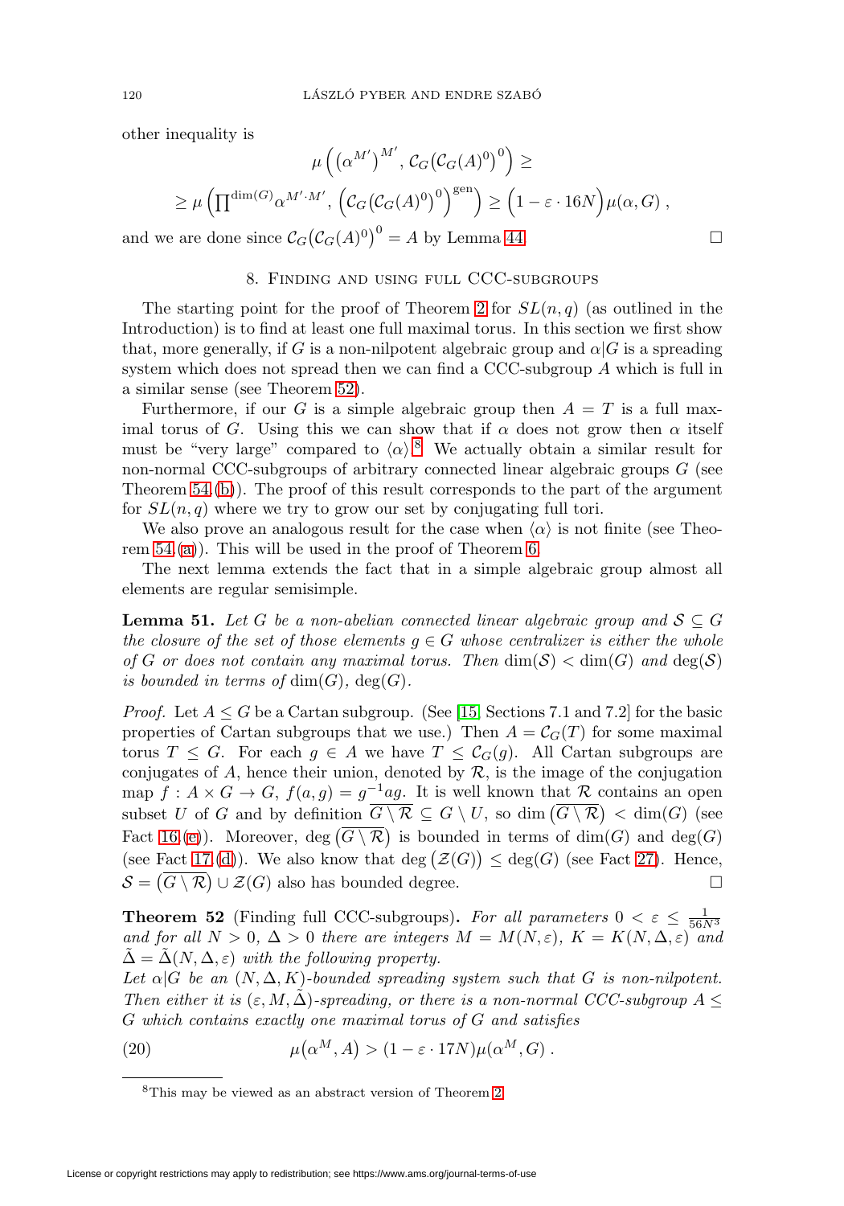other inequality is

$$\mu\left(\left(\alpha^{M'}\right)^{M'}, \mathcal{C}_G\big(\mathcal{C}_G(A)^0\big)^0\right) \geq$$
$$\geq \mu\left(\prod^{\dim(G)} \alpha^{M'\cdot M'}, \left(\mathcal{C}_G\big(\mathcal{C}_G(A)^0\big)^0\right)^{\text{gen}}\right) \geq \Big(1 - \varepsilon \cdot 16N\Big)\mu(\alpha, G)\,,$$

and we are done since $\mathcal{C}_G\big(\mathcal{C}_G(A)^0\big)^0 = A$ by Lemma 44. □

## 8. Finding and using full CCC-subgroups

The starting point for the proof of Theorem 2 for $SL(n,q)$ (as outlined in the Introduction) is to find at least one full maximal torus. In this section we first show that, more generally, if $G$ is a non-nilpotent algebraic group and $\alpha|G$ is a spreading system which does not spread then we can find a CCC-subgroup $A$ which is full in a similar sense (see Theorem 52).

Furthermore, if our $G$ is a simple algebraic group then $A = T$ is a full maximal torus of $G$. Using this we can show that if $\alpha$ does not grow then $\alpha$ itself must be "very large" compared to $\langle\alpha\rangle$.[8] We actually obtain a similar result for non-normal CCC-subgroups of arbitrary connected linear algebraic groups $G$ (see Theorem 54.(b)). The proof of this result corresponds to the part of the argument for $SL(n,q)$ where we try to grow our set by conjugating full tori.

We also prove an analogous result for the case when $\langle\alpha\rangle$ is not finite (see Theorem 54.(a)). This will be used in the proof of Theorem 6.

The next lemma extends the fact that in a simple algebraic group almost all elements are regular semisimple.

**Lemma 51.** *Let $G$ be a non-abelian connected linear algebraic group and $\mathcal{S} \subseteq G$ the closure of the set of those elements $g \in G$ whose centralizer is either the whole of $G$ or does not contain any maximal torus. Then $\dim(\mathcal{S}) < \dim(G)$ and $\deg(\mathcal{S})$ is bounded in terms of $\dim(G)$, $\deg(G)$.*

*Proof.* Let $A \leq G$ be a Cartan subgroup. (See [15, Sections 7.1 and 7.2] for the basic properties of Cartan subgroups that we use.) Then $A = \mathcal{C}_G(T)$ for some maximal torus $T \leq G$. For each $g \in A$ we have $T \leq \mathcal{C}_G(g)$. All Cartan subgroups are conjugates of $A$, hence their union, denoted by $\mathcal{R}$, is the image of the conjugation map $f : A \times G \to G$, $f(a,g) = g^{-1}ag$. It is well known that $\mathcal{R}$ contains an open subset $U$ of $G$ and by definition $\overline{G \setminus \mathcal{R}} \subseteq G \setminus U$, so $\dim\big(\overline{G \setminus \mathcal{R}}\big) < \dim(G)$ (see Fact 16.(e)). Moreover, $\deg\big(\overline{G \setminus \mathcal{R}}\big)$ is bounded in terms of $\dim(G)$ and $\deg(G)$ (see Fact 17.(d)). We also know that $\deg\big(\mathcal{Z}(G)\big) \leq \deg(G)$ (see Fact 27). Hence, $\mathcal{S} = \big(\overline{G \setminus \mathcal{R}}\big) \cup \mathcal{Z}(G)$ also has bounded degree. □

**Theorem 52** (Finding full CCC-subgroups)**.** *For all parameters $0 < \varepsilon \leq \frac{1}{56N^3}$ and for all $N > 0$, $\Delta > 0$ there are integers $M = M(N,\varepsilon)$, $K = K(N,\Delta,\varepsilon)$ and $\tilde{\Delta} = \tilde{\Delta}(N,\Delta,\varepsilon)$ with the following property.*

*Let $\alpha|G$ be an $(N,\Delta,K)$-bounded spreading system such that $G$ is non-nilpotent. Then either it is $(\varepsilon, M, \tilde{\Delta})$-spreading, or there is a non-normal CCC-subgroup $A \leq G$ which contains exactly one maximal torus of $G$ and satisfies*

$$\mu\big(\alpha^M, A\big) > (1 - \varepsilon \cdot 17N)\mu(\alpha^M, G)\,. \tag{20}$$

[8] This may be viewed as an abstract version of Theorem 2.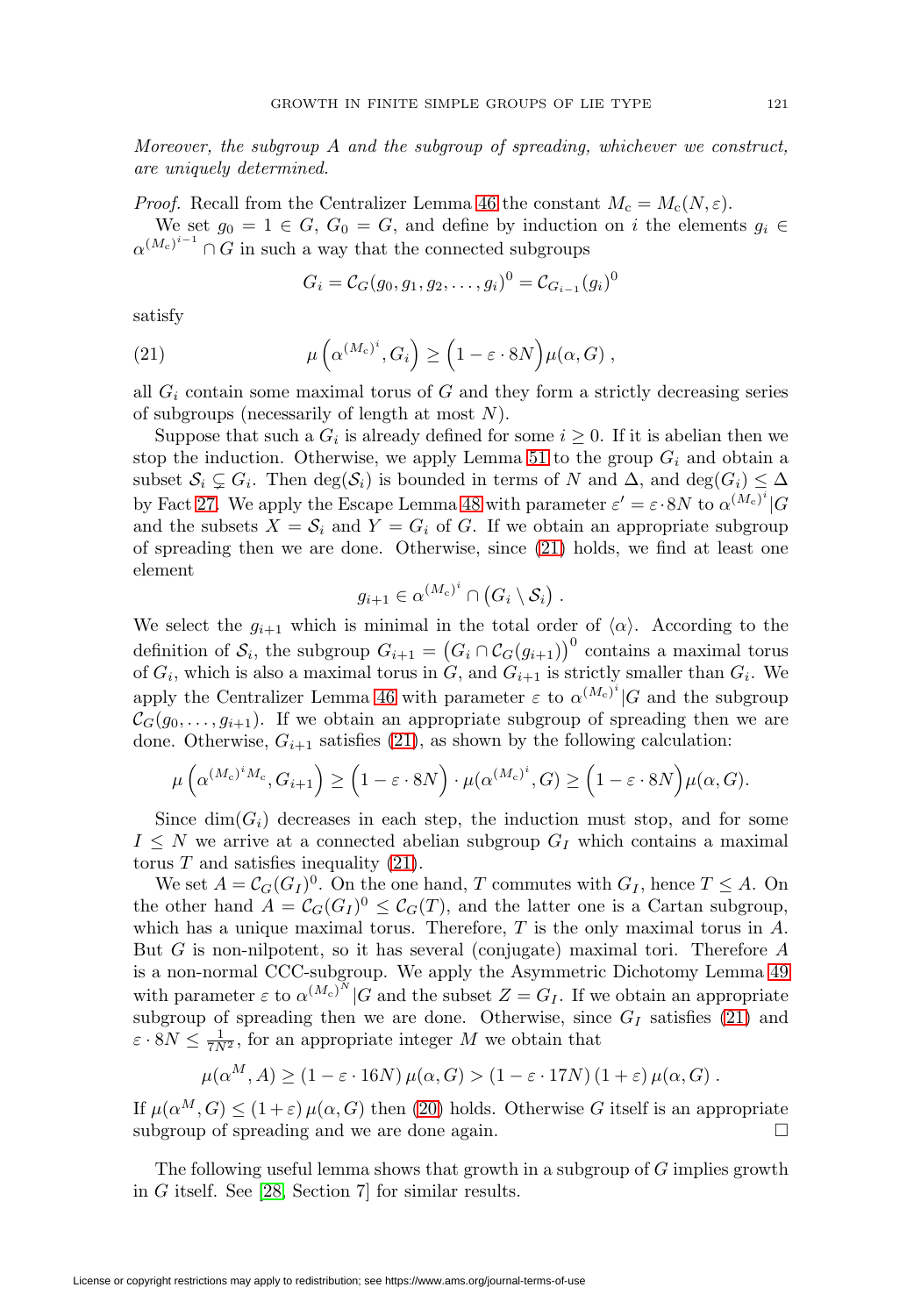*Moreover, the subgroup $A$ and the subgroup of spreading, whichever we construct, are uniquely determined.*

*Proof.* Recall from the Centralizer Lemma 46 the constant $M_c = M_c(N, \varepsilon)$.

We set $g_0 = 1 \in G$, $G_0 = G$, and define by induction on $i$ the elements $g_i \in \alpha^{(M_c)^{i-1}} \cap G$ in such a way that the connected subgroups

$$G_i = \mathcal{C}_G(g_0, g_1, g_2, \ldots, g_i)^0 = \mathcal{C}_{G_{i-1}}(g_i)^0$$

satisfy

$$\mu\left(\alpha^{(M_c)^i}, G_i\right) \geq \left(1 - \varepsilon \cdot 8N\right)\mu(\alpha, G)\,, \tag{21}$$

all $G_i$ contain some maximal torus of $G$ and they form a strictly decreasing series of subgroups (necessarily of length at most $N$).

Suppose that such a $G_i$ is already defined for some $i \geq 0$. If it is abelian then we stop the induction. Otherwise, we apply Lemma 51 to the group $G_i$ and obtain a subset $\mathcal{S}_i \subsetneq G_i$. Then $\deg(\mathcal{S}_i)$ is bounded in terms of $N$ and $\Delta$, and $\deg(G_i) \leq \Delta$ by Fact 27. We apply the Escape Lemma 48 with parameter $\varepsilon' = \varepsilon \cdot 8N$ to $\alpha^{(M_c)^i}|G$ and the subsets $X = \mathcal{S}_i$ and $Y = G_i$ of $G$. If we obtain an appropriate subgroup of spreading then we are done. Otherwise, since (21) holds, we find at least one element

$$g_{i+1} \in \alpha^{(M_c)^i} \cap \left(G_i \setminus \mathcal{S}_i\right).$$

We select the $g_{i+1}$ which is minimal in the total order of $\langle\alpha\rangle$. According to the definition of $\mathcal{S}_i$, the subgroup $G_{i+1} = \left(G_i \cap \mathcal{C}_G(g_{i+1})\right)^0$ contains a maximal torus of $G_i$, which is also a maximal torus in $G$, and $G_{i+1}$ is strictly smaller than $G_i$. We apply the Centralizer Lemma 46 with parameter $\varepsilon$ to $\alpha^{(M_c)^i}|G$ and the subgroup $\mathcal{C}_G(g_0, \ldots, g_{i+1})$. If we obtain an appropriate subgroup of spreading then we are done. Otherwise, $G_{i+1}$ satisfies (21), as shown by the following calculation:

$$\mu\left(\alpha^{(M_c)^i M_c}, G_{i+1}\right) \geq \left(1 - \varepsilon \cdot 8N\right) \cdot \mu(\alpha^{(M_c)^i}, G) \geq \left(1 - \varepsilon \cdot 8N\right)\mu(\alpha, G).$$

Since $\dim(G_i)$ decreases in each step, the induction must stop, and for some $I \leq N$ we arrive at a connected abelian subgroup $G_I$ which contains a maximal torus $T$ and satisfies inequality (21).

We set $A = \mathcal{C}_G(G_I)^0$. On the one hand, $T$ commutes with $G_I$, hence $T \leq A$. On the other hand $A = \mathcal{C}_G(G_I)^0 \leq \mathcal{C}_G(T)$, and the latter one is a Cartan subgroup, which has a unique maximal torus. Therefore, $T$ is the only maximal torus in $A$. But $G$ is non-nilpotent, so it has several (conjugate) maximal tori. Therefore $A$ is a non-normal CCC-subgroup. We apply the Asymmetric Dichotomy Lemma 49 with parameter $\varepsilon$ to $\alpha^{(M_c)^N}|G$ and the subset $Z = G_I$. If we obtain an appropriate subgroup of spreading then we are done. Otherwise, since $G_I$ satisfies (21) and $\varepsilon \cdot 8N \leq \frac{1}{7N^2}$, for an appropriate integer $M$ we obtain that

$$\mu(\alpha^M, A) \geq (1 - \varepsilon \cdot 16N)\,\mu(\alpha, G) > (1 - \varepsilon \cdot 17N)\,(1 + \varepsilon)\,\mu(\alpha, G)\,.$$

If $\mu(\alpha^M, G) \leq (1 + \varepsilon)\,\mu(\alpha, G)$ then (20) holds. Otherwise $G$ itself is an appropriate subgroup of spreading and we are done again. $\square$

The following useful lemma shows that growth in a subgroup of $G$ implies growth in $G$ itself. See [28, Section 7] for similar results.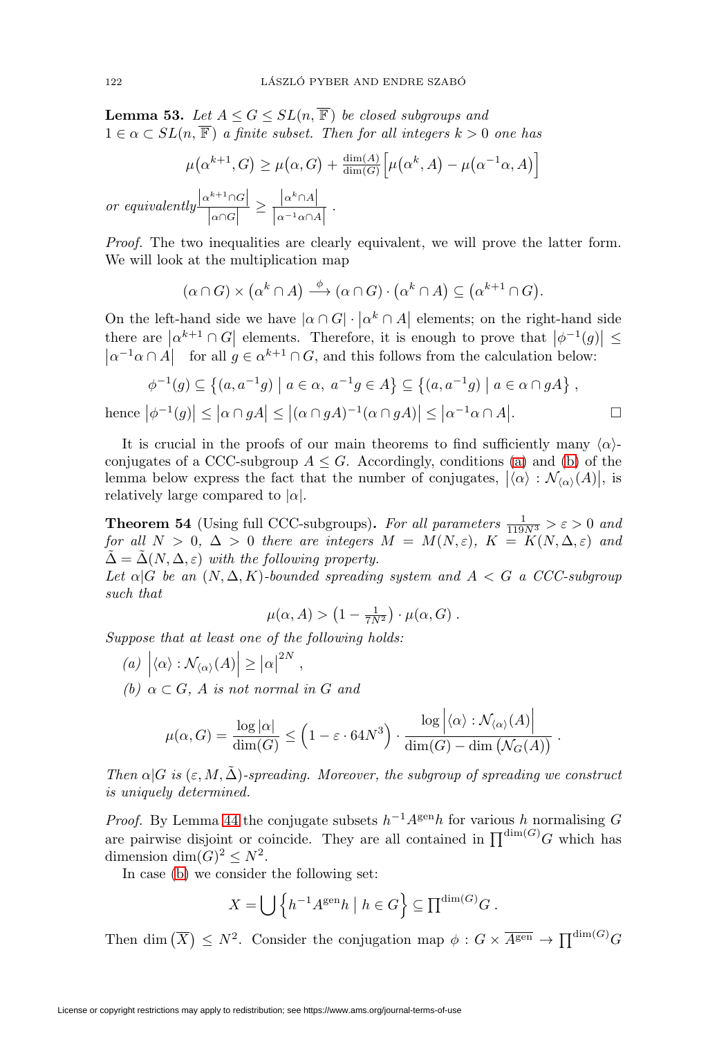**Lemma 53.** *Let $A \le G \le SL(n, \overline{\mathbb{F}})$ be closed subgroups and $1 \in \alpha \subset SL(n, \overline{\mathbb{F}})$ a finite subset. Then for all integers $k > 0$ one has*

$$\mu(\alpha^{k+1}, G) \ge \mu(\alpha, G) + \frac{\dim(A)}{\dim(G)}\Big[\mu(\alpha^k, A) - \mu(\alpha^{-1}\alpha, A)\Big]$$

*or equivalently* $\frac{\left|\alpha^{k+1}\cap G\right|}{\left|\alpha\cap G\right|} \ge \frac{\left|\alpha^{k}\cap A\right|}{\left|\alpha^{-1}\alpha\cap A\right|}$ .

*Proof.* The two inequalities are clearly equivalent, we will prove the latter form. We will look at the multiplication map

$$(\alpha \cap G) \times (\alpha^k \cap A) \xrightarrow{\ \phi\ } (\alpha \cap G)\cdot(\alpha^k \cap A) \subseteq (\alpha^{k+1} \cap G).$$

On the left-hand side we have $|\alpha \cap G| \cdot |\alpha^k \cap A|$ elements; on the right-hand side there are $|\alpha^{k+1} \cap G|$ elements. Therefore, it is enough to prove that $|\phi^{-1}(g)| \le |\alpha^{-1}\alpha \cap A|$ for all $g \in \alpha^{k+1} \cap G$, and this follows from the calculation below:

$$\phi^{-1}(g) \subseteq \left\{(a, a^{-1}g) \mid a \in \alpha,\ a^{-1}g \in A\right\} \subseteq \left\{(a, a^{-1}g) \mid a \in \alpha \cap gA\right\},$$

hence $|\phi^{-1}(g)| \le |\alpha \cap gA| \le |(\alpha \cap gA)^{-1}(\alpha \cap gA)| \le |\alpha^{-1}\alpha \cap A|$. $\square$

It is crucial in the proofs of our main theorems to find sufficiently many $\langle\alpha\rangle$-conjugates of a CCC-subgroup $A \le G$. Accordingly, conditions (a) and (b) of the lemma below express the fact that the number of conjugates, $|\langle\alpha\rangle : \mathcal{N}_{\langle\alpha\rangle}(A)|$, is relatively large compared to $|\alpha|$.

**Theorem 54** (Using full CCC-subgroups)**.** *For all parameters $\frac{1}{119N^3} > \varepsilon > 0$ and for all $N > 0$, $\Delta > 0$ there are integers $M = M(N, \varepsilon)$, $K = K(N, \Delta, \varepsilon)$ and $\tilde{\Delta} = \tilde{\Delta}(N, \Delta, \varepsilon)$ with the following property.*
*Let $\alpha|G$ be an $(N, \Delta, K)$-bounded spreading system and $A < G$ a CCC-subgroup such that*

$$\mu(\alpha, A) > \left(1 - \tfrac{1}{7N^2}\right) \cdot \mu(\alpha, G)\ .$$

*Suppose that at least one of the following holds:*

*(a)* $\left|\langle\alpha\rangle : \mathcal{N}_{\langle\alpha\rangle}(A)\right| \ge |\alpha|^{2N}$ ,

*(b) $\alpha \subset G$, $A$ is not normal in $G$ and*

$$\mu(\alpha, G) = \frac{\log|\alpha|}{\dim(G)} \le \left(1 - \varepsilon \cdot 64N^3\right) \cdot \frac{\log\left|\langle\alpha\rangle : \mathcal{N}_{\langle\alpha\rangle}(A)\right|}{\dim(G) - \dim\left(\mathcal{N}_G(A)\right)}\ .$$

*Then $\alpha|G$ is $(\varepsilon, M, \tilde{\Delta})$-spreading. Moreover, the subgroup of spreading we construct is uniquely determined.*

*Proof.* By Lemma 44 the conjugate subsets $h^{-1}A^{\mathrm{gen}}h$ for various $h$ normalising $G$ are pairwise disjoint or coincide. They are all contained in $\prod^{\dim(G)} G$ which has dimension $\dim(G)^2 \le N^2$.

In case (b) we consider the following set:

$$X = \bigcup\left\{h^{-1}A^{\mathrm{gen}}h \mid h \in G\right\} \subseteq \prod\nolimits^{\dim(G)} G\ .$$

Then $\dim\left(\overline{X}\right) \le N^2$. Consider the conjugation map $\phi : G \times \overline{A^{\mathrm{gen}}} \to \prod^{\dim(G)} G$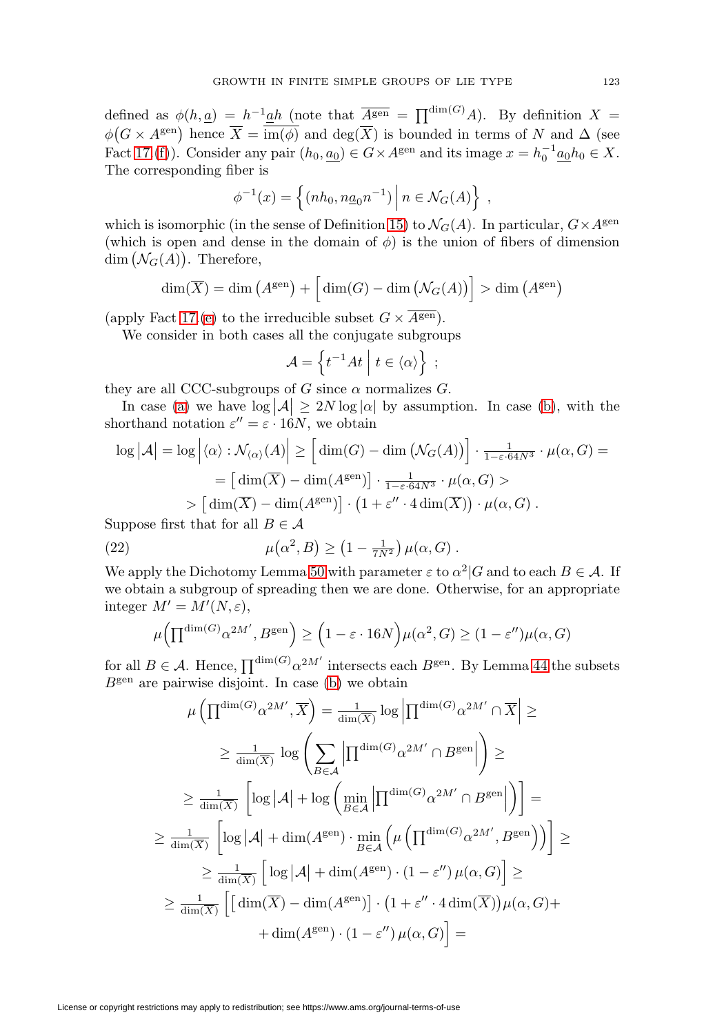defined as $\phi(h,\underline{a}) = h^{-1}\underline{a}h$ (note that $\overline{A^{\mathrm{gen}}} = \prod^{\dim(G)} A$). By definition $X = \phi\big(G \times A^{\mathrm{gen}}\big)$ hence $\overline{X} = \overline{\mathrm{im}(\phi)}$ and $\deg(\overline{X})$ is bounded in terms of $N$ and $\Delta$ (see Fact 17 (f)). Consider any pair $(h_0, \underline{a_0}) \in G \times A^{\mathrm{gen}}$ and its image $x = h_0^{-1}\underline{a_0}h_0 \in X$. The corresponding fiber is

$$\phi^{-1}(x) = \Big\{ (nh_0, n\underline{a}_0 n^{-1}) \,\Big|\, n \in \mathcal{N}_G(A) \Big\} \ ,$$

which is isomorphic (in the sense of Definition 15) to $\mathcal{N}_G(A)$. In particular, $G \times A^{\mathrm{gen}}$ (which is open and dense in the domain of $\phi$) is the union of fibers of dimension $\dim\big(\mathcal{N}_G(A)\big)$. Therefore,

$$\dim(\overline{X}) = \dim\big(A^{\mathrm{gen}}\big) + \Big[\dim(G) - \dim\big(\mathcal{N}_G(A)\big)\Big] > \dim\big(A^{\mathrm{gen}}\big)$$

(apply Fact 17 (e) to the irreducible subset $G \times \overline{A^{\mathrm{gen}}}$).

We consider in both cases all the conjugate subgroups

$$\mathcal{A} = \Big\{ t^{-1}At \,\Big|\, t \in \langle\alpha\rangle \Big\} \ ;$$

they are all CCC-subgroups of $G$ since $\alpha$ normalizes $G$.

In case (a) we have $\log\big|\mathcal{A}\big| \geq 2N\log|\alpha|$ by assumption. In case (b), with the shorthand notation $\varepsilon'' = \varepsilon \cdot 16N$, we obtain

$$\begin{aligned}
\log\big|\mathcal{A}\big| = \log\Big|\langle\alpha\rangle : \mathcal{N}_{\langle\alpha\rangle}(A)\Big| &\geq \Big[\dim(G) - \dim\big(\mathcal{N}_G(A)\big)\Big] \cdot \tfrac{1}{1-\varepsilon\cdot 64N^3} \cdot \mu(\alpha, G) = \\
&= \big[\dim(\overline{X}) - \dim(A^{\mathrm{gen}})\big] \cdot \tfrac{1}{1-\varepsilon\cdot 64N^3} \cdot \mu(\alpha, G) > \\
&> \big[\dim(\overline{X}) - \dim(A^{\mathrm{gen}})\big] \cdot \big(1 + \varepsilon'' \cdot 4\dim(\overline{X})\big) \cdot \mu(\alpha, G) \ .
\end{aligned}$$

Suppose first that for all $B \in \mathcal{A}$

$$\mu\big(\alpha^2, B\big) \geq \big(1 - \tfrac{1}{7N^2}\big)\,\mu(\alpha, G) \ . \tag{22}$$

We apply the Dichotomy Lemma 50 with parameter $\varepsilon$ to $\alpha^2|G$ and to each $B \in \mathcal{A}$. If we obtain a subgroup of spreading then we are done. Otherwise, for an appropriate integer $M' = M'(N, \varepsilon)$,

$$\mu\Big(\prod^{\dim(G)}\alpha^{2M'}, B^{\mathrm{gen}}\Big) \geq \Big(1 - \varepsilon\cdot 16N\Big)\mu(\alpha^2, G) \geq (1-\varepsilon'')\mu(\alpha, G)$$

for all $B \in \mathcal{A}$. Hence, $\prod^{\dim(G)}\alpha^{2M'}$ intersects each $B^{\mathrm{gen}}$. By Lemma 44 the subsets $B^{\mathrm{gen}}$ are pairwise disjoint. In case (b) we obtain

$$\begin{aligned}
\mu\left(\prod^{\dim(G)}\alpha^{2M'}, \overline{X}\right) &= \tfrac{1}{\dim(\overline{X})}\log\Big|\prod^{\dim(G)}\alpha^{2M'} \cap \overline{X}\Big| \geq \\
&\geq \tfrac{1}{\dim(\overline{X})}\log\left(\sum_{B\in\mathcal{A}}\Big|\prod^{\dim(G)}\alpha^{2M'} \cap B^{\mathrm{gen}}\Big|\right) \geq \\
&\geq \tfrac{1}{\dim(\overline{X})}\left[\log\big|\mathcal{A}\big| + \log\left(\min_{B\in\mathcal{A}}\Big|\prod^{\dim(G)}\alpha^{2M'} \cap B^{\mathrm{gen}}\Big|\right)\right] = \\
&\geq \tfrac{1}{\dim(\overline{X})}\left[\log\big|\mathcal{A}\big| + \dim(A^{\mathrm{gen}}) \cdot \min_{B\in\mathcal{A}}\left(\mu\left(\prod^{\dim(G)}\alpha^{2M'}, B^{\mathrm{gen}}\right)\right)\right] \geq \\
&\geq \tfrac{1}{\dim(\overline{X})}\Big[\log\big|\mathcal{A}\big| + \dim(A^{\mathrm{gen}}) \cdot (1-\varepsilon'')\,\mu(\alpha, G)\Big] \geq \\
&\geq \tfrac{1}{\dim(\overline{X})}\Big[\big[\dim(\overline{X}) - \dim(A^{\mathrm{gen}})\big] \cdot \big(1 + \varepsilon''\cdot 4\dim(\overline{X})\big)\mu(\alpha, G) + \\
&\qquad + \dim(A^{\mathrm{gen}}) \cdot (1-\varepsilon'')\,\mu(\alpha, G)\Big] =
\end{aligned}$$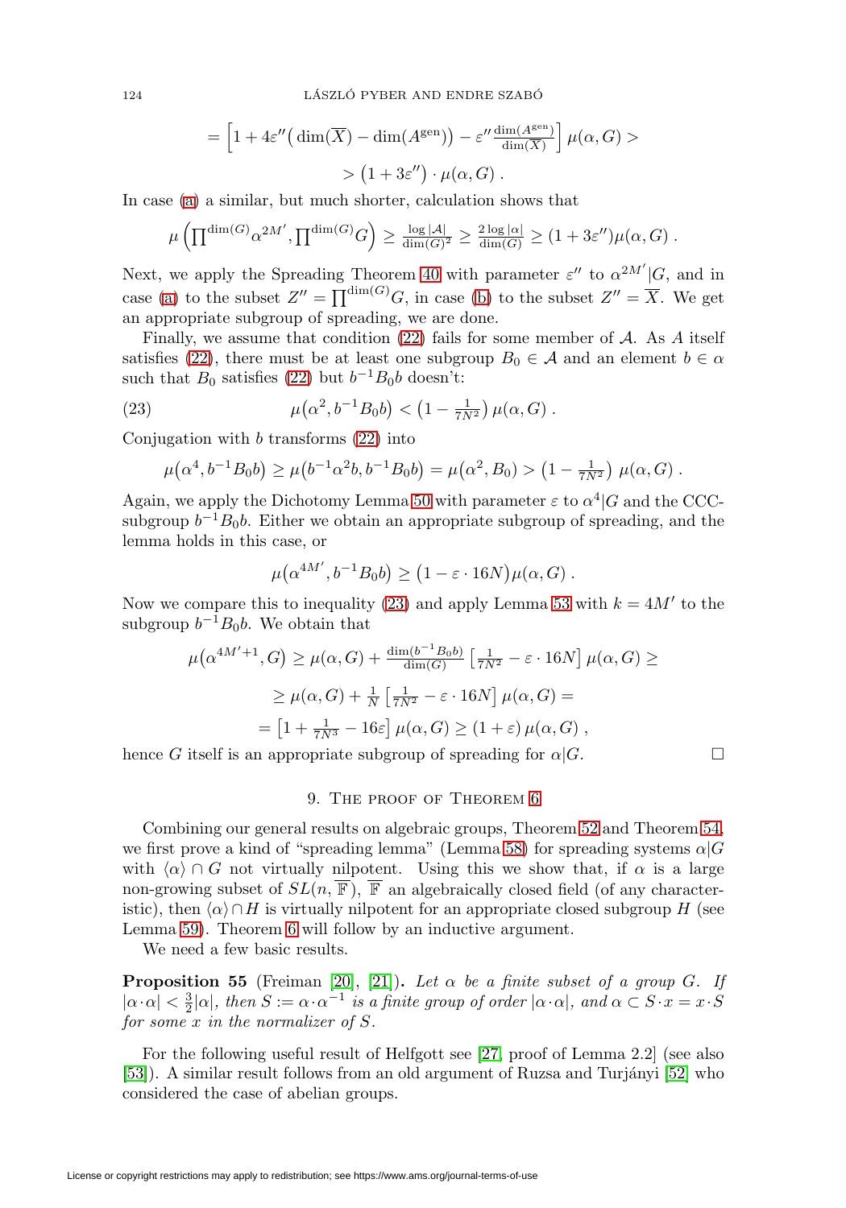$$= \left[1 + 4\varepsilon''\big(\dim(\overline{X}) - \dim(A^{\mathrm{gen}})\big) - \varepsilon'' \tfrac{\dim(A^{\mathrm{gen}})}{\dim(\overline{X})}\right] \mu(\alpha, G) >$$

$$> \big(1 + 3\varepsilon''\big) \cdot \mu(\alpha, G)\ .$$

In case (a) a similar, but much shorter, calculation shows that

$$\mu\left(\prod\nolimits^{\dim(G)} \alpha^{2M'}, \prod\nolimits^{\dim(G)} G\right) \geq \tfrac{\log|\mathcal{A}|}{\dim(G)^2} \geq \tfrac{2\log|\alpha|}{\dim(G)} \geq (1+3\varepsilon'')\mu(\alpha, G)\ .$$

Next, we apply the Spreading Theorem 40 with parameter $\varepsilon''$ to $\alpha^{2M'}|G$, and in case (a) to the subset $Z'' = \prod^{\dim(G)} G$, in case (b) to the subset $Z'' = \overline{X}$. We get an appropriate subgroup of spreading, we are done.

Finally, we assume that condition (22) fails for some member of $\mathcal{A}$. As $A$ itself satisfies (22), there must be at least one subgroup $B_0 \in \mathcal{A}$ and an element $b \in \alpha$ such that $B_0$ satisfies (22) but $b^{-1}B_0 b$ doesn't:

$$\mu\big(\alpha^2, b^{-1}B_0 b\big) < \big(1 - \tfrac{1}{7N^2}\big)\, \mu(\alpha, G)\ . \tag{23}$$

Conjugation with $b$ transforms (22) into

$$\mu\big(\alpha^4, b^{-1}B_0 b\big) \geq \mu\big(b^{-1}\alpha^2 b, b^{-1}B_0 b\big) = \mu\big(\alpha^2, B_0\big) > \big(1 - \tfrac{1}{7N^2}\big)\ \mu(\alpha, G)\ .$$

Again, we apply the Dichotomy Lemma 50 with parameter $\varepsilon$ to $\alpha^4|G$ and the CCC-subgroup $b^{-1}B_0 b$. Either we obtain an appropriate subgroup of spreading, and the lemma holds in this case, or

$$\mu\big(\alpha^{4M'}, b^{-1}B_0 b\big) \geq \big(1 - \varepsilon \cdot 16N\big)\mu(\alpha, G)\ .$$

Now we compare this to inequality (23) and apply Lemma 53 with $k = 4M'$ to the subgroup $b^{-1}B_0 b$. We obtain that

$$\mu\big(\alpha^{4M'+1}, G\big) \geq \mu(\alpha, G) + \tfrac{\dim(b^{-1}B_0 b)}{\dim(G)} \left[\tfrac{1}{7N^2} - \varepsilon \cdot 16N\right] \mu(\alpha, G) \geq$$

$$\geq \mu(\alpha, G) + \tfrac{1}{N}\left[\tfrac{1}{7N^2} - \varepsilon \cdot 16N\right] \mu(\alpha, G) =$$

$$= \left[1 + \tfrac{1}{7N^3} - 16\varepsilon\right] \mu(\alpha, G) \geq (1+\varepsilon)\, \mu(\alpha, G)\ ,$$

hence $G$ itself is an appropriate subgroup of spreading for $\alpha|G$. $\square$

## 9. The proof of Theorem 6

Combining our general results on algebraic groups, Theorem 52 and Theorem 54, we first prove a kind of "spreading lemma" (Lemma 58) for spreading systems $\alpha|G$ with $\langle\alpha\rangle \cap G$ not virtually nilpotent. Using this we show that, if $\alpha$ is a large non-growing subset of $SL(n, \overline{\mathbb{F}})$, $\overline{\mathbb{F}}$ an algebraically closed field (of any characteristic), then $\langle\alpha\rangle \cap H$ is virtually nilpotent for an appropriate closed subgroup $H$ (see Lemma 59). Theorem 6 will follow by an inductive argument.

We need a few basic results.

**Proposition 55** (Freiman [20], [21])**.** *Let $\alpha$ be a finite subset of a group $G$. If $|\alpha \cdot \alpha| < \frac{3}{2}|\alpha|$, then $S := \alpha \cdot \alpha^{-1}$ is a finite group of order $|\alpha \cdot \alpha|$, and $\alpha \subset S \cdot x = x \cdot S$ for some $x$ in the normalizer of $S$.*

For the following useful result of Helfgott see [27, proof of Lemma 2.2] (see also [53]). A similar result follows from an old argument of Ruzsa and Turjányi [52] who considered the case of abelian groups.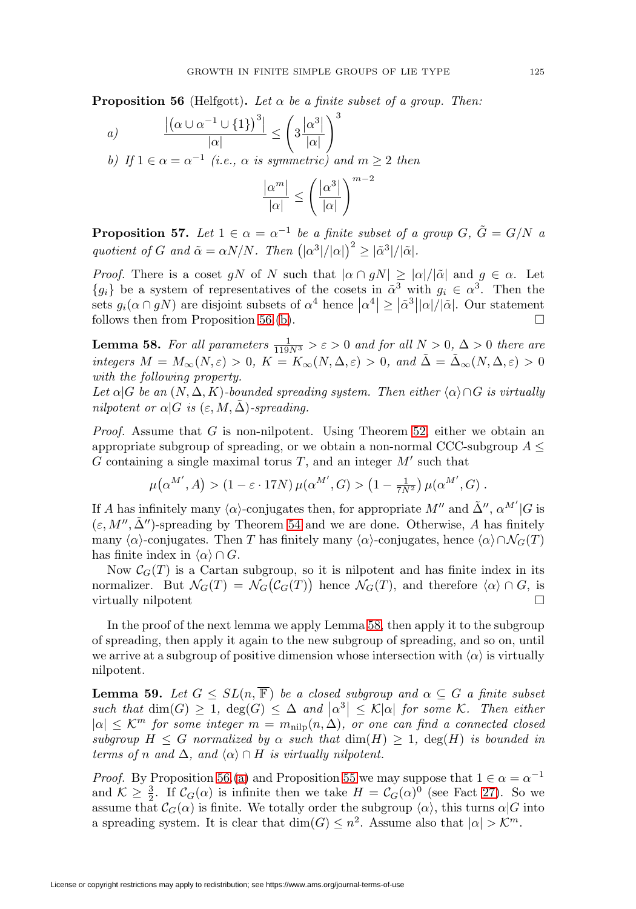**Proposition 56** (Helfgott)**.** *Let $\alpha$ be a finite subset of a group. Then:*

*a)* 
$$\frac{\left|\left(\alpha \cup \alpha^{-1} \cup \{1\}\right)^3\right|}{|\alpha|} \le \left(3\frac{\left|\alpha^3\right|}{|\alpha|}\right)^3$$

*b) If $1 \in \alpha = \alpha^{-1}$ (i.e., $\alpha$ is symmetric) and $m \ge 2$ then*

$$\frac{\left|\alpha^m\right|}{|\alpha|} \le \left(\frac{\left|\alpha^3\right|}{|\alpha|}\right)^{m-2}$$

**Proposition 57.** *Let $1 \in \alpha = \alpha^{-1}$ be a finite subset of a group $G$, $\tilde{G} = G/N$ a quotient of $G$ and $\tilde{\alpha} = \alpha N/N$. Then $\left(|\alpha^3|/|\alpha|\right)^2 \ge |\tilde{\alpha}^3|/|\tilde{\alpha}|$.*

*Proof.* There is a coset $gN$ of $N$ such that $|\alpha \cap gN| \ge |\alpha|/|\tilde{\alpha}|$ and $g \in \alpha$. Let $\{g_i\}$ be a system of representatives of the cosets in $\tilde{\alpha}^3$ with $g_i \in \alpha^3$. Then the sets $g_i(\alpha \cap gN)$ are disjoint subsets of $\alpha^4$ hence $\left|\alpha^4\right| \ge \left|\tilde{\alpha}^3\right||\alpha|/|\tilde{\alpha}|$. Our statement follows then from Proposition 56 (b). □

**Lemma 58.** *For all parameters $\frac{1}{119N^3} > \varepsilon > 0$ and for all $N > 0$, $\Delta > 0$ there are integers $M = M_\infty(N, \varepsilon) > 0$, $K = K_\infty(N, \Delta, \varepsilon) > 0$, and $\tilde{\Delta} = \tilde{\Delta}_\infty(N, \Delta, \varepsilon) > 0$ with the following property.*
*Let $\alpha|G$ be an $(N, \Delta, K)$-bounded spreading system. Then either $\langle\alpha\rangle \cap G$ is virtually nilpotent or $\alpha|G$ is $(\varepsilon, M, \tilde{\Delta})$-spreading.*

*Proof.* Assume that $G$ is non-nilpotent. Using Theorem 52, either we obtain an appropriate subgroup of spreading, or we obtain a non-normal CCC-subgroup $A \le G$ containing a single maximal torus $T$, and an integer $M'$ such that

$$\mu\big(\alpha^{M'}, A\big) > (1 - \varepsilon \cdot 17N)\, \mu(\alpha^{M'}, G) > \left(1 - \tfrac{1}{7N^2}\right) \mu(\alpha^{M'}, G)\,.$$

If $A$ has infinitely many $\langle\alpha\rangle$-conjugates then, for appropriate $M''$ and $\tilde{\Delta}''$, $\alpha^{M'}|G$ is $(\varepsilon, M'', \tilde{\Delta}'')$-spreading by Theorem 54 and we are done. Otherwise, $A$ has finitely many $\langle\alpha\rangle$-conjugates. Then $T$ has finitely many $\langle\alpha\rangle$-conjugates, hence $\langle\alpha\rangle \cap \mathcal{N}_G(T)$ has finite index in $\langle\alpha\rangle \cap G$.

Now $\mathcal{C}_G(T)$ is a Cartan subgroup, so it is nilpotent and has finite index in its normalizer. But $\mathcal{N}_G(T) = \mathcal{N}_G\big(\mathcal{C}_G(T)\big)$ hence $\mathcal{N}_G(T)$, and therefore $\langle\alpha\rangle \cap G$, is virtually nilpotent □

In the proof of the next lemma we apply Lemma 58, then apply it to the subgroup of spreading, then apply it again to the new subgroup of spreading, and so on, until we arrive at a subgroup of positive dimension whose intersection with $\langle\alpha\rangle$ is virtually nilpotent.

**Lemma 59.** *Let $G \le SL(n, \overline{\mathbb{F}})$ be a closed subgroup and $\alpha \subseteq G$ a finite subset such that $\dim(G) \ge 1$, $\deg(G) \le \Delta$ and $\left|\alpha^3\right| \le \mathcal{K}|\alpha|$ for some $\mathcal{K}$. Then either $|\alpha| \le \mathcal{K}^m$ for some integer $m = m_{\text{nilp}}(n, \Delta)$, or one can find a connected closed subgroup $H \le G$ normalized by $\alpha$ such that $\dim(H) \ge 1$, $\deg(H)$ is bounded in terms of $n$ and $\Delta$, and $\langle\alpha\rangle \cap H$ is virtually nilpotent.*

*Proof.* By Proposition 56 (a) and Proposition 55 we may suppose that $1 \in \alpha = \alpha^{-1}$ and $\mathcal{K} \ge \frac{3}{2}$. If $\mathcal{C}_G(\alpha)$ is infinite then we take $H = \mathcal{C}_G(\alpha)^0$ (see Fact 27). So we assume that $\mathcal{C}_G(\alpha)$ is finite. We totally order the subgroup $\langle\alpha\rangle$, this turns $\alpha|G$ into a spreading system. It is clear that $\dim(G) \le n^2$. Assume also that $|\alpha| > \mathcal{K}^m$.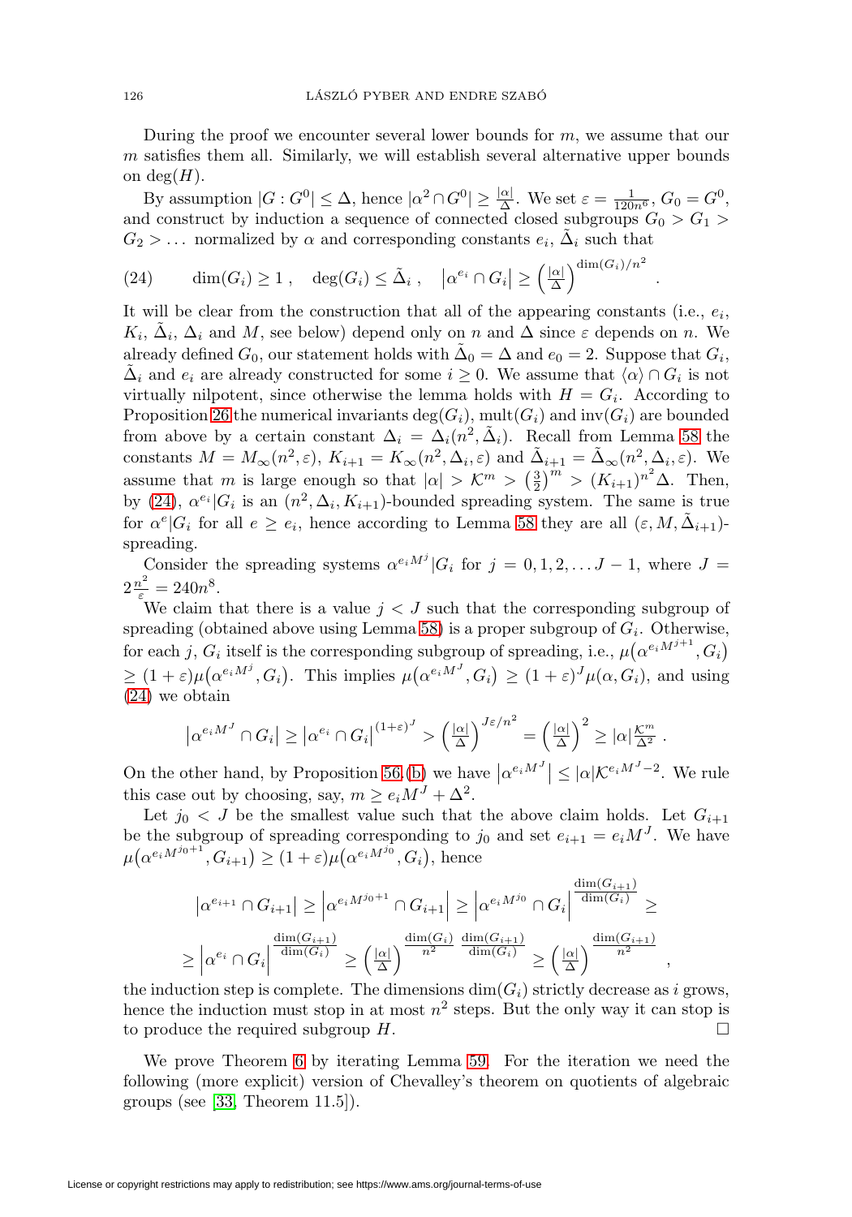During the proof we encounter several lower bounds for $m$, we assume that our $m$ satisfies them all. Similarly, we will establish several alternative upper bounds on $\deg(H)$.

By assumption $|G : G^0| \le \Delta$, hence $|\alpha^2 \cap G^0| \ge \frac{|\alpha|}{\Delta}$. We set $\varepsilon = \frac{1}{120n^6}$, $G_0 = G^0$, and construct by induction a sequence of connected closed subgroups $G_0 > G_1 > G_2 > \dots$ normalized by $\alpha$ and corresponding constants $e_i$, $\tilde{\Delta}_i$ such that

$$\dim(G_i) \ge 1\,, \quad \deg(G_i) \le \tilde{\Delta}_i\,, \quad \left|\alpha^{e_i} \cap G_i\right| \ge \left(\tfrac{|\alpha|}{\Delta}\right)^{\dim(G_i)/n^2} . \tag{24}$$

It will be clear from the construction that all of the appearing constants (i.e., $e_i$, $K_i$, $\tilde{\Delta}_i$, $\Delta_i$ and $M$, see below) depend only on $n$ and $\Delta$ since $\varepsilon$ depends on $n$. We already defined $G_0$, our statement holds with $\tilde{\Delta}_0 = \Delta$ and $e_0 = 2$. Suppose that $G_i$, $\tilde{\Delta}_i$ and $e_i$ are already constructed for some $i \ge 0$. We assume that $\langle\alpha\rangle \cap G_i$ is not virtually nilpotent, since otherwise the lemma holds with $H = G_i$. According to Proposition 26 the numerical invariants $\deg(G_i)$, $\mathrm{mult}(G_i)$ and $\mathrm{inv}(G_i)$ are bounded from above by a certain constant $\Delta_i = \Delta_i(n^2, \tilde{\Delta}_i)$. Recall from Lemma 58 the constants $M = M_\infty(n^2, \varepsilon)$, $K_{i+1} = K_\infty(n^2, \Delta_i, \varepsilon)$ and $\tilde{\Delta}_{i+1} = \tilde{\Delta}_\infty(n^2, \Delta_i, \varepsilon)$. We assume that $m$ is large enough so that $|\alpha| > \mathcal{K}^m > \left(\frac{3}{2}\right)^m > (K_{i+1})^{n^2}\Delta$. Then, by (24), $\alpha^{e_i}|G_i$ is an $(n^2, \Delta_i, K_{i+1})$-bounded spreading system. The same is true for $\alpha^e|G_i$ for all $e \ge e_i$, hence according to Lemma 58 they are all $(\varepsilon, M, \tilde{\Delta}_{i+1})$-spreading.

Consider the spreading systems $\alpha^{e_i M^j}|G_i$ for $j = 0, 1, 2, \dots J-1$, where $J = 2\frac{n^2}{\varepsilon} = 240n^8$.

We claim that there is a value $j < J$ such that the corresponding subgroup of spreading (obtained above using Lemma 58) is a proper subgroup of $G_i$. Otherwise, for each $j$, $G_i$ itself is the corresponding subgroup of spreading, i.e., $\mu\big(\alpha^{e_i M^{j+1}}, G_i\big) \ge (1+\varepsilon)\mu\big(\alpha^{e_i M^j}, G_i\big)$. This implies $\mu\big(\alpha^{e_i M^J}, G_i\big) \ge (1+\varepsilon)^J \mu(\alpha, G_i)$, and using (24) we obtain

$$\left|\alpha^{e_i M^J} \cap G_i\right| \ge \left|\alpha^{e_i} \cap G_i\right|^{(1+\varepsilon)^J} > \left(\tfrac{|\alpha|}{\Delta}\right)^{J\varepsilon/n^2} = \left(\tfrac{|\alpha|}{\Delta}\right)^2 \ge |\alpha| \tfrac{\mathcal{K}^m}{\Delta^2} .$$

On the other hand, by Proposition 56.(b) we have $\left|\alpha^{e_i M^J}\right| \le |\alpha| \mathcal{K}^{e_i M^J - 2}$. We rule this case out by choosing, say, $m \ge e_i M^J + \Delta^2$.

Let $j_0 < J$ be the smallest value such that the above claim holds. Let $G_{i+1}$ be the subgroup of spreading corresponding to $j_0$ and set $e_{i+1} = e_i M^J$. We have $\mu\big(\alpha^{e_i M^{j_0+1}}, G_{i+1}\big) \ge (1+\varepsilon)\mu\big(\alpha^{e_i M^{j_0}}, G_i\big)$, hence

$$\begin{aligned}\left|\alpha^{e_{i+1}} \cap G_{i+1}\right| &\ge \left|\alpha^{e_i M^{j_0+1}} \cap G_{i+1}\right| \ge \left|\alpha^{e_i M^{j_0}} \cap G_i\right|^{\frac{\dim(G_{i+1})}{\dim(G_i)}} \ge \\ &\ge \left|\alpha^{e_i} \cap G_i\right|^{\frac{\dim(G_{i+1})}{\dim(G_i)}} \ge \left(\tfrac{|\alpha|}{\Delta}\right)^{\frac{\dim(G_i)}{n^2}\,\frac{\dim(G_{i+1})}{\dim(G_i)}} \ge \left(\tfrac{|\alpha|}{\Delta}\right)^{\frac{\dim(G_{i+1})}{n^2}} ,\end{aligned}$$

the induction step is complete. The dimensions $\dim(G_i)$ strictly decrease as $i$ grows, hence the induction must stop in at most $n^2$ steps. But the only way it can stop is to produce the required subgroup $H$. $\square$

We prove Theorem 6 by iterating Lemma 59. For the iteration we need the following (more explicit) version of Chevalley's theorem on quotients of algebraic groups (see [33, Theorem 11.5]).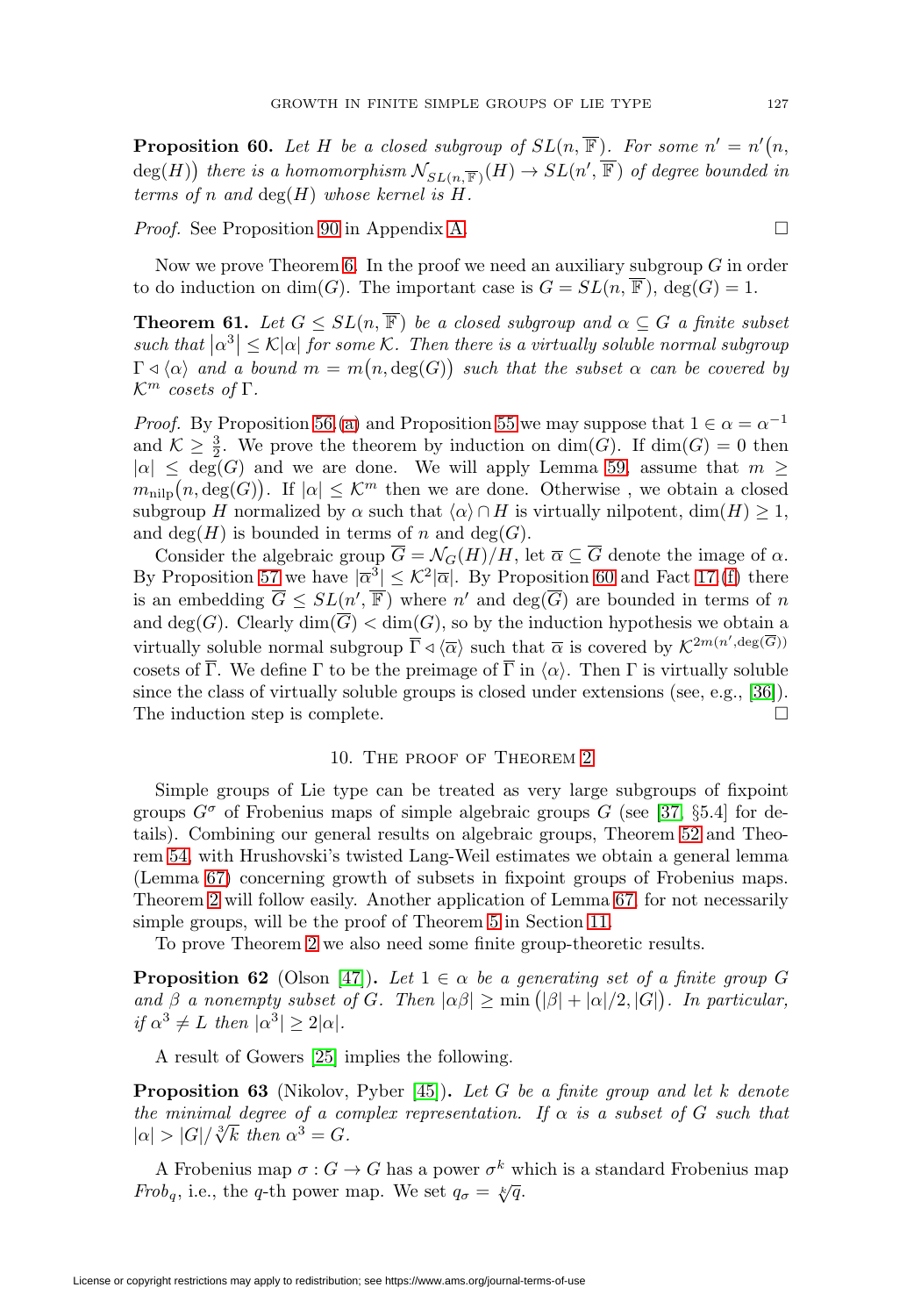**Proposition 60.** *Let $H$ be a closed subgroup of $SL(n, \overline{\mathbb{F}})$. For some $n' = n'\big(n, \deg(H)\big)$ there is a homomorphism $\mathcal{N}_{SL(n,\overline{\mathbb{F}})}(H) \to SL(n', \overline{\mathbb{F}})$ of degree bounded in terms of $n$ and $\deg(H)$ whose kernel is $H$.*

*Proof.* See Proposition 90 in Appendix A. $\square$

Now we prove Theorem 6. In the proof we need an auxiliary subgroup $G$ in order to do induction on $\dim(G)$. The important case is $G = SL(n, \overline{\mathbb{F}})$, $\deg(G) = 1$.

**Theorem 61.** *Let $G \leq SL(n, \overline{\mathbb{F}})$ be a closed subgroup and $\alpha \subseteq G$ a finite subset such that $|\alpha^3| \leq \mathcal{K}|\alpha|$ for some $\mathcal{K}$. Then there is a virtually soluble normal subgroup $\Gamma \triangleleft \langle\alpha\rangle$ and a bound $m = m\big(n, \deg(G)\big)$ such that the subset $\alpha$ can be covered by $\mathcal{K}^m$ cosets of $\Gamma$.*

*Proof.* By Proposition 56 (a) and Proposition 55 we may suppose that $1 \in \alpha = \alpha^{-1}$ and $\mathcal{K} \geq \frac{3}{2}$. We prove the theorem by induction on $\dim(G)$. If $\dim(G) = 0$ then $|\alpha| \leq \deg(G)$ and we are done. We will apply Lemma 59, assume that $m \geq m_{\text{nilp}}\big(n, \deg(G)\big)$. If $|\alpha| \leq \mathcal{K}^m$ then we are done. Otherwise , we obtain a closed subgroup $H$ normalized by $\alpha$ such that $\langle\alpha\rangle \cap H$ is virtually nilpotent, $\dim(H) \geq 1$, and $\deg(H)$ is bounded in terms of $n$ and $\deg(G)$.

Consider the algebraic group $\overline{G} = \mathcal{N}_G(H)/H$, let $\overline{\alpha} \subseteq \overline{G}$ denote the image of $\alpha$. By Proposition 57 we have $|\overline{\alpha}^3| \leq \mathcal{K}^2|\overline{\alpha}|$. By Proposition 60 and Fact 17 (f) there is an embedding $\overline{G} \leq SL(n', \overline{\mathbb{F}})$ where $n'$ and $\deg(\overline{G})$ are bounded in terms of $n$ and $\deg(G)$. Clearly $\dim(\overline{G}) < \dim(G)$, so by the induction hypothesis we obtain a virtually soluble normal subgroup $\overline{\Gamma} \triangleleft \langle\overline{\alpha}\rangle$ such that $\overline{\alpha}$ is covered by $\mathcal{K}^{2m(n',\deg(\overline{G}))}$ cosets of $\overline{\Gamma}$. We define $\Gamma$ to be the preimage of $\overline{\Gamma}$ in $\langle\alpha\rangle$. Then $\Gamma$ is virtually soluble since the class of virtually soluble groups is closed under extensions (see, e.g., [36]). The induction step is complete. $\square$

## 10. The proof of Theorem 2

Simple groups of Lie type can be treated as very large subgroups of fixpoint groups $G^\sigma$ of Frobenius maps of simple algebraic groups $G$ (see [37, §5.4] for details). Combining our general results on algebraic groups, Theorem 52 and Theorem 54, with Hrushovski's twisted Lang-Weil estimates we obtain a general lemma (Lemma 67) concerning growth of subsets in fixpoint groups of Frobenius maps. Theorem 2 will follow easily. Another application of Lemma 67, for not necessarily simple groups, will be the proof of Theorem 5 in Section 11.

To prove Theorem 2 we also need some finite group-theoretic results.

**Proposition 62** (Olson [47])**.** *Let $1 \in \alpha$ be a generating set of a finite group $G$ and $\beta$ a nonempty subset of $G$. Then $|\alpha\beta| \geq \min\big(|\beta| + |\alpha|/2, |G|\big)$. In particular, if $\alpha^3 \neq L$ then $|\alpha^3| \geq 2|\alpha|$.*

A result of Gowers [25] implies the following.

**Proposition 63** (Nikolov, Pyber [45])**.** *Let $G$ be a finite group and let $k$ denote the minimal degree of a complex representation. If $\alpha$ is a subset of $G$ such that $|\alpha| > |G|/\sqrt[3]{k}$ then $\alpha^3 = G$.*

A Frobenius map $\sigma : G \to G$ has a power $\sigma^k$ which is a standard Frobenius map $Frob_q$, i.e., the $q$-th power map. We set $q_\sigma = \sqrt[k]{q}$.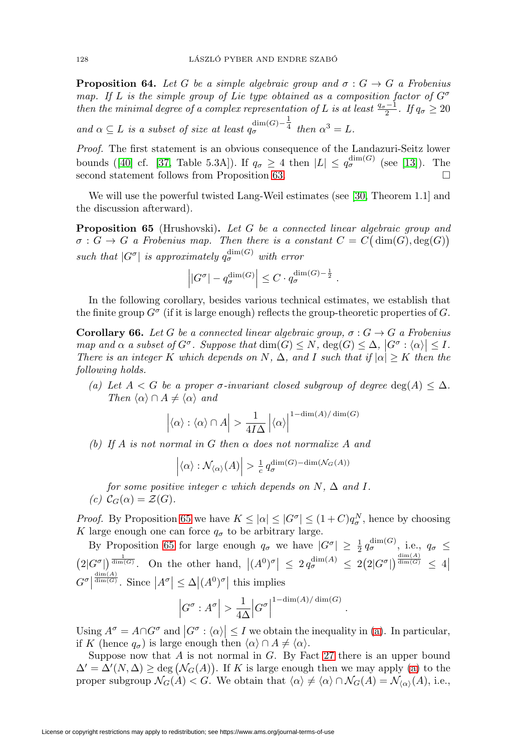**Proposition 64.** *Let $G$ be a simple algebraic group and $\sigma : G \to G$ a Frobenius map. If $L$ is the simple group of Lie type obtained as a composition factor of $G^\sigma$ then the minimal degree of a complex representation of $L$ is at least $\frac{q_\sigma - 1}{2}$. If $q_\sigma \geq 20$ and $\alpha \subseteq L$ is a subset of size at least $q_\sigma^{\dim(G)-\frac{1}{4}}$ then $\alpha^3 = L$.*

*Proof.* The first statement is an obvious consequence of the Landazuri-Seitz lower bounds ([40] cf. [37, Table 5.3A]). If $q_\sigma \geq 4$ then $|L| \leq q_\sigma^{\dim(G)}$ (see [13]). The second statement follows from Proposition 63. □

We will use the powerful twisted Lang-Weil estimates (see [30, Theorem 1.1] and the discussion afterward).

**Proposition 65** (Hrushovski)**.** *Let $G$ be a connected linear algebraic group and $\sigma : G \to G$ a Frobenius map. Then there is a constant $C = C\big(\dim(G), \deg(G)\big)$ such that $|G^\sigma|$ is approximately $q_\sigma^{\dim(G)}$ with error*

$$\left| |G^\sigma| - q_\sigma^{\dim(G)} \right| \leq C \cdot q_\sigma^{\dim(G)-\frac{1}{2}} .$$

In the following corollary, besides various technical estimates, we establish that the finite group $G^\sigma$ (if it is large enough) reflects the group-theoretic properties of $G$.

**Corollary 66.** *Let $G$ be a connected linear algebraic group, $\sigma : G \to G$ a Frobenius map and $\alpha$ a subset of $G^\sigma$. Suppose that $\dim(G) \leq N$, $\deg(G) \leq \Delta$, $\left|G^\sigma : \langle\alpha\rangle\right| \leq I$. There is an integer $K$ which depends on $N$, $\Delta$, and $I$ such that if $|\alpha| \geq K$ then the following holds.*

*(a) Let $A < G$ be a proper $\sigma$-invariant closed subgroup of degree $\deg(A) \leq \Delta$. Then $\langle\alpha\rangle \cap A \neq \langle\alpha\rangle$ and*

$$\left|\langle\alpha\rangle : \langle\alpha\rangle \cap A\right| > \frac{1}{4I\Delta} \left|\langle\alpha\rangle\right|^{1-\dim(A)/\dim(G)}$$

*(b) If $A$ is not normal in $G$ then $\alpha$ does not normalize $A$ and*

$$\left|\langle\alpha\rangle : \mathcal{N}_{\langle\alpha\rangle}(A)\right| > \tfrac{1}{c}\, q_\sigma^{\dim(G)-\dim(\mathcal{N}_G(A))}$$

*for some positive integer $c$ which depends on $N$, $\Delta$ and $I$.*

*(c) $\mathcal{C}_G(\alpha) = \mathcal{Z}(G)$.*

*Proof.* By Proposition 65 we have $K \leq |\alpha| \leq |G^\sigma| \leq (1+C)q_\sigma^N$, hence by choosing $K$ large enough one can force $q_\sigma$ to be arbitrary large.

By Proposition 65 for large enough $q_\sigma$ we have $|G^\sigma| \geq \frac{1}{2}\, q_\sigma^{\dim(G)}$, i.e., $q_\sigma \leq \big(2|G^\sigma|\big)^{\frac{1}{\dim(G)}}$. On the other hand, $\left|(A^0)^\sigma\right| \leq 2\, q_\sigma^{\dim(A)} \leq 2\big(2|G^\sigma|\big)^{\frac{\dim(A)}{\dim(G)}} \leq 4\left|G^\sigma\right|^{\frac{\dim(A)}{\dim(G)}}$. Since $\left|A^\sigma\right| \leq \Delta\left|(A^0)^\sigma\right|$ this implies

$$\left|G^\sigma : A^\sigma\right| > \frac{1}{4\Delta}\left|G^\sigma\right|^{1-\dim(A)/\dim(G)} .$$

Using $A^\sigma = A \cap G^\sigma$ and $\left|G^\sigma : \langle\alpha\rangle\right| \leq I$ we obtain the inequality in (a). In particular, if $K$ (hence $q_\sigma$) is large enough then $\langle\alpha\rangle \cap A \neq \langle\alpha\rangle$.

Suppose now that $A$ is not normal in $G$. By Fact 27 there is an upper bound $\Delta' = \Delta'(N, \Delta) \geq \deg\big(\mathcal{N}_G(A)\big)$. If $K$ is large enough then we may apply (a) to the proper subgroup $\mathcal{N}_G(A) < G$. We obtain that $\langle\alpha\rangle \neq \langle\alpha\rangle \cap \mathcal{N}_G(A) = \mathcal{N}_{\langle\alpha\rangle}(A)$, i.e.,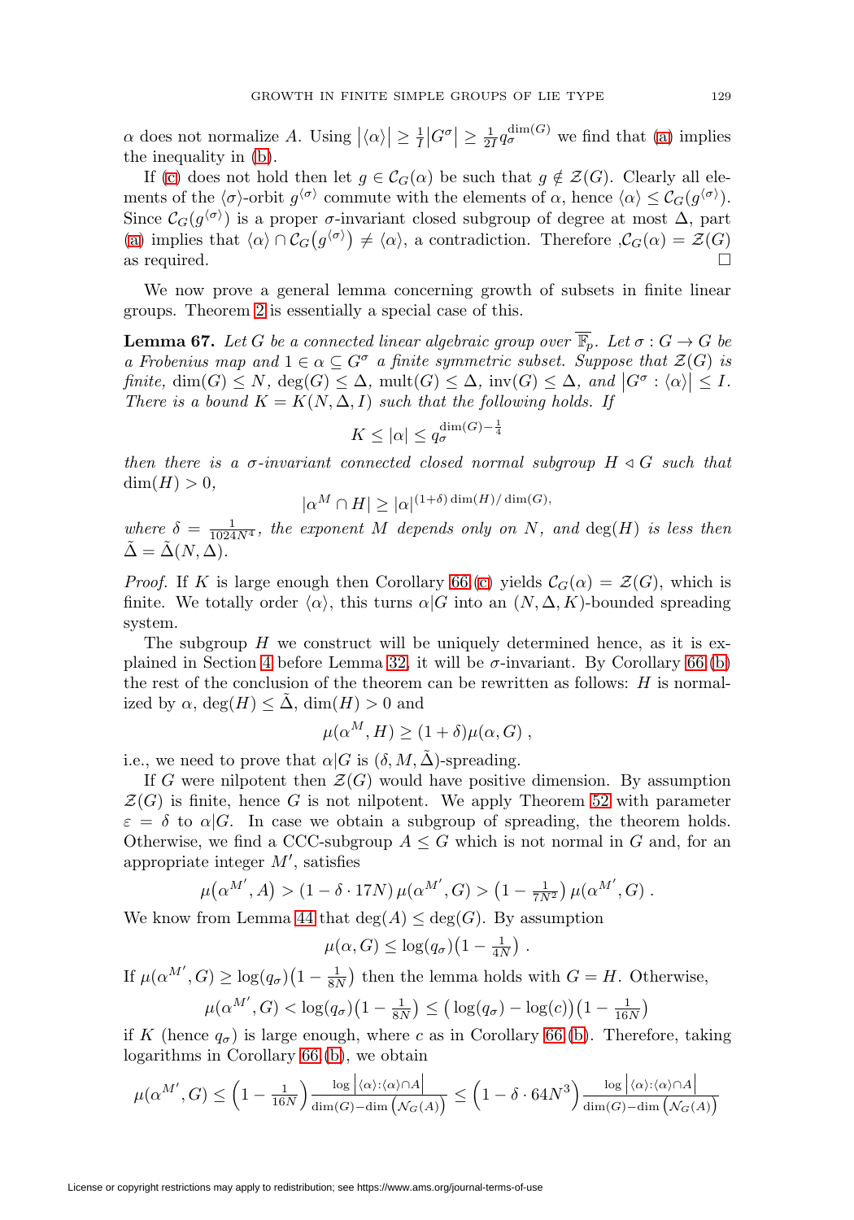$\alpha$ does not normalize $A$. Using $|\langle\alpha\rangle| \geq \frac{1}{I}|G^\sigma| \geq \frac{1}{2I}q_\sigma^{\dim(G)}$ we find that (a) implies the inequality in (b).

If (c) does not hold then let $g \in \mathcal{C}_G(\alpha)$ be such that $g \notin \mathcal{Z}(G)$. Clearly all elements of the $\langle\sigma\rangle$-orbit $g^{\langle\sigma\rangle}$ commute with the elements of $\alpha$, hence $\langle\alpha\rangle \leq \mathcal{C}_G(g^{\langle\sigma\rangle})$. Since $\mathcal{C}_G(g^{\langle\sigma\rangle})$ is a proper $\sigma$-invariant closed subgroup of degree at most $\Delta$, part (a) implies that $\langle\alpha\rangle \cap \mathcal{C}_G(g^{\langle\sigma\rangle}) \neq \langle\alpha\rangle$, a contradiction. Therefore ,$\mathcal{C}_G(\alpha) = \mathcal{Z}(G)$ as required. □

We now prove a general lemma concerning growth of subsets in finite linear groups. Theorem 2 is essentially a special case of this.

**Lemma 67.** *Let $G$ be a connected linear algebraic group over $\overline{\mathbb{F}}_p$. Let $\sigma : G \to G$ be a Frobenius map and $1 \in \alpha \subseteq G^\sigma$ a finite symmetric subset. Suppose that $\mathcal{Z}(G)$ is finite, $\dim(G) \leq N$, $\deg(G) \leq \Delta$, $\mathrm{mult}(G) \leq \Delta$, $\mathrm{inv}(G) \leq \Delta$, and $|G^\sigma : \langle\alpha\rangle| \leq I$. There is a bound $K = K(N, \Delta, I)$ such that the following holds. If*

$$K \leq |\alpha| \leq q_\sigma^{\dim(G) - \frac{1}{4}}$$

*then there is a $\sigma$-invariant connected closed normal subgroup $H \lhd G$ such that $\dim(H) > 0$,*

$$|\alpha^M \cap H| \geq |\alpha|^{(1+\delta)\dim(H)/\dim(G)},$$

*where $\delta = \frac{1}{1024N^4}$, the exponent $M$ depends only on $N$, and $\deg(H)$ is less then $\tilde{\Delta} = \tilde{\Delta}(N, \Delta)$.*

*Proof.* If $K$ is large enough then Corollary 66 (c) yields $\mathcal{C}_G(\alpha) = \mathcal{Z}(G)$, which is finite. We totally order $\langle\alpha\rangle$, this turns $\alpha|G$ into an $(N, \Delta, K)$-bounded spreading system.

The subgroup $H$ we construct will be uniquely determined hence, as it is explained in Section 4 before Lemma 32, it will be $\sigma$-invariant. By Corollary 66 (b) the rest of the conclusion of the theorem can be rewritten as follows: $H$ is normalized by $\alpha$, $\deg(H) \leq \tilde{\Delta}$, $\dim(H) > 0$ and

$$\mu(\alpha^M, H) \geq (1+\delta)\mu(\alpha, G)\ ,$$

i.e., we need to prove that $\alpha|G$ is $(\delta, M, \tilde{\Delta})$-spreading.

If $G$ were nilpotent then $\mathcal{Z}(G)$ would have positive dimension. By assumption $\mathcal{Z}(G)$ is finite, hence $G$ is not nilpotent. We apply Theorem 52 with parameter $\varepsilon = \delta$ to $\alpha|G$. In case we obtain a subgroup of spreading, the theorem holds. Otherwise, we find a CCC-subgroup $A \leq G$ which is not normal in $G$ and, for an appropriate integer $M'$, satisfies

$$\mu(\alpha^{M'}, A) > (1 - \delta \cdot 17N)\,\mu(\alpha^{M'}, G) > \left(1 - \tfrac{1}{7N^2}\right)\mu(\alpha^{M'}, G)\ .$$

We know from Lemma 44 that $\deg(A) \leq \deg(G)$. By assumption

$$\mu(\alpha, G) \leq \log(q_\sigma)\left(1 - \tfrac{1}{4N}\right)\ .$$

If $\mu(\alpha^{M'}, G) \geq \log(q_\sigma)\left(1 - \frac{1}{8N}\right)$ then the lemma holds with $G = H$. Otherwise,

$$\mu(\alpha^{M'}, G) < \log(q_\sigma)\left(1 - \tfrac{1}{8N}\right) \leq \left(\log(q_\sigma) - \log(c)\right)\left(1 - \tfrac{1}{16N}\right)$$

if $K$ (hence $q_\sigma$) is large enough, where $c$ as in Corollary 66 (b). Therefore, taking logarithms in Corollary 66 (b), we obtain

$$\mu(\alpha^{M'}, G) \leq \left(1 - \tfrac{1}{16N}\right)\frac{\log\left|\langle\alpha\rangle : \langle\alpha\rangle \cap A\right|}{\dim(G) - \dim\left(\mathcal{N}_G(A)\right)} \leq \left(1 - \delta \cdot 64N^3\right)\frac{\log\left|\langle\alpha\rangle : \langle\alpha\rangle \cap A\right|}{\dim(G) - \dim\left(\mathcal{N}_G(A)\right)}$$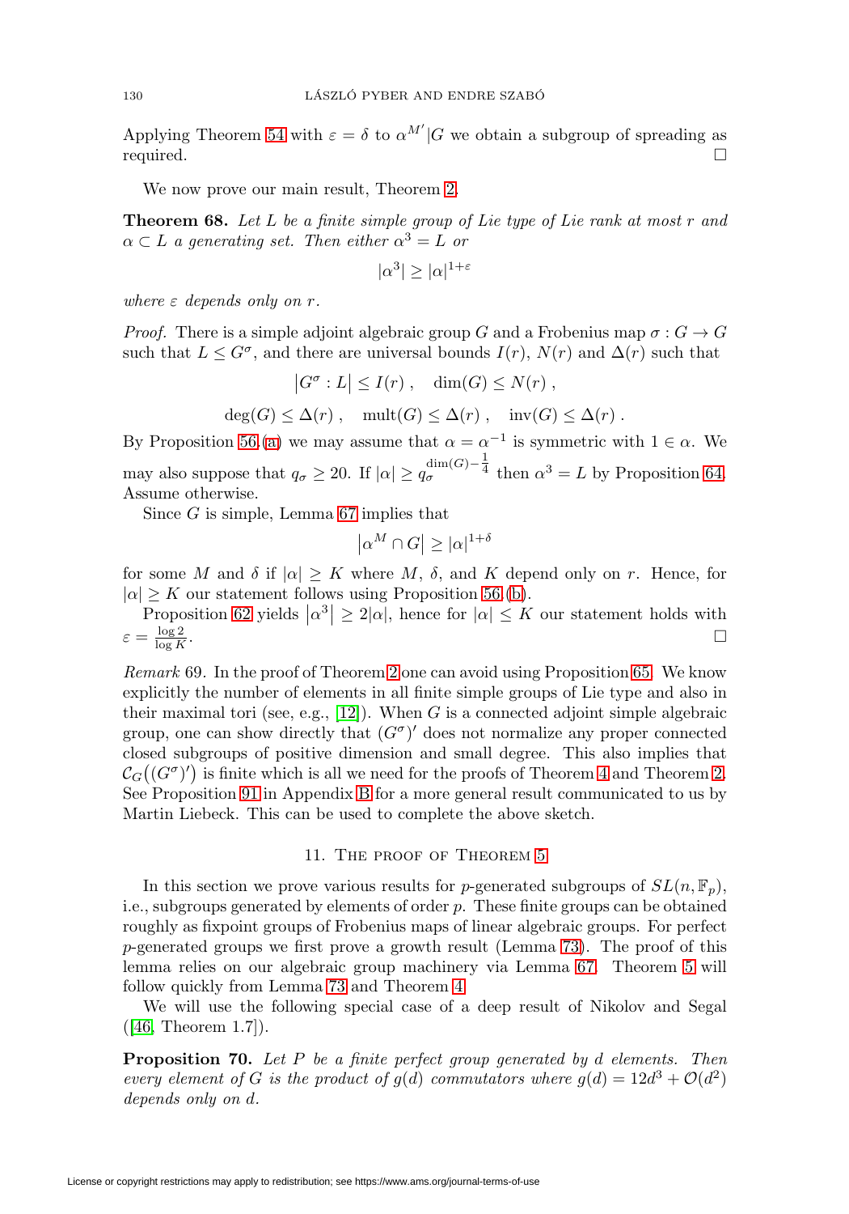Applying Theorem 54 with $\varepsilon = \delta$ to $\alpha^{M'}|G$ we obtain a subgroup of spreading as required. $\square$

We now prove our main result, Theorem 2.

**Theorem 68.** *Let $L$ be a finite simple group of Lie type of Lie rank at most $r$ and $\alpha \subset L$ a generating set. Then either $\alpha^3 = L$ or*

$$|\alpha^3| \geq |\alpha|^{1+\varepsilon}$$

*where $\varepsilon$ depends only on $r$.*

*Proof.* There is a simple adjoint algebraic group $G$ and a Frobenius map $\sigma : G \to G$ such that $L \leq G^\sigma$, and there are universal bounds $I(r)$, $N(r)$ and $\Delta(r)$ such that

$$\left|G^\sigma : L\right| \leq I(r)\ , \quad \dim(G) \leq N(r)\ ,$$

$$\deg(G) \leq \Delta(r)\ , \quad \operatorname{mult}(G) \leq \Delta(r)\ , \quad \operatorname{inv}(G) \leq \Delta(r)\ .$$

By Proposition 56.(a) we may assume that $\alpha = \alpha^{-1}$ is symmetric with $1 \in \alpha$. We may also suppose that $q_\sigma \geq 20$. If $|\alpha| \geq q_\sigma^{\dim(G)-\frac{1}{4}}$ then $\alpha^3 = L$ by Proposition 64. Assume otherwise.

Since $G$ is simple, Lemma 67 implies that

$$\left|\alpha^M \cap G\right| \geq |\alpha|^{1+\delta}$$

for some $M$ and $\delta$ if $|\alpha| \geq K$ where $M$, $\delta$, and $K$ depend only on $r$. Hence, for $|\alpha| \geq K$ our statement follows using Proposition 56.(b).

Proposition 62 yields $\left|\alpha^3\right| \geq 2|\alpha|$, hence for $|\alpha| \leq K$ our statement holds with $\varepsilon = \frac{\log 2}{\log K}$. $\square$

*Remark* 69. In the proof of Theorem 2 one can avoid using Proposition 65. We know explicitly the number of elements in all finite simple groups of Lie type and also in their maximal tori (see, e.g., [12]). When $G$ is a connected adjoint simple algebraic group, one can show directly that $(G^\sigma)'$ does not normalize any proper connected closed subgroups of positive dimension and small degree. This also implies that $\mathcal{C}_G\big((G^\sigma)'\big)$ is finite which is all we need for the proofs of Theorem 4 and Theorem 2. See Proposition 91 in Appendix B for a more general result communicated to us by Martin Liebeck. This can be used to complete the above sketch.

## 11. The proof of Theorem 5

In this section we prove various results for $p$-generated subgroups of $SL(n, \mathbb{F}_p)$, i.e., subgroups generated by elements of order $p$. These finite groups can be obtained roughly as fixpoint groups of Frobenius maps of linear algebraic groups. For perfect $p$-generated groups we first prove a growth result (Lemma 73). The proof of this lemma relies on our algebraic group machinery via Lemma 67. Theorem 5 will follow quickly from Lemma 73 and Theorem 4.

We will use the following special case of a deep result of Nikolov and Segal ([46, Theorem 1.7]).

**Proposition 70.** *Let $P$ be a finite perfect group generated by $d$ elements. Then every element of $G$ is the product of $g(d)$ commutators where $g(d) = 12d^3 + \mathcal{O}(d^2)$ depends only on $d$.*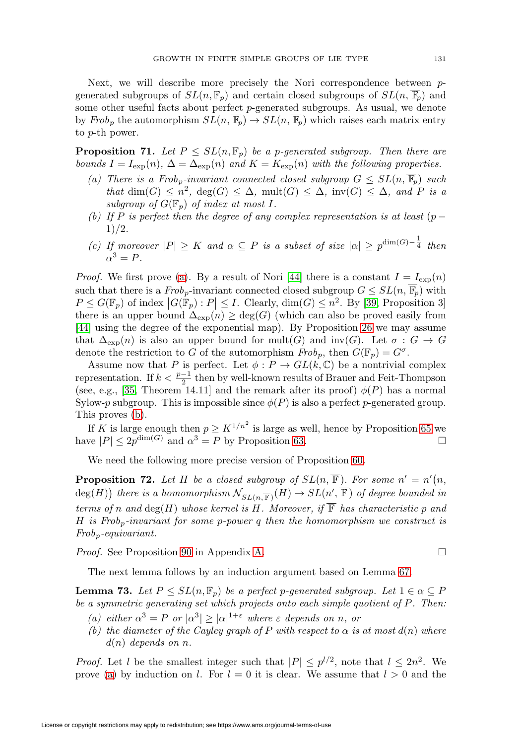Next, we will describe more precisely the Nori correspondence between $p$-generated subgroups of $SL(n, \mathbb{F}_p)$ and certain closed subgroups of $SL(n, \overline{\mathbb{F}_p})$ and some other useful facts about perfect $p$-generated subgroups. As usual, we denote by $Frob_p$ the automorphism $SL(n, \overline{\mathbb{F}_p}) \to SL(n, \overline{\mathbb{F}_p})$ which raises each matrix entry to $p$-th power.

**Proposition 71.** *Let $P \leq SL(n, \mathbb{F}_p)$ be a $p$-generated subgroup. Then there are bounds $I = I_{\exp}(n)$, $\Delta = \Delta_{\exp}(n)$ and $K = K_{\exp}(n)$ with the following properties.*

- *(a) There is a $Frob_p$-invariant connected closed subgroup $G \leq SL(n, \overline{\mathbb{F}_p})$ such that $\dim(G) \leq n^2$, $\deg(G) \leq \Delta$, $\mathrm{mult}(G) \leq \Delta$, $\mathrm{inv}(G) \leq \Delta$, and $P$ is a subgroup of $G(\mathbb{F}_p)$ of index at most $I$.*
- *(b) If $P$ is perfect then the degree of any complex representation is at least $(p-1)/2$.*
- *(c) If moreover $|P| \geq K$ and $\alpha \subseteq P$ is a subset of size $|\alpha| \geq p^{\dim(G)-\frac{1}{4}}$ then $\alpha^3 = P$.*

*Proof.* We first prove (a). By a result of Nori [44] there is a constant $I = I_{\exp}(n)$ such that there is a $Frob_p$-invariant connected closed subgroup $G \leq SL(n, \overline{\mathbb{F}_p})$ with $P \leq G(\mathbb{F}_p)$ of index $|G(\mathbb{F}_p) : P| \leq I$. Clearly, $\dim(G) \leq n^2$. By [39, Proposition 3] there is an upper bound $\Delta_{\exp}(n) \geq \deg(G)$ (which can also be proved easily from [44] using the degree of the exponential map). By Proposition 26 we may assume that $\Delta_{\exp}(n)$ is also an upper bound for $\mathrm{mult}(G)$ and $\mathrm{inv}(G)$. Let $\sigma : G \to G$ denote the restriction to $G$ of the automorphism $Frob_p$, then $G(\mathbb{F}_p) = G^{\sigma}$.

Assume now that $P$ is perfect. Let $\phi : P \to GL(k, \mathbb{C})$ be a nontrivial complex representation. If $k < \frac{p-1}{2}$ then by well-known results of Brauer and Feit-Thompson (see, e.g., [35, Theorem 14.11] and the remark after its proof) $\phi(P)$ has a normal Sylow-$p$ subgroup. This is impossible since $\phi(P)$ is also a perfect $p$-generated group. This proves (b).

If $K$ is large enough then $p \geq K^{1/n^2}$ is large as well, hence by Proposition 65 we have $|P| \leq 2p^{\dim(G)}$ and $\alpha^3 = P$ by Proposition 63. $\square$

We need the following more precise version of Proposition 60.

**Proposition 72.** *Let $H$ be a closed subgroup of $SL(n, \overline{\mathbb{F}})$. For some $n' = n'(n, \deg(H))$ there is a homomorphism $\mathcal{N}_{SL(n,\overline{\mathbb{F}})}(H) \to SL(n', \overline{\mathbb{F}})$ of degree bounded in terms of $n$ and $\deg(H)$ whose kernel is $H$. Moreover, if $\overline{\mathbb{F}}$ has characteristic $p$ and $H$ is $Frob_p$-invariant for some $p$-power $q$ then the homomorphism we construct is $Frob_p$-equivariant.*

*Proof.* See Proposition 90 in Appendix A. $\square$

The next lemma follows by an induction argument based on Lemma 67.

**Lemma 73.** *Let $P \leq SL(n, \mathbb{F}_p)$ be a perfect $p$-generated subgroup. Let $1 \in \alpha \subseteq P$ be a symmetric generating set which projects onto each simple quotient of $P$. Then:*

- *(a) either $\alpha^3 = P$ or $|\alpha^3| \geq |\alpha|^{1+\varepsilon}$ where $\varepsilon$ depends on $n$, or*
- *(b) the diameter of the Cayley graph of $P$ with respect to $\alpha$ is at most $d(n)$ where $d(n)$ depends on $n$.*

*Proof.* Let $l$ be the smallest integer such that $|P| \leq p^{l/2}$, note that $l \leq 2n^2$. We prove (a) by induction on $l$. For $l = 0$ it is clear. We assume that $l > 0$ and the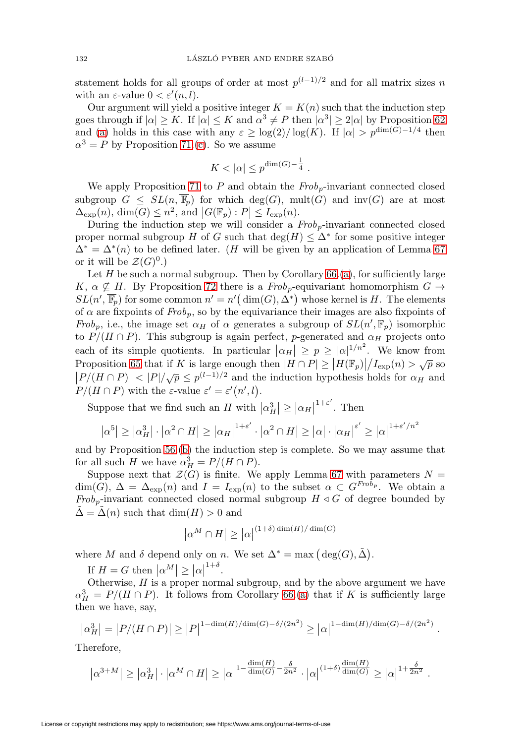statement holds for all groups of order at most $p^{(l-1)/2}$ and for all matrix sizes $n$ with an $\varepsilon$-value $0 < \varepsilon'(n, l)$.

Our argument will yield a positive integer $K = K(n)$ such that the induction step goes through if $|\alpha| \geq K$. If $|\alpha| \leq K$ and $\alpha^3 \neq P$ then $|\alpha^3| \geq 2|\alpha|$ by Proposition 62 and (a) holds in this case with any $\varepsilon \geq \log(2)/\log(K)$. If $|\alpha| > p^{\dim(G)-1/4}$ then $\alpha^3 = P$ by Proposition 71 (c). So we assume

$$K < |\alpha| \leq p^{\dim(G)-\frac{1}{4}} .$$

We apply Proposition 71 to $P$ and obtain the $Frob_p$-invariant connected closed subgroup $G \leq SL(n, \overline{\mathbb{F}_p})$ for which $\deg(G)$, $\mathrm{mult}(G)$ and $\mathrm{inv}(G)$ are at most $\Delta_{\exp}(n)$, $\dim(G) \leq n^2$, and $\left|G(\mathbb{F}_p) : P\right| \leq I_{\exp}(n)$.

During the induction step we will consider a $Frob_p$-invariant connected closed proper normal subgroup $H$ of $G$ such that $\deg(H) \leq \Delta^*$ for some positive integer $\Delta^* = \Delta^*(n)$ to be defined later. ($H$ will be given by an application of Lemma 67 or it will be $\mathcal{Z}(G)^0$.)

Let $H$ be such a normal subgroup. Then by Corollary 66 (a), for sufficiently large $K$, $\alpha \not\subseteq H$. By Proposition 72 there is a $Frob_p$-equivariant homomorphism $G \to SL(n', \overline{\mathbb{F}_p})$ for some common $n' = n'\big(\dim(G), \Delta^*\big)$ whose kernel is $H$. The elements of $\alpha$ are fixpoints of $Frob_p$, so by the equivariance their images are also fixpoints of $Frob_p$, i.e., the image set $\alpha_H$ of $\alpha$ generates a subgroup of $SL(n', \mathbb{F}_p)$ isomorphic to $P/(H \cap P)$. This subgroup is again perfect, $p$-generated and $\alpha_H$ projects onto each of its simple quotients. In particular $\left|\alpha_H\right| \geq p \geq |\alpha|^{1/n^2}$. We know from Proposition 65 that if $K$ is large enough then $|H \cap P| \geq \left|H(\mathbb{F}_p)\right|/I_{\exp}(n) > \sqrt{p}$ so $\left|P/(H \cap P)\right| < |P|/\sqrt{p} \leq p^{(l-1)/2}$ and the induction hypothesis holds for $\alpha_H$ and $P/(H \cap P)$ with the $\varepsilon$-value $\varepsilon' = \varepsilon'\big(n', l\big)$.

Suppose that we find such an $H$ with $\left|\alpha_H^3\right| \geq \left|\alpha_H\right|^{1+\varepsilon'}$. Then

$$\left|\alpha^5\right| \geq \left|\alpha_H^3\right| \cdot \left|\alpha^2 \cap H\right| \geq \left|\alpha_H\right|^{1+\varepsilon'} \cdot \left|\alpha^2 \cap H\right| \geq |\alpha| \cdot \left|\alpha_H\right|^{\varepsilon'} \geq |\alpha|^{1+\varepsilon'/n^2}$$

and by Proposition 56 (b) the induction step is complete. So we may assume that for all such $H$ we have $\alpha_H^3 = P/(H \cap P)$.

Suppose next that $\mathcal{Z}(G)$ is finite. We apply Lemma 67 with parameters $N = \dim(G)$, $\Delta = \Delta_{\exp}(n)$ and $I = I_{\exp}(n)$ to the subset $\alpha \subset G^{Frob_p}$. We obtain a $Frob_p$-invariant connected closed normal subgroup $H \triangleleft G$ of degree bounded by $\tilde{\Delta} = \tilde{\Delta}(n)$ such that $\dim(H) > 0$ and

$$\left|\alpha^M \cap H\right| \geq |\alpha|^{(1+\delta)\dim(H)/\dim(G)}$$

where $M$ and $\delta$ depend only on $n$. We set $\Delta^* = \max\big(\deg(G), \tilde{\Delta}\big)$.

If $H = G$ then $\left|\alpha^M\right| \geq |\alpha|^{1+\delta}$.

Otherwise, $H$ is a proper normal subgroup, and by the above argument we have $\alpha_H^3 = P/(H \cap P)$. It follows from Corollary 66 (a) that if $K$ is sufficiently large then we have, say,

$$\left|\alpha_H^3\right| = \left|P/(H \cap P)\right| \geq |P|^{1-\dim(H)/\dim(G)-\delta/(2n^2)} \geq |\alpha|^{1-\dim(H)/\dim(G)-\delta/(2n^2)} .$$

Therefore,

$$\left|\alpha^{3+M}\right| \geq \left|\alpha_H^3\right| \cdot \left|\alpha^M \cap H\right| \geq |\alpha|^{1-\frac{\dim(H)}{\dim(G)}-\frac{\delta}{2n^2}} \cdot |\alpha|^{(1+\delta)\frac{\dim(H)}{\dim(G)}} \geq |\alpha|^{1+\frac{\delta}{2n^2}} .$$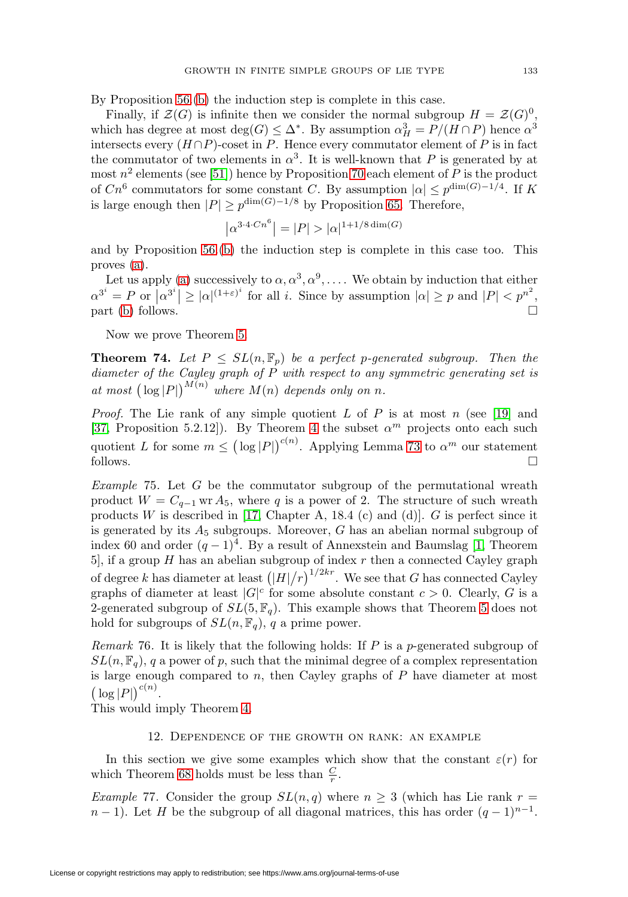By Proposition 56 (b) the induction step is complete in this case.

Finally, if $\mathcal{Z}(G)$ is infinite then we consider the normal subgroup $H = \mathcal{Z}(G)^0$, which has degree at most $\deg(G) \leq \Delta^*$. By assumption $\alpha_H^3 = P/(H \cap P)$ hence $\alpha^3$ intersects every $(H \cap P)$-coset in $P$. Hence every commutator element of $P$ is in fact the commutator of two elements in $\alpha^3$. It is well-known that $P$ is generated by at most $n^2$ elements (see [51]) hence by Proposition 70 each element of $P$ is the product of $Cn^6$ commutators for some constant $C$. By assumption $|\alpha| \leq p^{\dim(G)-1/4}$. If $K$ is large enough then $|P| \geq p^{\dim(G)-1/8}$ by Proposition 65. Therefore,

$$\left|\alpha^{3 \cdot 4 \cdot Cn^6}\right| = |P| > |\alpha|^{1+1/8\dim(G)}$$

and by Proposition 56 (b) the induction step is complete in this case too. This proves (a).

Let us apply (a) successively to $\alpha, \alpha^3, \alpha^9, \dots$. We obtain by induction that either $\alpha^{3^i} = P$ or $\left|\alpha^{3^i}\right| \geq |\alpha|^{(1+\varepsilon)^i}$ for all $i$. Since by assumption $|\alpha| \geq p$ and $|P| < p^{n^2}$, part (b) follows. $\square$

Now we prove Theorem 5.

**Theorem 74.** *Let $P \leq SL(n, \mathbb{F}_p)$ be a perfect $p$-generated subgroup. Then the diameter of the Cayley graph of $P$ with respect to any symmetric generating set is at most $\left(\log|P|\right)^{M(n)}$ where $M(n)$ depends only on $n$.*

*Proof.* The Lie rank of any simple quotient $L$ of $P$ is at most $n$ (see [19] and [37, Proposition 5.2.12]). By Theorem 4 the subset $\alpha^m$ projects onto each such quotient $L$ for some $m \leq \left(\log|P|\right)^{c(n)}$. Applying Lemma 73 to $\alpha^m$ our statement follows. $\square$

*Example* 75. Let $G$ be the commutator subgroup of the permutational wreath product $W = C_{q-1} \operatorname{wr} A_5$, where $q$ is a power of 2. The structure of such wreath products $W$ is described in [17, Chapter A, 18.4 (c) and (d)]. $G$ is perfect since it is generated by its $A_5$ subgroups. Moreover, $G$ has an abelian normal subgroup of index 60 and order $(q-1)^4$. By a result of Annexstein and Baumslag [1, Theorem 5], if a group $H$ has an abelian subgroup of index $r$ then a connected Cayley graph of degree $k$ has diameter at least $\left(|H|/r\right)^{1/2kr}$. We see that $G$ has connected Cayley graphs of diameter at least $|G|^c$ for some absolute constant $c > 0$. Clearly, $G$ is a 2-generated subgroup of $SL(5, \mathbb{F}_q)$. This example shows that Theorem 5 does not hold for subgroups of $SL(n, \mathbb{F}_q)$, $q$ a prime power.

*Remark* 76. It is likely that the following holds: If $P$ is a $p$-generated subgroup of $SL(n, \mathbb{F}_q)$, $q$ a power of $p$, such that the minimal degree of a complex representation is large enough compared to $n$, then Cayley graphs of $P$ have diameter at most $\left(\log|P|\right)^{c(n)}$.

This would imply Theorem 4.

## 12. Dependence of the growth on rank: an example

In this section we give some examples which show that the constant $\varepsilon(r)$ for which Theorem 68 holds must be less than $\frac{C}{r}$.

*Example* 77. Consider the group $SL(n, q)$ where $n \geq 3$ (which has Lie rank $r = n - 1$). Let $H$ be the subgroup of all diagonal matrices, this has order $(q-1)^{n-1}$.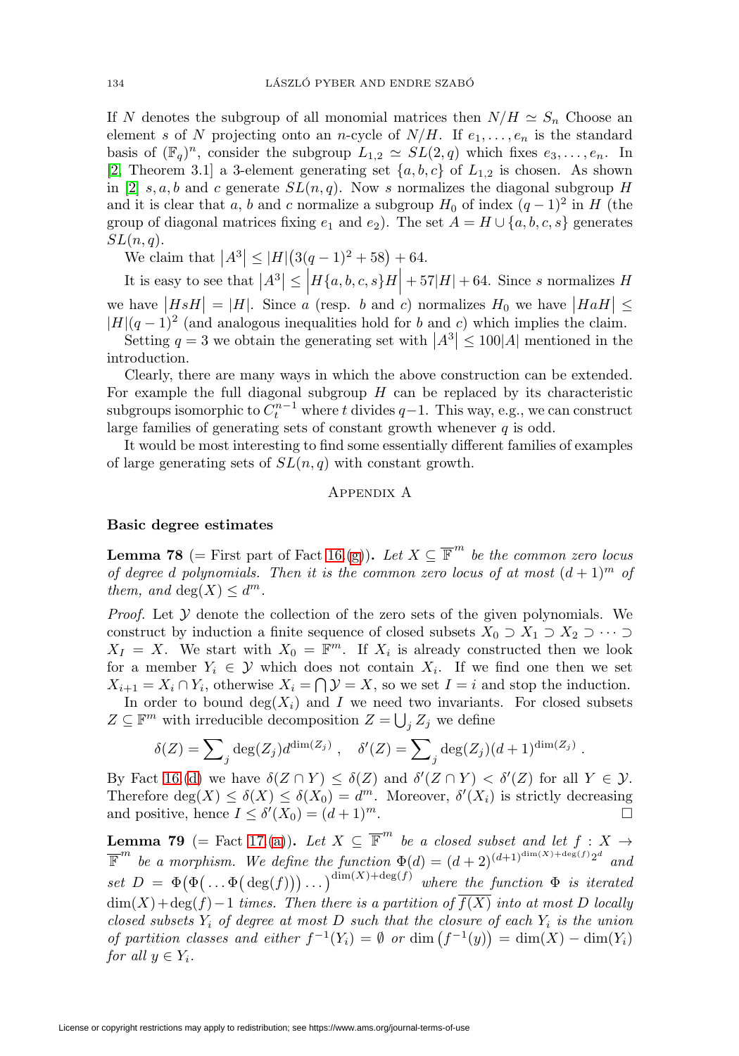If $N$ denotes the subgroup of all monomial matrices then $N/H \simeq S_n$ Choose an element $s$ of $N$ projecting onto an $n$-cycle of $N/H$. If $e_1, \dots, e_n$ is the standard basis of $(\mathbb{F}_q)^n$, consider the subgroup $L_{1,2} \simeq SL(2, q)$ which fixes $e_3, \dots, e_n$. In [2, Theorem 3.1] a 3-element generating set $\{a, b, c\}$ of $L_{1,2}$ is chosen. As shown in [2] $s, a, b$ and $c$ generate $SL(n, q)$. Now $s$ normalizes the diagonal subgroup $H$ and it is clear that $a$, $b$ and $c$ normalize a subgroup $H_0$ of index $(q-1)^2$ in $H$ (the group of diagonal matrices fixing $e_1$ and $e_2$). The set $A = H \cup \{a, b, c, s\}$ generates $SL(n, q)$.

We claim that $|A^3| \le |H|\big(3(q-1)^2 + 58\big) + 64$.

It is easy to see that $|A^3| \le \Big|H\{a, b, c, s\}H\Big| + 57|H| + 64$. Since $s$ normalizes $H$ we have $|HsH| = |H|$. Since $a$ (resp. $b$ and $c$) normalizes $H_0$ we have $|HaH| \le |H|(q-1)^2$ (and analogous inequalities hold for $b$ and $c$) which implies the claim.

Setting $q = 3$ we obtain the generating set with $|A^3| \le 100|A|$ mentioned in the introduction.

Clearly, there are many ways in which the above construction can be extended. For example the full diagonal subgroup $H$ can be replaced by its characteristic subgroups isomorphic to $C_t^{n-1}$ where $t$ divides $q-1$. This way, e.g., we can construct large families of generating sets of constant growth whenever $q$ is odd.

It would be most interesting to find some essentially different families of examples of large generating sets of $SL(n, q)$ with constant growth.

## Appendix A

### Basic degree estimates

**Lemma 78** (= First part of Fact 16.(g)). *Let $X \subseteq \overline{\mathbb{F}}^m$ be the common zero locus of degree $d$ polynomials. Then it is the common zero locus of at most $(d+1)^m$ of them, and $\deg(X) \le d^m$.*

*Proof.* Let $\mathcal{Y}$ denote the collection of the zero sets of the given polynomials. We construct by induction a finite sequence of closed subsets $X_0 \supset X_1 \supset X_2 \supset \dots \supset X_I = X$. We start with $X_0 = \mathbb{F}^m$. If $X_i$ is already constructed then we look for a member $Y_i \in \mathcal{Y}$ which does not contain $X_i$. If we find one then we set $X_{i+1} = X_i \cap Y_i$, otherwise $X_i = \bigcap \mathcal{Y} = X$, so we set $I = i$ and stop the induction.

In order to bound $\deg(X_i)$ and $I$ we need two invariants. For closed subsets $Z \subseteq \mathbb{F}^m$ with irreducible decomposition $Z = \bigcup_j Z_j$ we define

$$\delta(Z) = \sum\nolimits_j \deg(Z_j) d^{\dim(Z_j)}\ , \quad \delta'(Z) = \sum\nolimits_j \deg(Z_j)(d+1)^{\dim(Z_j)}\ .$$

By Fact 16.(d) we have $\delta(Z \cap Y) \le \delta(Z)$ and $\delta'(Z \cap Y) < \delta'(Z)$ for all $Y \in \mathcal{Y}$. Therefore $\deg(X) \le \delta(X) \le \delta(X_0) = d^m$. Moreover, $\delta'(X_i)$ is strictly decreasing and positive, hence $I \le \delta'(X_0) = (d+1)^m$. $\square$

**Lemma 79** (= Fact 17.(a)). *Let $X \subseteq \overline{\mathbb{F}}^m$ be a closed subset and let $f : X \to \overline{\mathbb{F}}^m$ be a morphism. We define the function $\Phi(d) = (d+2)^{(d+1)^{\dim(X)+\deg(f)} 2^d}$ and set $D = \Phi\big(\Phi\big(\dots\Phi\big(\deg(f)\big)\big)\dots\big)^{\dim(X)+\deg(f)}$ where the function $\Phi$ is iterated $\dim(X)+\deg(f)-1$ times. Then there is a partition of $\overline{f(X)}$ into at most $D$ locally closed subsets $Y_i$ of degree at most $D$ such that the closure of each $Y_i$ is the union of partition classes and either $f^{-1}(Y_i) = \emptyset$ or $\dim\big(f^{-1}(y)\big) = \dim(X) - \dim(Y_i)$ for all $y \in Y_i$.*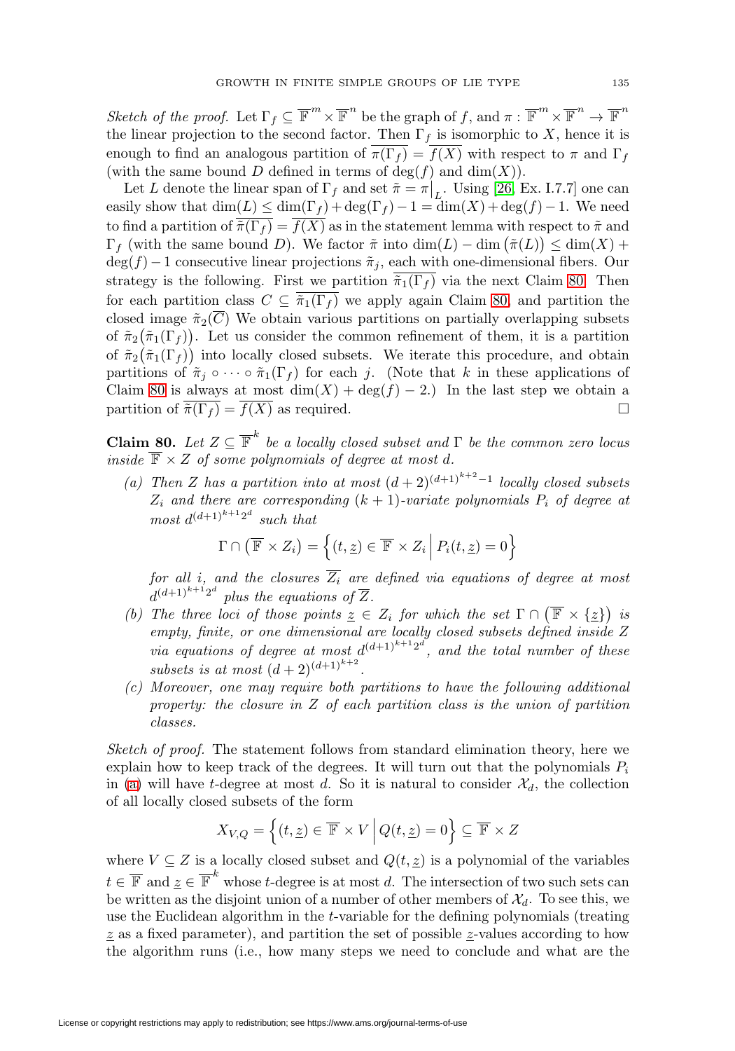*Sketch of the proof.* Let $\Gamma_f \subseteq \overline{\mathbb{F}}^m \times \overline{\mathbb{F}}^n$ be the graph of $f$, and $\pi : \overline{\mathbb{F}}^m \times \overline{\mathbb{F}}^n \to \overline{\mathbb{F}}^n$ the linear projection to the second factor. Then $\Gamma_f$ is isomorphic to $X$, hence it is enough to find an analogous partition of $\overline{\pi(\Gamma_f)} = \overline{f(X)}$ with respect to $\pi$ and $\Gamma_f$ (with the same bound $D$ defined in terms of $\deg(f)$ and $\dim(X)$).

Let $L$ denote the linear span of $\Gamma_f$ and set $\tilde{\pi} = \pi\big|_L$. Using [26, Ex. I.7.7] one can easily show that $\dim(L) \leq \dim(\Gamma_f) + \deg(\Gamma_f) - 1 = \dim(X) + \deg(f) - 1$. We need to find a partition of $\overline{\tilde{\pi}(\Gamma_f)} = \overline{f(X)}$ as in the statement lemma with respect to $\tilde{\pi}$ and $\Gamma_f$ (with the same bound $D$). We factor $\tilde{\pi}$ into $\dim(L) - \dim\big(\tilde{\pi}(L)\big) \leq \dim(X) + \deg(f) - 1$ consecutive linear projections $\tilde{\pi}_j$, each with one-dimensional fibers. Our strategy is the following. First we partition $\overline{\tilde{\pi}_1(\Gamma_f)}$ via the next Claim 80. Then for each partition class $C \subseteq \overline{\tilde{\pi}_1(\Gamma_f)}$ we apply again Claim 80, and partition the closed image $\tilde{\pi}_2(\overline{C})$ We obtain various partitions on partially overlapping subsets of $\tilde{\pi}_2\big(\tilde{\pi}_1(\Gamma_f)\big)$. Let us consider the common refinement of them, it is a partition of $\tilde{\pi}_2\big(\tilde{\pi}_1(\Gamma_f)\big)$ into locally closed subsets. We iterate this procedure, and obtain partitions of $\tilde{\pi}_j \circ \cdots \circ \tilde{\pi}_1(\Gamma_f)$ for each $j$. (Note that $k$ in these applications of Claim 80 is always at most $\dim(X) + \deg(f) - 2$.) In the last step we obtain a partition of $\overline{\tilde{\pi}(\Gamma_f)} = \overline{f(X)}$ as required. $\square$

**Claim 80.** *Let $Z \subseteq \overline{\mathbb{F}}^k$ be a locally closed subset and $\Gamma$ be the common zero locus inside $\overline{\mathbb{F}} \times Z$ of some polynomials of degree at most $d$.*

(a) *Then $Z$ has a partition into at most $(d+2)^{(d+1)^{k+2}-1}$ locally closed subsets $Z_i$ and there are corresponding $(k+1)$-variate polynomials $P_i$ of degree at most $d^{(d+1)^{k+1}2^d}$ such that*

$$\Gamma \cap \big(\overline{\mathbb{F}} \times Z_i\big) = \Big\{(t, \underline{z}) \in \overline{\mathbb{F}} \times Z_i \,\Big|\, P_i(t, \underline{z}) = 0\Big\}$$

*for all $i$, and the closures $\overline{Z_i}$ are defined via equations of degree at most $d^{(d+1)^{k+1}2^d}$ plus the equations of $\overline{Z}$.*

(b) *The three loci of those points $\underline{z} \in Z_i$ for which the set $\Gamma \cap \big(\overline{\mathbb{F}} \times \{\underline{z}\}\big)$ is empty, finite, or one dimensional are locally closed subsets defined inside $Z$ via equations of degree at most $d^{(d+1)^{k+1}2^d}$, and the total number of these subsets is at most $(d+2)^{(d+1)^{k+2}}$.*

(c) *Moreover, one may require both partitions to have the following additional property: the closure in $Z$ of each partition class is the union of partition classes.*

*Sketch of proof.* The statement follows from standard elimination theory, here we explain how to keep track of the degrees. It will turn out that the polynomials $P_i$ in (a) will have $t$-degree at most $d$. So it is natural to consider $\mathcal{X}_d$, the collection of all locally closed subsets of the form

$$X_{V,Q} = \Big\{(t, \underline{z}) \in \overline{\mathbb{F}} \times V \,\Big|\, Q(t, \underline{z}) = 0\Big\} \subseteq \overline{\mathbb{F}} \times Z$$

where $V \subseteq Z$ is a locally closed subset and $Q(t, \underline{z})$ is a polynomial of the variables $t \in \overline{\mathbb{F}}$ and $\underline{z} \in \overline{\mathbb{F}}^k$ whose $t$-degree is at most $d$. The intersection of two such sets can be written as the disjoint union of a number of other members of $\mathcal{X}_d$. To see this, we use the Euclidean algorithm in the $t$-variable for the defining polynomials (treating $\underline{z}$ as a fixed parameter), and partition the set of possible $\underline{z}$-values according to how the algorithm runs (i.e., how many steps we need to conclude and what are the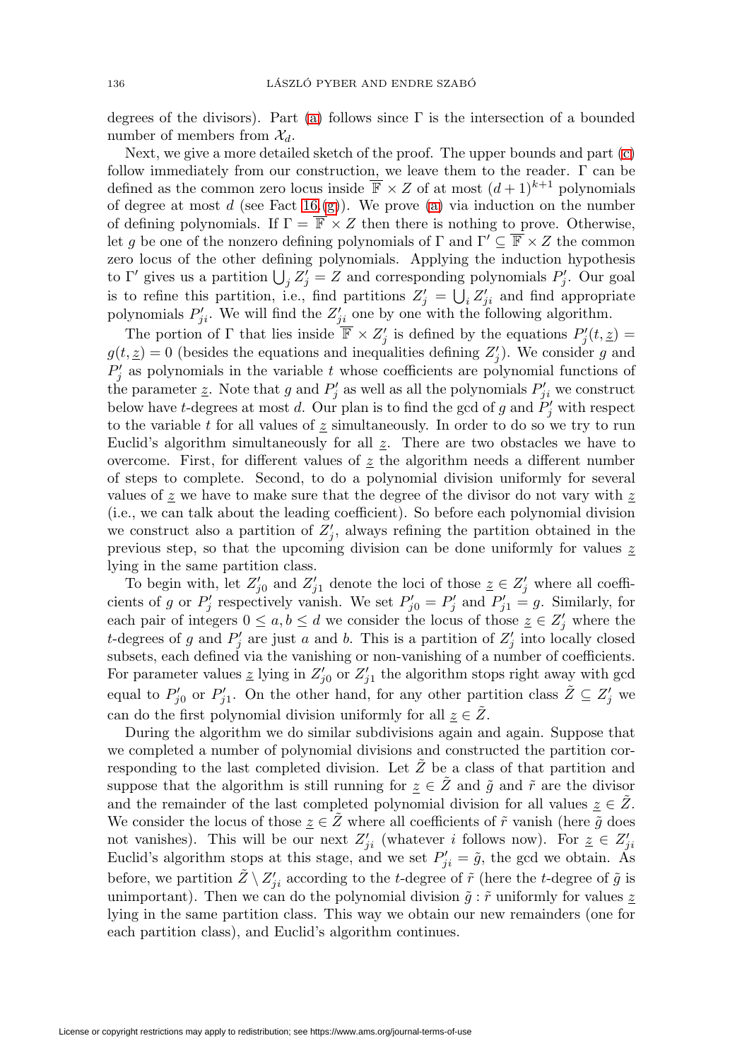degrees of the divisors). Part (a) follows since $\Gamma$ is the intersection of a bounded number of members from $\mathcal{X}_d$.

Next, we give a more detailed sketch of the proof. The upper bounds and part (c) follow immediately from our construction, we leave them to the reader. $\Gamma$ can be defined as the common zero locus inside $\overline{\mathbb{F}} \times Z$ of at most $(d+1)^{k+1}$ polynomials of degree at most $d$ (see Fact 16.(g)). We prove (a) via induction on the number of defining polynomials. If $\Gamma = \overline{\mathbb{F}} \times Z$ then there is nothing to prove. Otherwise, let $g$ be one of the nonzero defining polynomials of $\Gamma$ and $\Gamma' \subseteq \overline{\mathbb{F}} \times Z$ the common zero locus of the other defining polynomials. Applying the induction hypothesis to $\Gamma'$ gives us a partition $\bigcup_j Z'_j = Z$ and corresponding polynomials $P'_j$. Our goal is to refine this partition, i.e., find partitions $Z'_j = \bigcup_i Z'_{ji}$ and find appropriate polynomials $P'_{ji}$. We will find the $Z'_{ji}$ one by one with the following algorithm.

The portion of $\Gamma$ that lies inside $\overline{\mathbb{F}} \times Z'_j$ is defined by the equations $P'_j(t, \underline{z}) = g(t, \underline{z}) = 0$ (besides the equations and inequalities defining $Z'_j$). We consider $g$ and $P'_j$ as polynomials in the variable $t$ whose coefficients are polynomial functions of the parameter $\underline{z}$. Note that $g$ and $P'_j$ as well as all the polynomials $P'_{ji}$ we construct below have $t$-degrees at most $d$. Our plan is to find the gcd of $g$ and $P'_j$ with respect to the variable $t$ for all values of $\underline{z}$ simultaneously. In order to do so we try to run Euclid's algorithm simultaneously for all $\underline{z}$. There are two obstacles we have to overcome. First, for different values of $\underline{z}$ the algorithm needs a different number of steps to complete. Second, to do a polynomial division uniformly for several values of $\underline{z}$ we have to make sure that the degree of the divisor do not vary with $\underline{z}$ (i.e., we can talk about the leading coefficient). So before each polynomial division we construct also a partition of $Z'_j$, always refining the partition obtained in the previous step, so that the upcoming division can be done uniformly for values $\underline{z}$ lying in the same partition class.

To begin with, let $Z'_{j0}$ and $Z'_{j1}$ denote the loci of those $\underline{z} \in Z'_j$ where all coefficients of $g$ or $P'_j$ respectively vanish. We set $P'_{j0} = P'_j$ and $P'_{j1} = g$. Similarly, for each pair of integers $0 \le a, b \le d$ we consider the locus of those $\underline{z} \in Z'_j$ where the $t$-degrees of $g$ and $P'_j$ are just $a$ and $b$. This is a partition of $Z'_j$ into locally closed subsets, each defined via the vanishing or non-vanishing of a number of coefficients. For parameter values $\underline{z}$ lying in $Z'_{j0}$ or $Z'_{j1}$ the algorithm stops right away with gcd equal to $P'_{j0}$ or $P'_{j1}$. On the other hand, for any other partition class $\tilde{Z} \subseteq Z'_j$ we can do the first polynomial division uniformly for all $\underline{z} \in \tilde{Z}$.

During the algorithm we do similar subdivisions again and again. Suppose that we completed a number of polynomial divisions and constructed the partition corresponding to the last completed division. Let $\tilde{Z}$ be a class of that partition and suppose that the algorithm is still running for $\underline{z} \in \tilde{Z}$ and $\tilde{g}$ and $\tilde{r}$ are the divisor and the remainder of the last completed polynomial division for all values $\underline{z} \in \tilde{Z}$. We consider the locus of those $\underline{z} \in \tilde{Z}$ where all coefficients of $\tilde{r}$ vanish (here $\tilde{g}$ does not vanishes). This will be our next $Z'_{ji}$ (whatever $i$ follows now). For $\underline{z} \in Z'_{ji}$ Euclid's algorithm stops at this stage, and we set $P'_{ji} = \tilde{g}$, the gcd we obtain. As before, we partition $\tilde{Z} \setminus Z'_{ji}$ according to the $t$-degree of $\tilde{r}$ (here the $t$-degree of $\tilde{g}$ is unimportant). Then we can do the polynomial division $\tilde{g} : \tilde{r}$ uniformly for values $\underline{z}$ lying in the same partition class. This way we obtain our new remainders (one for each partition class), and Euclid's algorithm continues.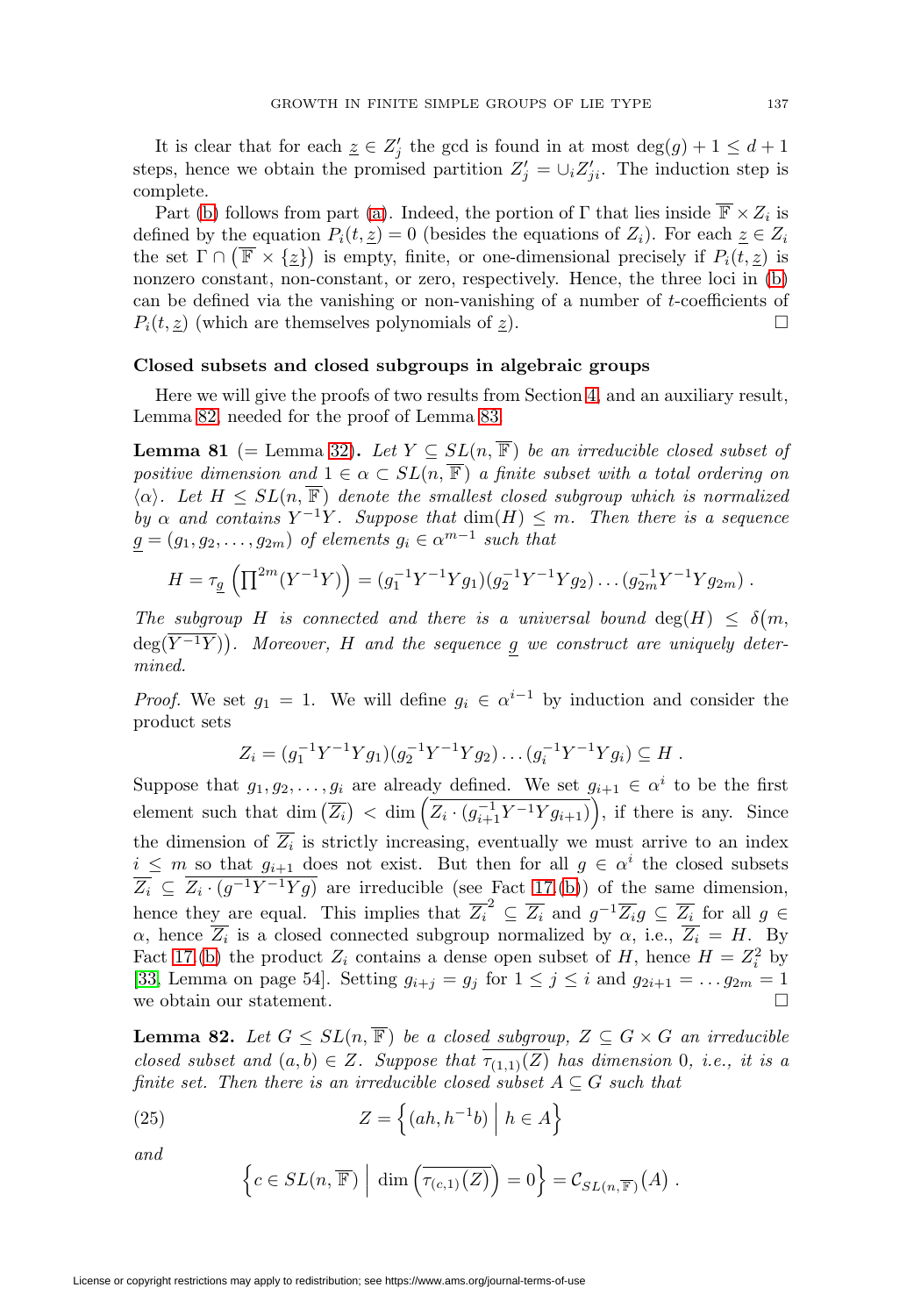It is clear that for each $\underline{z} \in Z'_j$ the gcd is found in at most $\deg(g) + 1 \leq d + 1$ steps, hence we obtain the promised partition $Z'_j = \cup_i Z'_{ji}$. The induction step is complete.

Part (b) follows from part (a). Indeed, the portion of $\Gamma$ that lies inside $\overline{\mathbb{F}} \times Z_i$ is defined by the equation $P_i(t, \underline{z}) = 0$ (besides the equations of $Z_i$). For each $\underline{z} \in Z_i$ the set $\Gamma \cap \left(\overline{\mathbb{F}} \times \{\underline{z}\}\right)$ is empty, finite, or one-dimensional precisely if $P_i(t, \underline{z})$ is nonzero constant, non-constant, or zero, respectively. Hence, the three loci in (b) can be defined via the vanishing or non-vanishing of a number of $t$-coefficients of $P_i(t, \underline{z})$ (which are themselves polynomials of $\underline{z}$). $\square$

### Closed subsets and closed subgroups in algebraic groups

Here we will give the proofs of two results from Section 4, and an auxiliary result, Lemma 82, needed for the proof of Lemma 83.

**Lemma 81** (= Lemma 32)**.** *Let $Y \subseteq SL(n, \overline{\mathbb{F}})$ be an irreducible closed subset of positive dimension and $1 \in \alpha \subset SL(n, \overline{\mathbb{F}})$ a finite subset with a total ordering on $\langle \alpha \rangle$. Let $H \leq SL(n, \overline{\mathbb{F}})$ denote the smallest closed subgroup which is normalized by $\alpha$ and contains $Y^{-1}Y$. Suppose that $\dim(H) \leq m$. Then there is a sequence $\underline{g} = (g_1, g_2, \ldots, g_{2m})$ of elements $g_i \in \alpha^{m-1}$ such that*

$$H = \tau_{\underline{g}}\left(\prod\nolimits^{2m}(Y^{-1}Y)\right) = (g_1^{-1}Y^{-1}Yg_1)(g_2^{-1}Y^{-1}Yg_2)\ldots(g_{2m}^{-1}Y^{-1}Yg_{2m})\,.$$

*The subgroup $H$ is connected and there is a universal bound $\deg(H) \leq \delta\big(m, \deg(\overline{Y^{-1}Y})\big)$. Moreover, $H$ and the sequence $\underline{g}$ we construct are uniquely determined.*

*Proof.* We set $g_1 = 1$. We will define $g_i \in \alpha^{i-1}$ by induction and consider the product sets

$$Z_i = (g_1^{-1}Y^{-1}Yg_1)(g_2^{-1}Y^{-1}Yg_2)\ldots(g_i^{-1}Y^{-1}Yg_i) \subseteq H\,.$$

Suppose that $g_1, g_2, \ldots, g_i$ are already defined. We set $g_{i+1} \in \alpha^i$ to be the first element such that $\dim\left(\overline{Z_i}\right) < \dim\left(\overline{Z_i \cdot (g_{i+1}^{-1}Y^{-1}Yg_{i+1})}\right)$, if there is any. Since the dimension of $\overline{Z_i}$ is strictly increasing, eventually we must arrive to an index $i \leq m$ so that $g_{i+1}$ does not exist. But then for all $g \in \alpha^i$ the closed subsets $\overline{Z_i} \subseteq \overline{Z_i \cdot (g^{-1}Y^{-1}Yg)}$ are irreducible (see Fact 17(b)) of the same dimension, hence they are equal. This implies that $\overline{Z_i}^2 \subseteq \overline{Z_i}$ and $g^{-1}\overline{Z_i}g \subseteq \overline{Z_i}$ for all $g \in \alpha$, hence $\overline{Z_i}$ is a closed connected subgroup normalized by $\alpha$, i.e., $\overline{Z_i} = H$. By Fact 17(b) the product $Z_i$ contains a dense open subset of $H$, hence $H = Z_i^2$ by [33, Lemma on page 54]. Setting $g_{i+j} = g_j$ for $1 \leq j \leq i$ and $g_{2i+1} = \ldots g_{2m} = 1$ we obtain our statement. $\square$

**Lemma 82.** *Let $G \leq SL(n, \overline{\mathbb{F}})$ be a closed subgroup, $Z \subseteq G \times G$ an irreducible closed subset and $(a, b) \in Z$. Suppose that $\overline{\tau_{(1,1)}(Z)}$ has dimension $0$, i.e., it is a finite set. Then there is an irreducible closed subset $A \subseteq G$ such that*

$$Z = \left\{(ah, h^{-1}b) \;\middle|\; h \in A\right\} \tag{25}$$

*and*

$$\left\{c \in SL(n, \overline{\mathbb{F}}) \;\middle|\; \dim\left(\overline{\tau_{(c,1)}(Z)}\right) = 0\right\} = \mathcal{C}_{SL(n,\overline{\mathbb{F}})}(A)\,.$$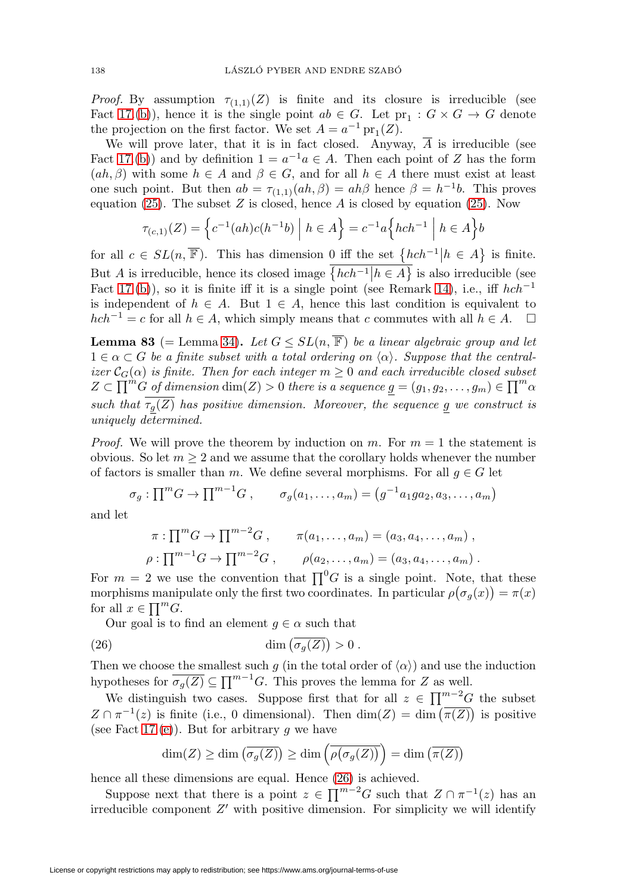*Proof.* By assumption $\tau_{(1,1)}(Z)$ is finite and its closure is irreducible (see Fact 17 (b)), hence it is the single point $ab \in G$. Let $\mathrm{pr}_1 : G \times G \to G$ denote the projection on the first factor. We set $A = a^{-1}\,\mathrm{pr}_1(Z)$.

We will prove later, that it is in fact closed. Anyway, $\overline{A}$ is irreducible (see Fact 17 (b)) and by definition $1 = a^{-1}a \in A$. Then each point of $Z$ has the form $(ah, \beta)$ with some $h \in A$ and $\beta \in G$, and for all $h \in A$ there must exist at least one such point. But then $ab = \tau_{(1,1)}(ah, \beta) = ah\beta$ hence $\beta = h^{-1}b$. This proves equation (25). The subset $Z$ is closed, hence $A$ is closed by equation (25). Now

$$\tau_{(c,1)}(Z) = \Big\{ c^{-1}(ah)c(h^{-1}b) \;\Big|\; h \in A \Big\} = c^{-1}a\Big\{ hch^{-1} \;\Big|\; h \in A \Big\} b$$

for all $c \in SL(n, \overline{\mathbb{F}})$. This has dimension 0 iff the set $\{hch^{-1} | h \in A\}$ is finite. But $A$ is irreducible, hence its closed image $\overline{\{hch^{-1} | h \in A\}}$ is also irreducible (see Fact 17 (b)), so it is finite iff it is a single point (see Remark 14), i.e., iff $hch^{-1}$ is independent of $h \in A$. But $1 \in A$, hence this last condition is equivalent to $hch^{-1} = c$ for all $h \in A$, which simply means that $c$ commutes with all $h \in A$. $\square$

**Lemma 83** (= Lemma 34)**.** *Let $G \le SL(n, \overline{\mathbb{F}})$ be a linear algebraic group and let $1 \in \alpha \subset G$ be a finite subset with a total ordering on $\langle\alpha\rangle$. Suppose that the centralizer $\mathcal{C}_G(\alpha)$ is finite. Then for each integer $m \ge 0$ and each irreducible closed subset $Z \subset \prod^m G$ of dimension $\dim(Z) > 0$ there is a sequence $\underline{g} = (g_1, g_2, \ldots, g_m) \in \prod^m \alpha$ such that $\overline{\tau_{\underline{g}}(Z)}$ has positive dimension. Moreover, the sequence $\underline{g}$ we construct is uniquely determined.*

*Proof.* We will prove the theorem by induction on $m$. For $m = 1$ the statement is obvious. So let $m \ge 2$ and we assume that the corollary holds whenever the number of factors is smaller than $m$. We define several morphisms. For all $g \in G$ let

$$\sigma_g : \prod\nolimits^m G \to \prod\nolimits^{m-1} G\,, \qquad \sigma_g(a_1, \ldots, a_m) = \big(g^{-1}a_1 g a_2, a_3, \ldots, a_m\big)$$

and let

$$\pi : \prod\nolimits^m G \to \prod\nolimits^{m-2} G\,, \qquad \pi(a_1, \ldots, a_m) = (a_3, a_4, \ldots, a_m)\,,$$

$$\rho : \prod\nolimits^{m-1} G \to \prod\nolimits^{m-2} G\,, \qquad \rho(a_2, \ldots, a_m) = (a_3, a_4, \ldots, a_m)\,.$$

For $m = 2$ we use the convention that $\prod^0 G$ is a single point. Note, that these morphisms manipulate only the first two coordinates. In particular $\rho\big(\sigma_g(x)\big) = \pi(x)$ for all $x \in \prod^m G$.

Our goal is to find an element $g \in \alpha$ such that

$$\dim\big(\overline{\sigma_g(Z)}\big) > 0\,. \tag{26}$$

Then we choose the smallest such $g$ (in the total order of $\langle\alpha\rangle$) and use the induction hypotheses for $\overline{\sigma_g(Z)} \subseteq \prod^{m-1} G$. This proves the lemma for $Z$ as well.

We distinguish two cases. Suppose first that for all $z \in \prod^{m-2} G$ the subset $Z \cap \pi^{-1}(z)$ is finite (i.e., 0 dimensional). Then $\dim(Z) = \dim\big(\overline{\pi(Z)}\big)$ is positive (see Fact 17 (e)). But for arbitrary $g$ we have

$$\dim(Z) \ge \dim\big(\overline{\sigma_g(Z)}\big) \ge \dim\Big(\overline{\rho\big(\sigma_g(Z)\big)}\Big) = \dim\big(\overline{\pi(Z)}\big)$$

hence all these dimensions are equal. Hence (26) is achieved.

Suppose next that there is a point $z \in \prod^{m-2} G$ such that $Z \cap \pi^{-1}(z)$ has an irreducible component $Z'$ with positive dimension. For simplicity we will identify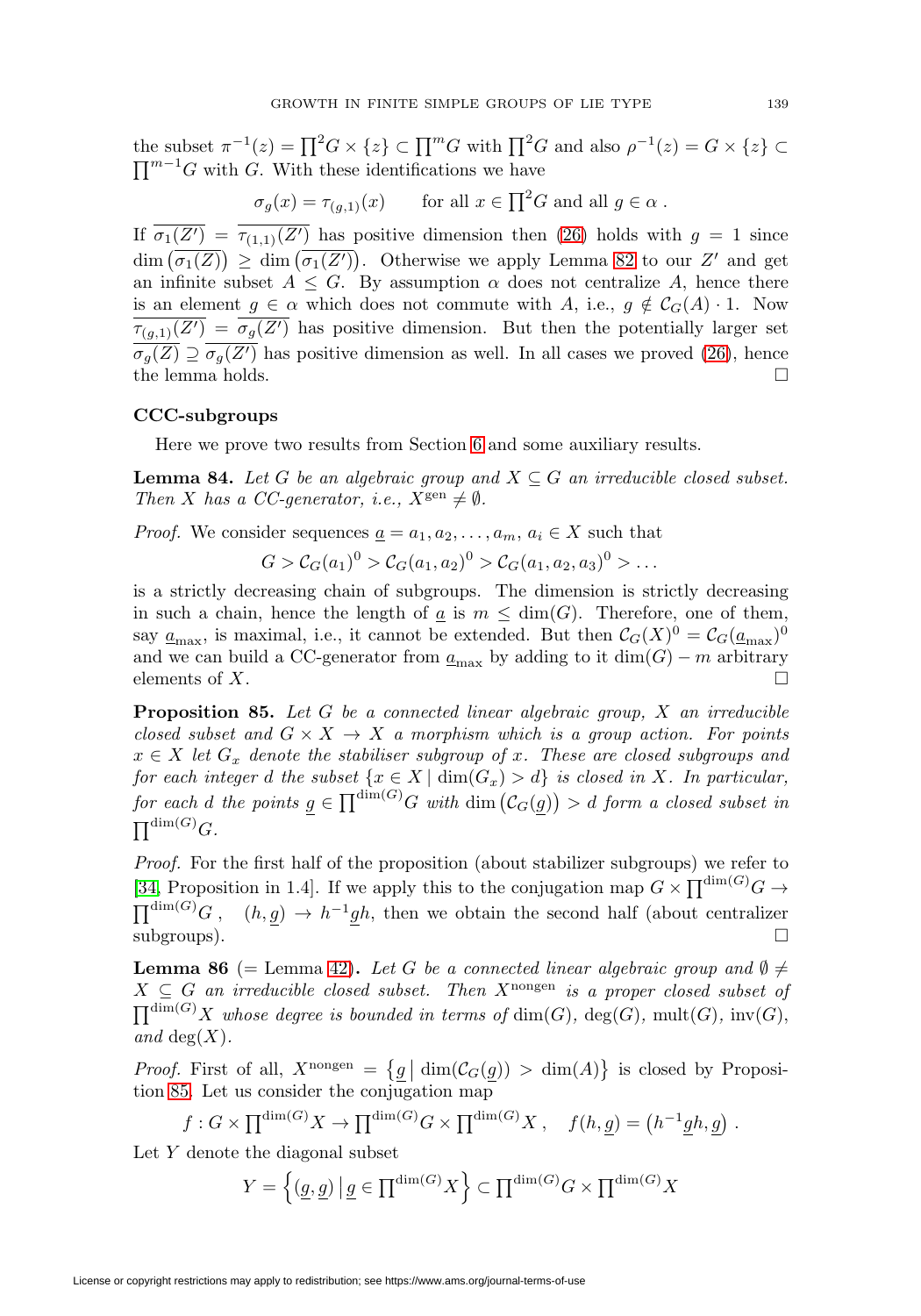the subset $\pi^{-1}(z) = \prod^2 G \times \{z\} \subset \prod^m G$ with $\prod^2 G$ and also $\rho^{-1}(z) = G \times \{z\} \subset \prod^{m-1} G$ with $G$. With these identifications we have

$$\sigma_g(x) = \tau_{(g,1)}(x) \qquad \text{for all } x \in \prod^2 G \text{ and all } g \in \alpha\,.$$

If $\overline{\sigma_1(Z')} = \overline{\tau_{(1,1)}(Z')}$ has positive dimension then (26) holds with $g = 1$ since $\dim\left(\overline{\sigma_1(Z)}\right) \geq \dim\left(\overline{\sigma_1(Z')}\right)$. Otherwise we apply Lemma 82 to our $Z'$ and get an infinite subset $A \leq G$. By assumption $\alpha$ does not centralize $A$, hence there is an element $g \in \alpha$ which does not commute with $A$, i.e., $g \notin \mathcal{C}_G(A) \cdot 1$. Now $\overline{\tau_{(g,1)}(Z')} = \overline{\sigma_g(Z')}$ has positive dimension. But then the potentially larger set $\overline{\sigma_g(Z)} \supseteq \overline{\sigma_g(Z')}$ has positive dimension as well. In all cases we proved (26), hence the lemma holds. $\square$

### CCC-subgroups

Here we prove two results from Section 6 and some auxiliary results.

**Lemma 84.** *Let $G$ be an algebraic group and $X \subseteq G$ an irreducible closed subset. Then $X$ has a CC-generator, i.e., $X^{\text{gen}} \neq \emptyset$.*

*Proof.* We consider sequences $\underline{a} = a_1, a_2, \ldots, a_m$, $a_i \in X$ such that

$$G > \mathcal{C}_G(a_1)^0 > \mathcal{C}_G(a_1, a_2)^0 > \mathcal{C}_G(a_1, a_2, a_3)^0 > \ldots$$

is a strictly decreasing chain of subgroups. The dimension is strictly decreasing in such a chain, hence the length of $\underline{a}$ is $m \leq \dim(G)$. Therefore, one of them, say $\underline{a}_{\max}$, is maximal, i.e., it cannot be extended. But then $\mathcal{C}_G(X)^0 = \mathcal{C}_G(\underline{a}_{\max})^0$ and we can build a CC-generator from $\underline{a}_{\max}$ by adding to it $\dim(G) - m$ arbitrary elements of $X$. $\square$

**Proposition 85.** *Let $G$ be a connected linear algebraic group, $X$ an irreducible closed subset and $G \times X \to X$ a morphism which is a group action. For points $x \in X$ let $G_x$ denote the stabiliser subgroup of $x$. These are closed subgroups and for each integer $d$ the subset $\{x \in X \mid \dim(G_x) > d\}$ is closed in $X$. In particular, for each $d$ the points $\underline{g} \in \prod^{\dim(G)} G$ with $\dim\left(\mathcal{C}_G(\underline{g})\right) > d$ form a closed subset in $\prod^{\dim(G)} G$.*

*Proof.* For the first half of the proposition (about stabilizer subgroups) we refer to [34, Proposition in 1.4]. If we apply this to the conjugation map $G \times \prod^{\dim(G)} G \to \prod^{\dim(G)} G$, $\quad (h, \underline{g}) \to h^{-1}\underline{g}h$, then we obtain the second half (about centralizer subgroups). $\square$

**Lemma 86** (= Lemma 42)**.** *Let $G$ be a connected linear algebraic group and $\emptyset \neq X \subseteq G$ an irreducible closed subset. Then $X^{\text{nongen}}$ is a proper closed subset of $\prod^{\dim(G)} X$ whose degree is bounded in terms of $\dim(G)$, $\deg(G)$, $\text{mult}(G)$, $\text{inv}(G)$, and $\deg(X)$.*

*Proof.* First of all, $X^{\text{nongen}} = \left\{\underline{g} \,\middle|\, \dim(\mathcal{C}_G(\underline{g})) > \dim(A)\right\}$ is closed by Proposition 85. Let us consider the conjugation map

$$f : G \times \prod^{\dim(G)} X \to \prod^{\dim(G)} G \times \prod^{\dim(G)} X\,, \quad f(h, \underline{g}) = \left(h^{-1}\underline{g}h, \underline{g}\right)\,.$$

Let $Y$ denote the diagonal subset

$$Y = \left\{(\underline{g}, \underline{g}) \,\middle|\, \underline{g} \in \prod^{\dim(G)} X\right\} \subset \prod^{\dim(G)} G \times \prod^{\dim(G)} X$$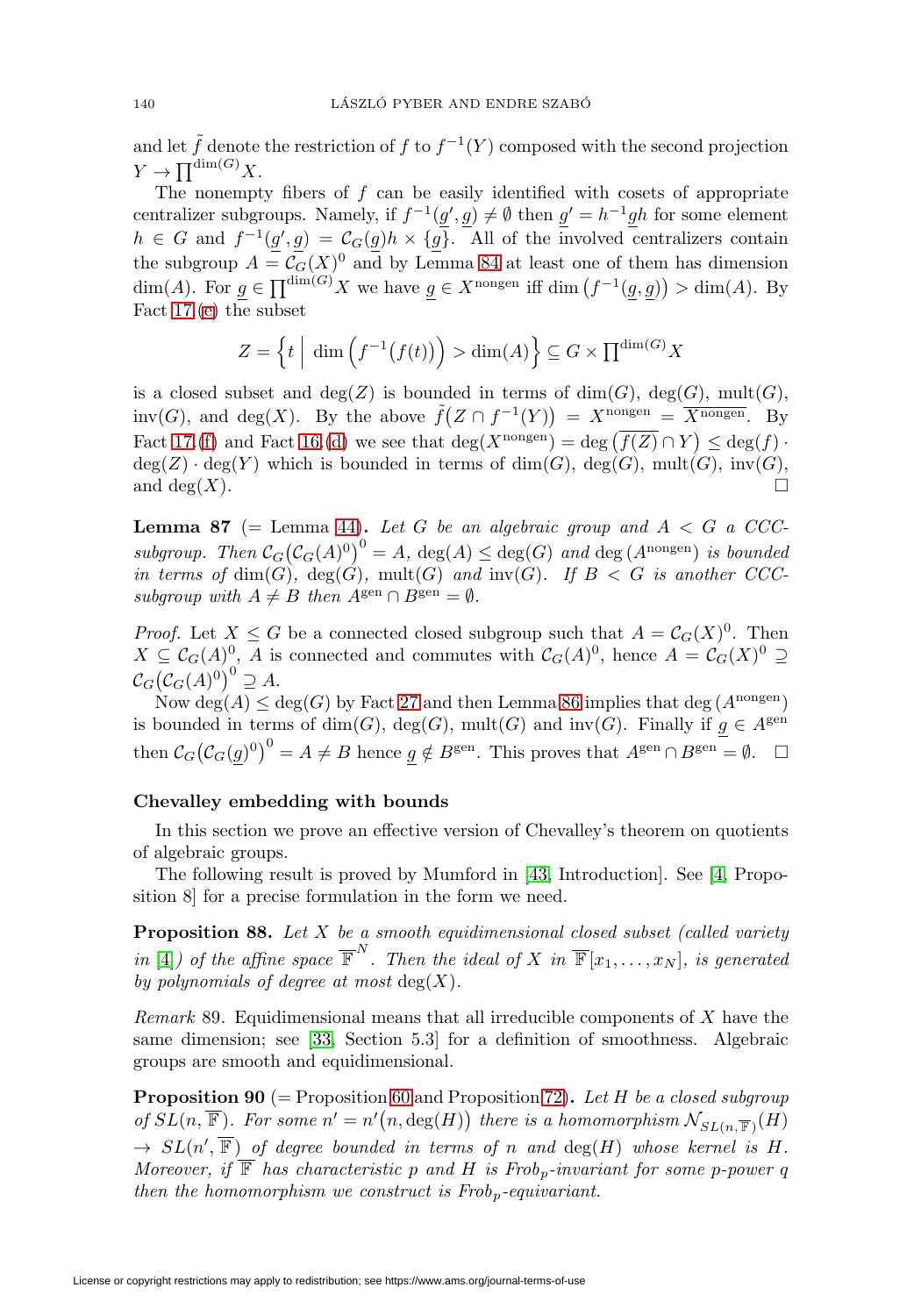and let $\tilde{f}$ denote the restriction of $f$ to $f^{-1}(Y)$ composed with the second projection $Y \to \prod^{\dim(G)} X$.

The nonempty fibers of $f$ can be easily identified with cosets of appropriate centralizer subgroups. Namely, if $f^{-1}(\underline{g}', \underline{g}) \neq \emptyset$ then $\underline{g}' = h^{-1}\underline{g}h$ for some element $h \in G$ and $f^{-1}(\underline{g}', \underline{g}) = \mathcal{C}_G(\underline{g})h \times \{\underline{g}\}$. All of the involved centralizers contain the subgroup $A = \mathcal{C}_G(X)^0$ and by Lemma 84 at least one of them has dimension $\dim(A)$. For $\underline{g} \in \prod^{\dim(G)} X$ we have $\underline{g} \in X^{\text{nongen}}$ iff $\dim\left(f^{-1}(\underline{g}, \underline{g})\right) > \dim(A)$. By Fact 17.(e) the subset

$$Z = \left\{ t \;\middle|\; \dim\left(f^{-1}\big(f(t)\big)\right) > \dim(A) \right\} \subseteq G \times \prod^{\dim(G)} X$$

is a closed subset and $\deg(Z)$ is bounded in terms of $\dim(G)$, $\deg(G)$, $\operatorname{mult}(G)$, $\operatorname{inv}(G)$, and $\deg(X)$. By the above $\tilde{f}\big(Z \cap f^{-1}(Y)\big) = X^{\text{nongen}} = \overline{X^{\text{nongen}}}$. By Fact 17.(f) and Fact 16.(d) we see that $\deg(X^{\text{nongen}}) = \deg\left(\overline{f(Z)} \cap Y\right) \leq \deg(f) \cdot \deg(Z) \cdot \deg(Y)$ which is bounded in terms of $\dim(G)$, $\deg(G)$, $\operatorname{mult}(G)$, $\operatorname{inv}(G)$, and $\deg(X)$. □

**Lemma 87** (= Lemma 44)**.** *Let $G$ be an algebraic group and $A < G$ a CCC-subgroup. Then $\mathcal{C}_G\big(\mathcal{C}_G(A)^0\big)^0 = A$, $\deg(A) \leq \deg(G)$ and $\deg\left(A^{\text{nongen}}\right)$ is bounded in terms of $\dim(G)$, $\deg(G)$, $\operatorname{mult}(G)$ and $\operatorname{inv}(G)$. If $B < G$ is another CCC-subgroup with $A \neq B$ then $A^{\text{gen}} \cap B^{\text{gen}} = \emptyset$.*

*Proof.* Let $X \leq G$ be a connected closed subgroup such that $A = \mathcal{C}_G(X)^0$. Then $X \subseteq \mathcal{C}_G(A)^0$, $A$ is connected and commutes with $\mathcal{C}_G(A)^0$, hence $A = \mathcal{C}_G(X)^0 \supseteq \mathcal{C}_G\big(\mathcal{C}_G(A)^0\big)^0 \supseteq A$.

Now $\deg(A) \leq \deg(G)$ by Fact 27 and then Lemma 86 implies that $\deg\left(A^{\text{nongen}}\right)$ is bounded in terms of $\dim(G)$, $\deg(G)$, $\operatorname{mult}(G)$ and $\operatorname{inv}(G)$. Finally if $\underline{g} \in A^{\text{gen}}$ then $\mathcal{C}_G\big(\mathcal{C}_G(\underline{g})^0\big)^0 = A \neq B$ hence $\underline{g} \notin B^{\text{gen}}$. This proves that $A^{\text{gen}} \cap B^{\text{gen}} = \emptyset$. □

## Chevalley embedding with bounds

In this section we prove an effective version of Chevalley's theorem on quotients of algebraic groups.

The following result is proved by Mumford in [43, Introduction]. See [4, Proposition 8] for a precise formulation in the form we need.

**Proposition 88.** *Let $X$ be a smooth equidimensional closed subset (called variety in [4]) of the affine space $\overline{\mathbb{F}}^N$. Then the ideal of $X$ in $\overline{\mathbb{F}}[x_1, \ldots, x_N]$, is generated by polynomials of degree at most $\deg(X)$.*

*Remark* 89. Equidimensional means that all irreducible components of $X$ have the same dimension; see [33, Section 5.3] for a definition of smoothness. Algebraic groups are smooth and equidimensional.

**Proposition 90** (= Proposition 60 and Proposition 72)**.** *Let $H$ be a closed subgroup of $SL(n, \overline{\mathbb{F}})$. For some $n' = n'\big(n, \deg(H)\big)$ there is a homomorphism $\mathcal{N}_{SL(n,\overline{\mathbb{F}})}(H) \to SL(n', \overline{\mathbb{F}})$ of degree bounded in terms of $n$ and $\deg(H)$ whose kernel is $H$. Moreover, if $\overline{\mathbb{F}}$ has characteristic $p$ and $H$ is $Frob_p$-invariant for some $p$-power $q$ then the homomorphism we construct is $Frob_p$-equivariant.*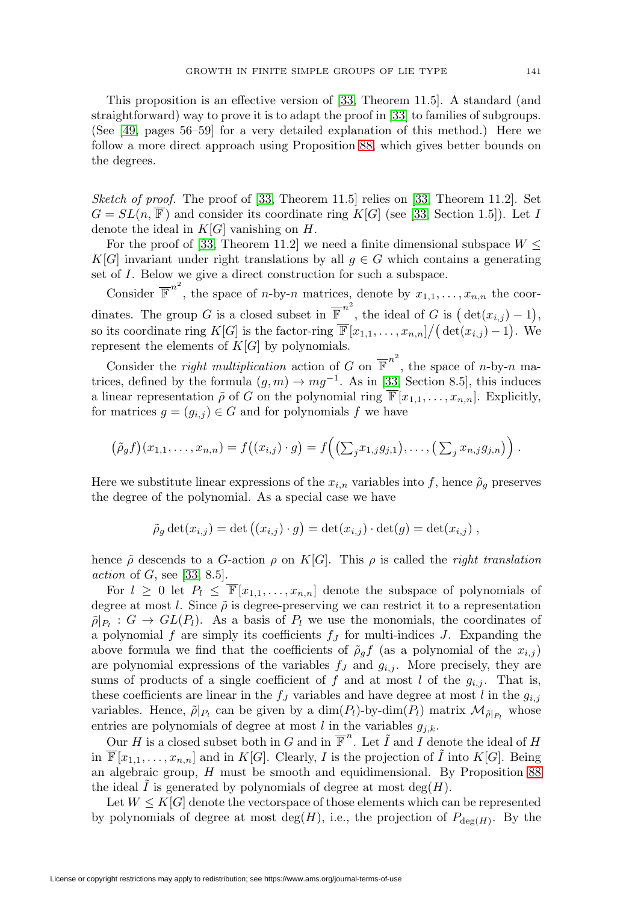This proposition is an effective version of [33, Theorem 11.5]. A standard (and straightforward) way to prove it is to adapt the proof in [33] to families of subgroups. (See [49, pages 56–59] for a very detailed explanation of this method.) Here we follow a more direct approach using Proposition 88, which gives better bounds on the degrees.

*Sketch of proof.* The proof of [33, Theorem 11.5] relies on [33, Theorem 11.2]. Set $G = SL(n, \overline{\mathbb{F}})$ and consider its coordinate ring $K[G]$ (see [33, Section 1.5]). Let $I$ denote the ideal in $K[G]$ vanishing on $H$.

For the proof of [33, Theorem 11.2] we need a finite dimensional subspace $W \leq K[G]$ invariant under right translations by all $g \in G$ which contains a generating set of $I$. Below we give a direct construction for such a subspace.

Consider $\overline{\mathbb{F}}^{n^2}$, the space of $n$-by-$n$ matrices, denote by $x_{1,1}, \ldots, x_{n,n}$ the coordinates. The group $G$ is a closed subset in $\overline{\mathbb{F}}^{n^2}$, the ideal of $G$ is $\big(\det(x_{i,j}) - 1\big)$, so its coordinate ring $K[G]$ is the factor-ring $\overline{\mathbb{F}}[x_{1,1}, \ldots, x_{n,n}]/\big(\det(x_{i,j}) - 1\big)$. We represent the elements of $K[G]$ by polynomials.

Consider the *right multiplication* action of $G$ on $\overline{\mathbb{F}}^{n^2}$, the space of $n$-by-$n$ matrices, defined by the formula $(g, m) \to mg^{-1}$. As in [33, Section 8.5], this induces a linear representation $\tilde{\rho}$ of $G$ on the polynomial ring $\overline{\mathbb{F}}[x_{1,1}, \ldots, x_{n,n}]$. Explicitly, for matrices $g = (g_{i,j}) \in G$ and for polynomials $f$ we have

$$\big(\tilde{\rho}_g f\big)(x_{1,1}, \ldots, x_{n,n}) = f\big((x_{i,j}) \cdot g\big) = f\Big(\big(\textstyle\sum_j x_{1,j} g_{j,1}\big), \ldots, \big(\sum_j x_{n,j} g_{j,n}\big)\Big) .$$

Here we substitute linear expressions of the $x_{i,n}$ variables into $f$, hence $\tilde{\rho}_g$ preserves the degree of the polynomial. As a special case we have

$$\tilde{\rho}_g \det(x_{i,j}) = \det\big((x_{i,j}) \cdot g\big) = \det(x_{i,j}) \cdot \det(g) = \det(x_{i,j}) ,$$

hence $\tilde{\rho}$ descends to a $G$-action $\rho$ on $K[G]$. This $\rho$ is called the *right translation action* of $G$, see [33, 8.5].

For $l \geq 0$ let $P_l \leq \overline{\mathbb{F}}[x_{1,1}, \ldots, x_{n,n}]$ denote the subspace of polynomials of degree at most $l$. Since $\tilde{\rho}$ is degree-preserving we can restrict it to a representation $\tilde{\rho}|_{P_l} : G \to GL(P_l)$. As a basis of $P_l$ we use the monomials, the coordinates of a polynomial $f$ are simply its coefficients $f_J$ for multi-indices $J$. Expanding the above formula we find that the coefficients of $\tilde{\rho}_g f$ (as a polynomial of the $x_{i,j}$) are polynomial expressions of the variables $f_J$ and $g_{i,j}$. More precisely, they are sums of products of a single coefficient of $f$ and at most $l$ of the $g_{i,j}$. That is, these coefficients are linear in the $f_J$ variables and have degree at most $l$ in the $g_{i,j}$ variables. Hence, $\tilde{\rho}|_{P_l}$ can be given by a $\dim(P_l)$-by-$\dim(P_l)$ matrix $\mathcal{M}_{\tilde{\rho}|_{P_l}}$ whose entries are polynomials of degree at most $l$ in the variables $g_{j,k}$.

Our $H$ is a closed subset both in $G$ and in $\overline{\mathbb{F}}^{n}$. Let $\tilde{I}$ and $I$ denote the ideal of $H$ in $\overline{\mathbb{F}}[x_{1,1}, \ldots, x_{n,n}]$ and in $K[G]$. Clearly, $I$ is the projection of $\tilde{I}$ into $K[G]$. Being an algebraic group, $H$ must be smooth and equidimensional. By Proposition 88 the ideal $\tilde{I}$ is generated by polynomials of degree at most $\deg(H)$.

Let $W \leq K[G]$ denote the vectorspace of those elements which can be represented by polynomials of degree at most $\deg(H)$, i.e., the projection of $P_{\deg(H)}$. By the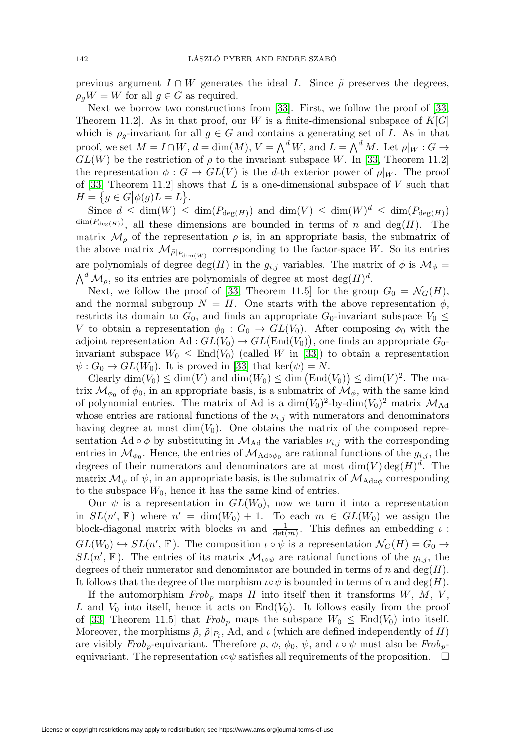previous argument $I \cap W$ generates the ideal $I$. Since $\tilde{\rho}$ preserves the degrees, $\rho_g W = W$ for all $g \in G$ as required.

Next we borrow two constructions from [33]. First, we follow the proof of [33, Theorem 11.2]. As in that proof, our $W$ is a finite-dimensional subspace of $K[G]$ which is $\rho_g$-invariant for all $g \in G$ and contains a generating set of $I$. As in that proof, we set $M = I \cap W$, $d = \dim(M)$, $V = \bigwedge^d W$, and $L = \bigwedge^d M$. Let $\rho|_W : G \to GL(W)$ be the restriction of $\rho$ to the invariant subspace $W$. In [33, Theorem 11.2] the representation $\phi : G \to GL(V)$ is the $d$-th exterior power of $\rho|_W$. The proof of [33, Theorem 11.2] shows that $L$ is a one-dimensional subspace of $V$ such that $H = \{g \in G | \phi(g)L = L\}$.

Since $d \leq \dim(W) \leq \dim(P_{\deg(H)})$ and $\dim(V) \leq \dim(W)^d \leq \dim(P_{\deg(H)})^{\dim(P_{\deg(H)})}$, all these dimensions are bounded in terms of $n$ and $\deg(H)$. The matrix $\mathcal{M}_\rho$ of the representation $\rho$ is, in an appropriate basis, the submatrix of the above matrix $\mathcal{M}_{\tilde{\rho}|_{P_{\dim(W)}}}$ corresponding to the factor-space $W$. So its entries are polynomials of degree $\deg(H)$ in the $g_{i,j}$ variables. The matrix of $\phi$ is $\mathcal{M}_\phi = \bigwedge^d \mathcal{M}_\rho$, so its entries are polynomials of degree at most $\deg(H)^d$.

Next, we follow the proof of [33, Theorem 11.5] for the group $G_0 = \mathcal{N}_G(H)$, and the normal subgroup $N = H$. One starts with the above representation $\phi$, restricts its domain to $G_0$, and finds an appropriate $G_0$-invariant subspace $V_0 \leq V$ to obtain a representation $\phi_0 : G_0 \to GL(V_0)$. After composing $\phi_0$ with the adjoint representation $\mathrm{Ad} : GL(V_0) \to GL(\mathrm{End}(V_0))$, one finds an appropriate $G_0$-invariant subspace $W_0 \leq \mathrm{End}(V_0)$ (called $W$ in [33]) to obtain a representation $\psi : G_0 \to GL(W_0)$. It is proved in [33] that $\ker(\psi) = N$.

Clearly $\dim(V_0) \leq \dim(V)$ and $\dim(W_0) \leq \dim(\mathrm{End}(V_0)) \leq \dim(V)^2$. The matrix $\mathcal{M}_{\phi_0}$ of $\phi_0$, in an appropriate basis, is a submatrix of $\mathcal{M}_\phi$, with the same kind of polynomial entries. The matrix of Ad is a $\dim(V_0)^2$-by-$\dim(V_0)^2$ matrix $\mathcal{M}_{\mathrm{Ad}}$ whose entries are rational functions of the $\nu_{i,j}$ with numerators and denominators having degree at most $\dim(V_0)$. One obtains the matrix of the composed representation $\mathrm{Ad} \circ \phi$ by substituting in $\mathcal{M}_{\mathrm{Ad}}$ the variables $\nu_{i,j}$ with the corresponding entries in $\mathcal{M}_{\phi_0}$. Hence, the entries of $\mathcal{M}_{\mathrm{Ad}\circ\phi_0}$ are rational functions of the $g_{i,j}$, the degrees of their numerators and denominators are at most $\dim(V)\deg(H)^d$. The matrix $\mathcal{M}_\psi$ of $\psi$, in an appropriate basis, is the submatrix of $\mathcal{M}_{\mathrm{Ad}\circ\phi}$ corresponding to the subspace $W_0$, hence it has the same kind of entries.

Our $\psi$ is a representation in $GL(W_0)$, now we turn it into a representation in $SL(n', \overline{\mathbb{F}})$ where $n' = \dim(W_0) + 1$. To each $m \in GL(W_0)$ we assign the block-diagonal matrix with blocks $m$ and $\frac{1}{\det(m)}$. This defines an embedding $\iota : GL(W_0) \hookrightarrow SL(n', \overline{\mathbb{F}})$. The composition $\iota \circ \psi$ is a representation $\mathcal{N}_G(H) = G_0 \to SL(n', \overline{\mathbb{F}})$. The entries of its matrix $\mathcal{M}_{\iota\circ\psi}$ are rational functions of the $g_{i,j}$, the degrees of their numerator and denominator are bounded in terms of $n$ and $\deg(H)$. It follows that the degree of the morphism $\iota\circ\psi$ is bounded in terms of $n$ and $\deg(H)$.

If the automorphism $\mathit{Frob}_p$ maps $H$ into itself then it transforms $W$, $M$, $V$, $L$ and $V_0$ into itself, hence it acts on $\mathrm{End}(V_0)$. It follows easily from the proof of [33, Theorem 11.5] that $\mathit{Frob}_p$ maps the subspace $W_0 \leq \mathrm{End}(V_0)$ into itself. Moreover, the morphisms $\tilde{\rho}$, $\tilde{\rho}|_{P_l}$, Ad, and $\iota$ (which are defined independently of $H$) are visibly $\mathit{Frob}_p$-equivariant. Therefore $\rho$, $\phi$, $\phi_0$, $\psi$, and $\iota \circ \psi$ must also be $\mathit{Frob}_p$-equivariant. The representation $\iota\circ\psi$ satisfies all requirements of the proposition. $\square$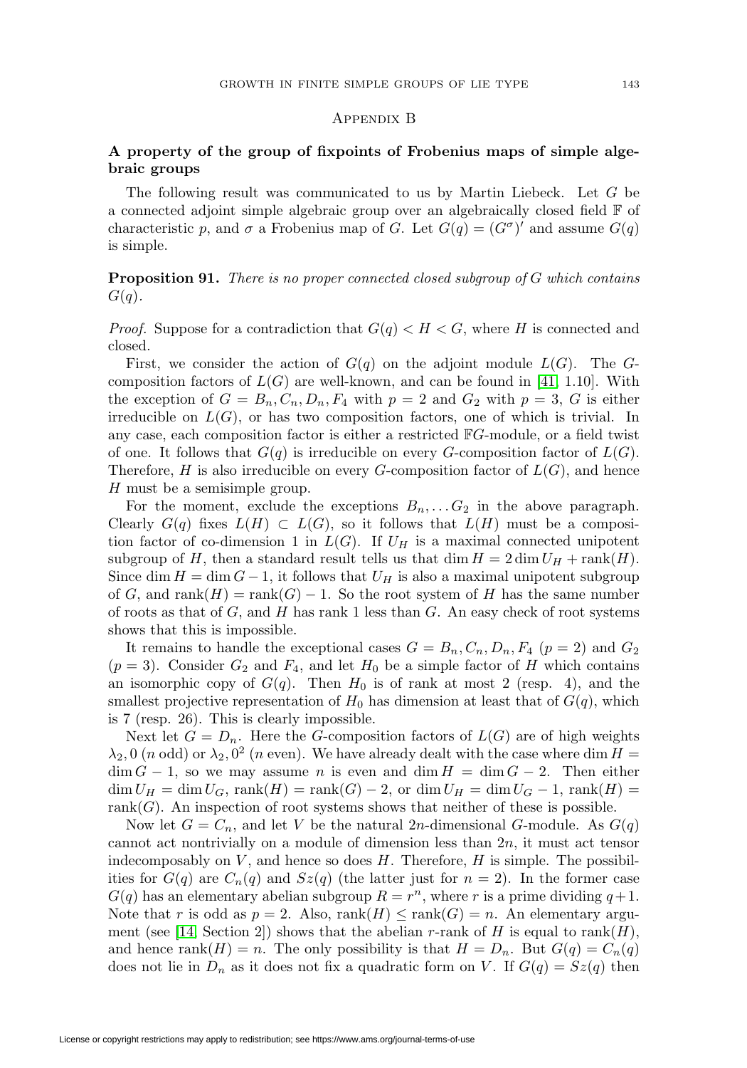## Appendix B

### A property of the group of fixpoints of Frobenius maps of simple algebraic groups

The following result was communicated to us by Martin Liebeck. Let $G$ be a connected adjoint simple algebraic group over an algebraically closed field $\mathbb{F}$ of characteristic $p$, and $\sigma$ a Frobenius map of $G$. Let $G(q) = (G^\sigma)'$ and assume $G(q)$ is simple.

**Proposition 91.** *There is no proper connected closed subgroup of $G$ which contains $G(q)$.*

*Proof.* Suppose for a contradiction that $G(q) < H < G$, where $H$ is connected and closed.

First, we consider the action of $G(q)$ on the adjoint module $L(G)$. The $G$-composition factors of $L(G)$ are well-known, and can be found in [41, 1.10]. With the exception of $G = B_n, C_n, D_n, F_4$ with $p = 2$ and $G_2$ with $p = 3$, $G$ is either irreducible on $L(G)$, or has two composition factors, one of which is trivial. In any case, each composition factor is either a restricted $\mathbb{F}G$-module, or a field twist of one. It follows that $G(q)$ is irreducible on every $G$-composition factor of $L(G)$. Therefore, $H$ is also irreducible on every $G$-composition factor of $L(G)$, and hence $H$ must be a semisimple group.

For the moment, exclude the exceptions $B_n, \ldots G_2$ in the above paragraph. Clearly $G(q)$ fixes $L(H) \subset L(G)$, so it follows that $L(H)$ must be a composition factor of co-dimension 1 in $L(G)$. If $U_H$ is a maximal connected unipotent subgroup of $H$, then a standard result tells us that $\dim H = 2 \dim U_H + \operatorname{rank}(H)$. Since $\dim H = \dim G - 1$, it follows that $U_H$ is also a maximal unipotent subgroup of $G$, and $\operatorname{rank}(H) = \operatorname{rank}(G) - 1$. So the root system of $H$ has the same number of roots as that of $G$, and $H$ has rank 1 less than $G$. An easy check of root systems shows that this is impossible.

It remains to handle the exceptional cases $G = B_n, C_n, D_n, F_4$ ($p = 2$) and $G_2$ ($p = 3$). Consider $G_2$ and $F_4$, and let $H_0$ be a simple factor of $H$ which contains an isomorphic copy of $G(q)$. Then $H_0$ is of rank at most 2 (resp. 4), and the smallest projective representation of $H_0$ has dimension at least that of $G(q)$, which is 7 (resp. 26). This is clearly impossible.

Next let $G = D_n$. Here the $G$-composition factors of $L(G)$ are of high weights $\lambda_2, 0$ ($n$ odd) or $\lambda_2, 0^2$ ($n$ even). We have already dealt with the case where $\dim H = \dim G - 1$, so we may assume $n$ is even and $\dim H = \dim G - 2$. Then either $\dim U_H = \dim U_G$, $\operatorname{rank}(H) = \operatorname{rank}(G) - 2$, or $\dim U_H = \dim U_G - 1$, $\operatorname{rank}(H) = \operatorname{rank}(G)$. An inspection of root systems shows that neither of these is possible.

Now let $G = C_n$, and let $V$ be the natural $2n$-dimensional $G$-module. As $G(q)$ cannot act nontrivially on a module of dimension less than $2n$, it must act tensor indecomposably on $V$, and hence so does $H$. Therefore, $H$ is simple. The possibilities for $G(q)$ are $C_n(q)$ and $Sz(q)$ (the latter just for $n = 2$). In the former case $G(q)$ has an elementary abelian subgroup $R = r^n$, where $r$ is a prime dividing $q+1$. Note that $r$ is odd as $p = 2$. Also, $\operatorname{rank}(H) \leq \operatorname{rank}(G) = n$. An elementary argument (see [14, Section 2]) shows that the abelian $r$-rank of $H$ is equal to $\operatorname{rank}(H)$, and hence $\operatorname{rank}(H) = n$. The only possibility is that $H = D_n$. But $G(q) = C_n(q)$ does not lie in $D_n$ as it does not fix a quadratic form on $V$. If $G(q) = Sz(q)$ then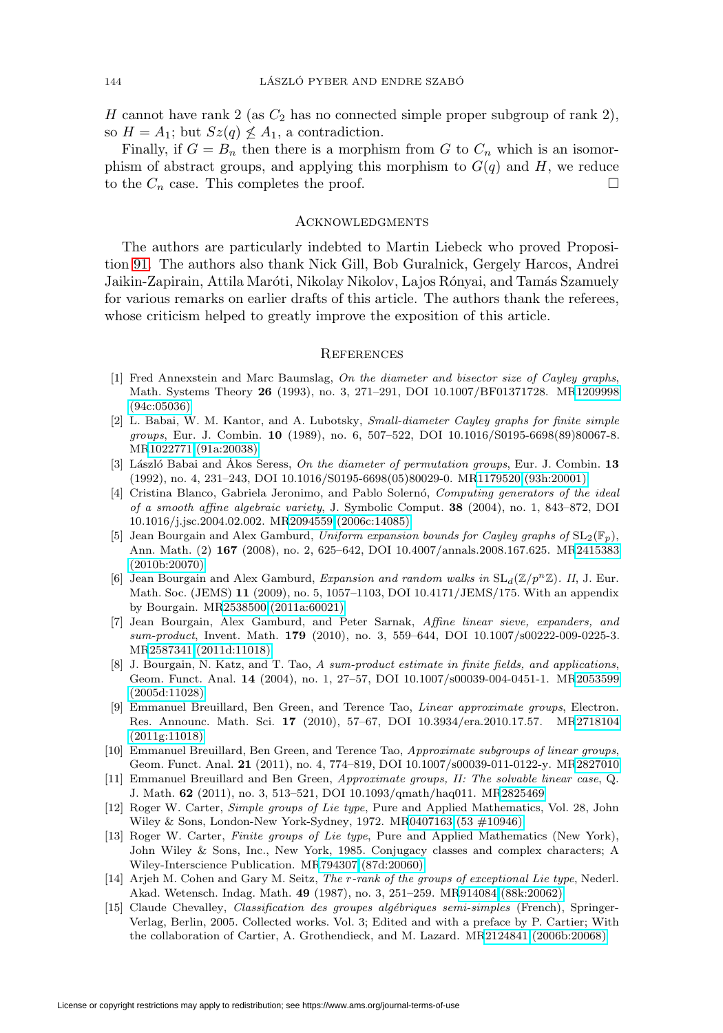$H$ cannot have rank 2 (as $C_2$ has no connected simple proper subgroup of rank 2), so $H = A_1$; but $Sz(q) \not\leq A_1$, a contradiction.

Finally, if $G = B_n$ then there is a morphism from $G$ to $C_n$ which is an isomorphism of abstract groups, and applying this morphism to $G(q)$ and $H$, we reduce to the $C_n$ case. This completes the proof. $\square$

## Acknowledgments

The authors are particularly indebted to Martin Liebeck who proved Proposition 91. The authors also thank Nick Gill, Bob Guralnick, Gergely Harcos, Andrei Jaikin-Zapirain, Attila Maróti, Nikolay Nikolov, Lajos Rónyai, and Tamás Szamuely for various remarks on earlier drafts of this article. The authors thank the referees, whose criticism helped to greatly improve the exposition of this article.

## References

[1] Fred Annexstein and Marc Baumslag, *On the diameter and bisector size of Cayley graphs*, Math. Systems Theory **26** (1993), no. 3, 271–291, DOI 10.1007/BF01371728. MR1209998 (94c:05036)

[2] L. Babai, W. M. Kantor, and A. Lubotsky, *Small-diameter Cayley graphs for finite simple groups*, Eur. J. Combin. **10** (1989), no. 6, 507–522, DOI 10.1016/S0195-6698(89)80067-8. MR1022771 (91a:20038)

[3] László Babai and Ákos Seress, *On the diameter of permutation groups*, Eur. J. Combin. **13** (1992), no. 4, 231–243, DOI 10.1016/S0195-6698(05)80029-0. MR1179520 (93h:20001)

[4] Cristina Blanco, Gabriela Jeronimo, and Pablo Solernó, *Computing generators of the ideal of a smooth affine algebraic variety*, J. Symbolic Comput. **38** (2004), no. 1, 843–872, DOI 10.1016/j.jsc.2004.02.002. MR2094559 (2006c:14085)

[5] Jean Bourgain and Alex Gamburd, *Uniform expansion bounds for Cayley graphs of* $\mathrm{SL}_2(\mathbb{F}_p)$, Ann. Math. (2) **167** (2008), no. 2, 625–642, DOI 10.4007/annals.2008.167.625. MR2415383 (2010b:20070)

[6] Jean Bourgain and Alex Gamburd, *Expansion and random walks in* $\mathrm{SL}_d(\mathbb{Z}/p^n\mathbb{Z})$*. II*, J. Eur. Math. Soc. (JEMS) **11** (2009), no. 5, 1057–1103, DOI 10.4171/JEMS/175. With an appendix by Bourgain. MR2538500 (2011a:60021)

[7] Jean Bourgain, Alex Gamburd, and Peter Sarnak, *Affine linear sieve, expanders, and sum-product*, Invent. Math. **179** (2010), no. 3, 559–644, DOI 10.1007/s00222-009-0225-3. MR2587341 (2011d:11018)

[8] J. Bourgain, N. Katz, and T. Tao, *A sum-product estimate in finite fields, and applications*, Geom. Funct. Anal. **14** (2004), no. 1, 27–57, DOI 10.1007/s00039-004-0451-1. MR2053599 (2005d:11028)

[9] Emmanuel Breuillard, Ben Green, and Terence Tao, *Linear approximate groups*, Electron. Res. Announc. Math. Sci. **17** (2010), 57–67, DOI 10.3934/era.2010.17.57. MR2718104 (2011g:11018)

[10] Emmanuel Breuillard, Ben Green, and Terence Tao, *Approximate subgroups of linear groups*, Geom. Funct. Anal. **21** (2011), no. 4, 774–819, DOI 10.1007/s00039-011-0122-y. MR2827010

[11] Emmanuel Breuillard and Ben Green, *Approximate groups, II: The solvable linear case*, Q. J. Math. **62** (2011), no. 3, 513–521, DOI 10.1093/qmath/haq011. MR2825469

[12] Roger W. Carter, *Simple groups of Lie type*, Pure and Applied Mathematics, Vol. 28, John Wiley & Sons, London-New York-Sydney, 1972. MR0407163 (53 #10946)

[13] Roger W. Carter, *Finite groups of Lie type*, Pure and Applied Mathematics (New York), John Wiley & Sons, Inc., New York, 1985. Conjugacy classes and complex characters; A Wiley-Interscience Publication. MR794307 (87d:20060)

[14] Arjeh M. Cohen and Gary M. Seitz, *The r-rank of the groups of exceptional Lie type*, Nederl. Akad. Wetensch. Indag. Math. **49** (1987), no. 3, 251–259. MR914084 (88k:20062)

[15] Claude Chevalley, *Classification des groupes algébriques semi-simples* (French), Springer-Verlag, Berlin, 2005. Collected works. Vol. 3; Edited and with a preface by P. Cartier; With the collaboration of Cartier, A. Grothendieck, and M. Lazard. MR2124841 (2006b:20068)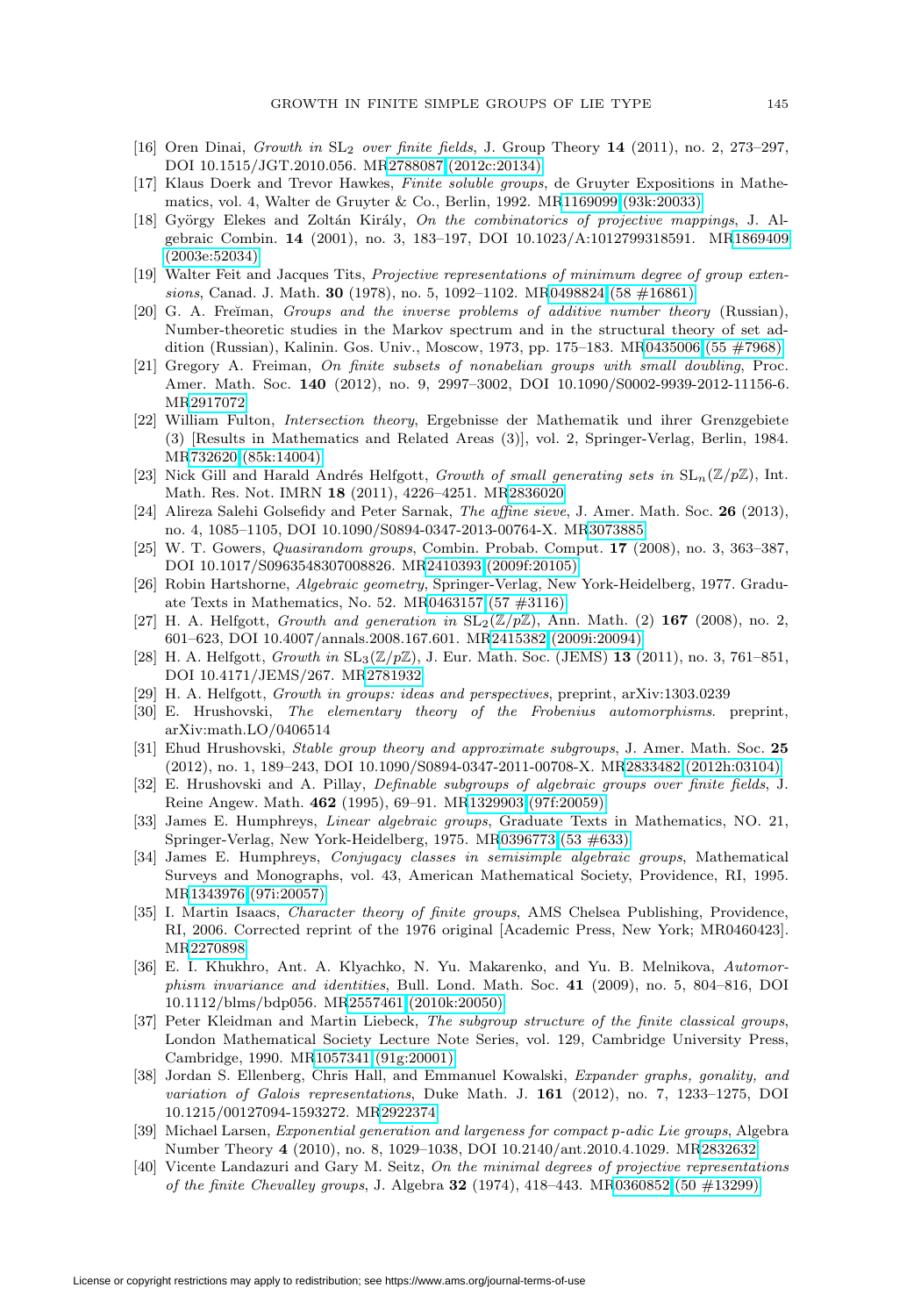[16] Oren Dinai, *Growth in* $\mathrm{SL}_2$ *over finite fields*, J. Group Theory **14** (2011), no. 2, 273–297, DOI 10.1515/JGT.2010.056. MR2788087 (2012c:20134)

[17] Klaus Doerk and Trevor Hawkes, *Finite soluble groups*, de Gruyter Expositions in Mathematics, vol. 4, Walter de Gruyter & Co., Berlin, 1992. MR1169099 (93k:20033)

[18] György Elekes and Zoltán Király, *On the combinatorics of projective mappings*, J. Algebraic Combin. **14** (2001), no. 3, 183–197, DOI 10.1023/A:1012799318591. MR1869409 (2003e:52034)

[19] Walter Feit and Jacques Tits, *Projective representations of minimum degree of group extensions*, Canad. J. Math. **30** (1978), no. 5, 1092–1102. MR0498824 (58 #16861)

[20] G. A. Freĭman, *Groups and the inverse problems of additive number theory* (Russian), Number-theoretic studies in the Markov spectrum and in the structural theory of set addition (Russian), Kalinin. Gos. Univ., Moscow, 1973, pp. 175–183. MR0435006 (55 #7968)

[21] Gregory A. Freiman, *On finite subsets of nonabelian groups with small doubling*, Proc. Amer. Math. Soc. **140** (2012), no. 9, 2997–3002, DOI 10.1090/S0002-9939-2012-11156-6. MR2917072

[22] William Fulton, *Intersection theory*, Ergebnisse der Mathematik und ihrer Grenzgebiete (3) [Results in Mathematics and Related Areas (3)], vol. 2, Springer-Verlag, Berlin, 1984. MR732620 (85k:14004)

[23] Nick Gill and Harald Andrés Helfgott, *Growth of small generating sets in* $\mathrm{SL}_n(\mathbb{Z}/p\mathbb{Z})$, Int. Math. Res. Not. IMRN **18** (2011), 4226–4251. MR2836020

[24] Alireza Salehi Golsefidy and Peter Sarnak, *The affine sieve*, J. Amer. Math. Soc. **26** (2013), no. 4, 1085–1105, DOI 10.1090/S0894-0347-2013-00764-X. MR3073885

[25] W. T. Gowers, *Quasirandom groups*, Combin. Probab. Comput. **17** (2008), no. 3, 363–387, DOI 10.1017/S0963548307008826. MR2410393 (2009f:20105)

[26] Robin Hartshorne, *Algebraic geometry*, Springer-Verlag, New York-Heidelberg, 1977. Graduate Texts in Mathematics, No. 52. MR0463157 (57 #3116)

[27] H. A. Helfgott, *Growth and generation in* $\mathrm{SL}_2(\mathbb{Z}/p\mathbb{Z})$, Ann. Math. (2) **167** (2008), no. 2, 601–623, DOI 10.4007/annals.2008.167.601. MR2415382 (2009i:20094)

[28] H. A. Helfgott, *Growth in* $\mathrm{SL}_3(\mathbb{Z}/p\mathbb{Z})$, J. Eur. Math. Soc. (JEMS) **13** (2011), no. 3, 761–851, DOI 10.4171/JEMS/267. MR2781932

[29] H. A. Helfgott, *Growth in groups: ideas and perspectives*, preprint, arXiv:1303.0239

[30] E. Hrushovski, *The elementary theory of the Frobenius automorphisms*. preprint, arXiv:math.LO/0406514

[31] Ehud Hrushovski, *Stable group theory and approximate subgroups*, J. Amer. Math. Soc. **25** (2012), no. 1, 189–243, DOI 10.1090/S0894-0347-2011-00708-X. MR2833482 (2012h:03104)

[32] E. Hrushovski and A. Pillay, *Definable subgroups of algebraic groups over finite fields*, J. Reine Angew. Math. **462** (1995), 69–91. MR1329903 (97f:20059)

[33] James E. Humphreys, *Linear algebraic groups*, Graduate Texts in Mathematics, NO. 21, Springer-Verlag, New York-Heidelberg, 1975. MR0396773 (53 #633)

[34] James E. Humphreys, *Conjugacy classes in semisimple algebraic groups*, Mathematical Surveys and Monographs, vol. 43, American Mathematical Society, Providence, RI, 1995. MR1343976 (97i:20057)

[35] I. Martin Isaacs, *Character theory of finite groups*, AMS Chelsea Publishing, Providence, RI, 2006. Corrected reprint of the 1976 original [Academic Press, New York; MR0460423]. MR2270898

[36] E. I. Khukhro, Ant. A. Klyachko, N. Yu. Makarenko, and Yu. B. Melnikova, *Automorphism invariance and identities*, Bull. Lond. Math. Soc. **41** (2009), no. 5, 804–816, DOI 10.1112/blms/bdp056. MR2557461 (2010k:20050)

[37] Peter Kleidman and Martin Liebeck, *The subgroup structure of the finite classical groups*, London Mathematical Society Lecture Note Series, vol. 129, Cambridge University Press, Cambridge, 1990. MR1057341 (91g:20001)

[38] Jordan S. Ellenberg, Chris Hall, and Emmanuel Kowalski, *Expander graphs, gonality, and variation of Galois representations*, Duke Math. J. **161** (2012), no. 7, 1233–1275, DOI 10.1215/00127094-1593272. MR2922374

[39] Michael Larsen, *Exponential generation and largeness for compact p-adic Lie groups*, Algebra Number Theory **4** (2010), no. 8, 1029–1038, DOI 10.2140/ant.2010.4.1029. MR2832632

[40] Vicente Landazuri and Gary M. Seitz, *On the minimal degrees of projective representations of the finite Chevalley groups*, J. Algebra **32** (1974), 418–443. MR0360852 (50 #13299)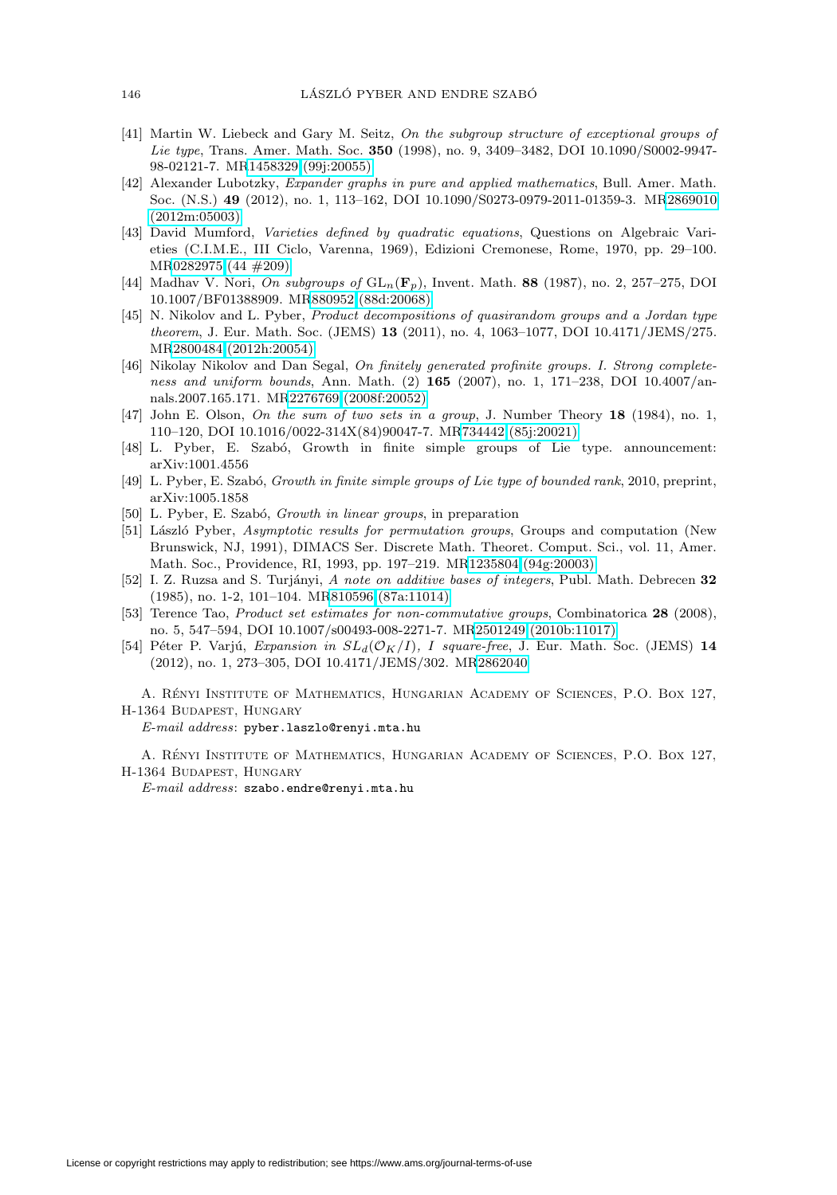[41] Martin W. Liebeck and Gary M. Seitz, *On the subgroup structure of exceptional groups of Lie type*, Trans. Amer. Math. Soc. **350** (1998), no. 9, 3409–3482, DOI 10.1090/S0002-9947-98-02121-7. MR1458329 (99j:20055)

[42] Alexander Lubotzky, *Expander graphs in pure and applied mathematics*, Bull. Amer. Math. Soc. (N.S.) **49** (2012), no. 1, 113–162, DOI 10.1090/S0273-0979-2011-01359-3. MR2869010 (2012m:05003)

[43] David Mumford, *Varieties defined by quadratic equations*, Questions on Algebraic Varieties (C.I.M.E., III Ciclo, Varenna, 1969), Edizioni Cremonese, Rome, 1970, pp. 29–100. MR0282975 (44 #209)

[44] Madhav V. Nori, *On subgroups of* $\mathrm{GL}_n(\mathbf{F}_p)$, Invent. Math. **88** (1987), no. 2, 257–275, DOI 10.1007/BF01388909. MR880952 (88d:20068)

[45] N. Nikolov and L. Pyber, *Product decompositions of quasirandom groups and a Jordan type theorem*, J. Eur. Math. Soc. (JEMS) **13** (2011), no. 4, 1063–1077, DOI 10.4171/JEMS/275. MR2800484 (2012h:20054)

[46] Nikolay Nikolov and Dan Segal, *On finitely generated profinite groups. I. Strong completeness and uniform bounds*, Ann. Math. (2) **165** (2007), no. 1, 171–238, DOI 10.4007/annals.2007.165.171. MR2276769 (2008f:20052)

[47] John E. Olson, *On the sum of two sets in a group*, J. Number Theory **18** (1984), no. 1, 110–120, DOI 10.1016/0022-314X(84)90047-7. MR734442 (85j:20021)

[48] L. Pyber, E. Szabó, Growth in finite simple groups of Lie type. announcement: arXiv:1001.4556

[49] L. Pyber, E. Szabó, *Growth in finite simple groups of Lie type of bounded rank*, 2010, preprint, arXiv:1005.1858

[50] L. Pyber, E. Szabó, *Growth in linear groups*, in preparation

[51] László Pyber, *Asymptotic results for permutation groups*, Groups and computation (New Brunswick, NJ, 1991), DIMACS Ser. Discrete Math. Theoret. Comput. Sci., vol. 11, Amer. Math. Soc., Providence, RI, 1993, pp. 197–219. MR1235804 (94g:20003)

[52] I. Z. Ruzsa and S. Turjányi, *A note on additive bases of integers*, Publ. Math. Debrecen **32** (1985), no. 1-2, 101–104. MR810596 (87a:11014)

[53] Terence Tao, *Product set estimates for non-commutative groups*, Combinatorica **28** (2008), no. 5, 547–594, DOI 10.1007/s00493-008-2271-7. MR2501249 (2010b:11017)

[54] Péter P. Varjú, *Expansion in* $SL_d(\mathcal{O}_K/I)$*, I square-free*, J. Eur. Math. Soc. (JEMS) **14** (2012), no. 1, 273–305, DOI 10.4171/JEMS/302. MR2862040

A. Rényi Institute of Mathematics, Hungarian Academy of Sciences, P.O. Box 127, H-1364 Budapest, Hungary

*E-mail address*: pyber.laszlo@renyi.mta.hu

A. Rényi Institute of Mathematics, Hungarian Academy of Sciences, P.O. Box 127, H-1364 Budapest, Hungary

*E-mail address*: szabo.endre@renyi.mta.hu